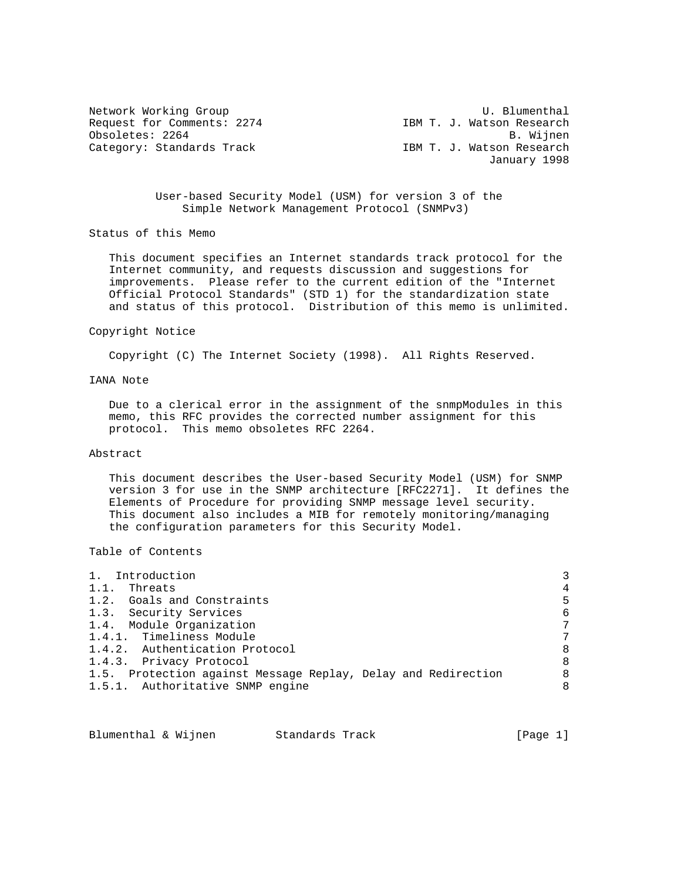Network Working Group                                      U. Blumenthal
Request for Comments: 2274                    IBM T. J. Watson Research
Obsoletes: 2264                                                B. Wijnen
Category: Standards Track                     IBM T. J. Watson Research
                                                            January 1998

# User-based Security Model (USM) for version 3 of the Simple Network Management Protocol (SNMPv3)

## Status of this Memo

This document specifies an Internet standards track protocol for the Internet community, and requests discussion and suggestions for improvements. Please refer to the current edition of the "Internet Official Protocol Standards" (STD 1) for the standardization state and status of this protocol. Distribution of this memo is unlimited.

## Copyright Notice

Copyright (C) The Internet Society (1998). All Rights Reserved.

## IANA Note

Due to a clerical error in the assignment of the snmpModules in this memo, this RFC provides the corrected number assignment for this protocol. This memo obsoletes RFC 2264.

## Abstract

This document describes the User-based Security Model (USM) for SNMP version 3 for use in the SNMP architecture [RFC2271]. It defines the Elements of Procedure for providing SNMP message level security. This document also includes a MIB for remotely monitoring/managing the configuration parameters for this Security Model.

## Table of Contents

```
1.  Introduction                                                    3
1.1.  Threats                                                       4
1.2.  Goals and Constraints                                         5
1.3.  Security Services                                             6
1.4.  Module Organization                                           7
1.4.1.  Timeliness Module                                           7
1.4.2.  Authentication Protocol                                     8
1.4.3.  Privacy Protocol                                            8
1.5.  Protection against Message Replay, Delay and Redirection      8
1.5.1.  Authoritative SNMP engine                                   8
```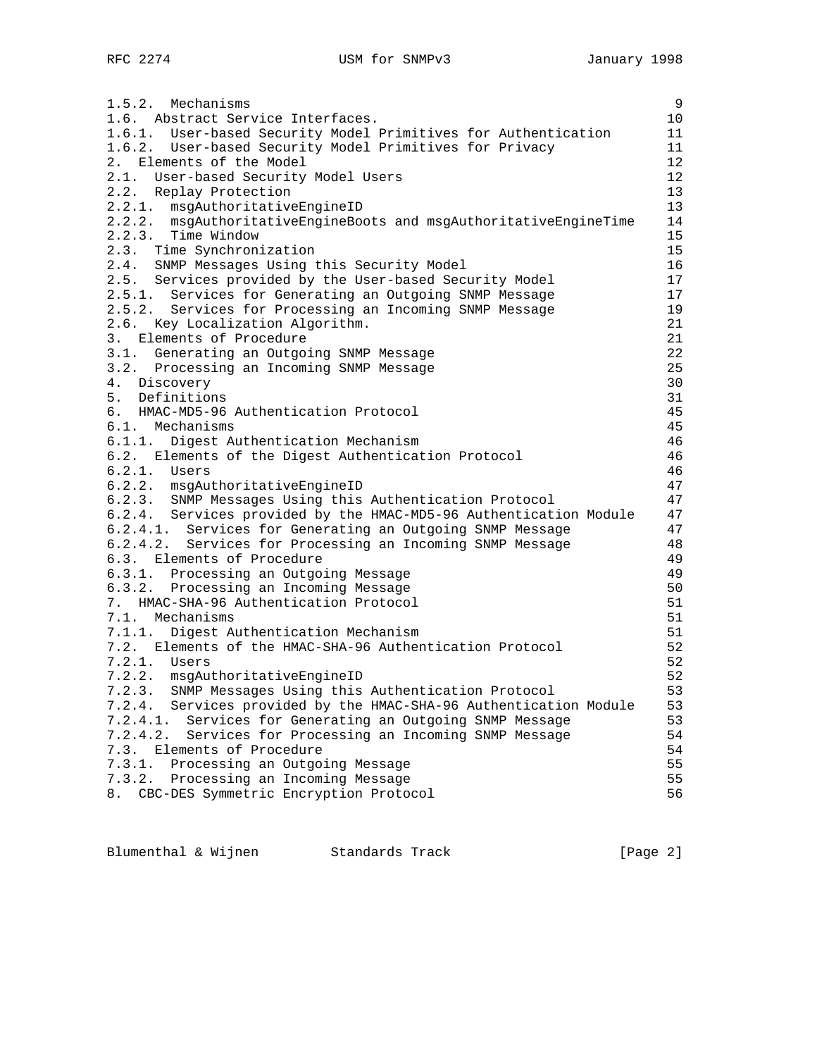```
1.5.2.  Mechanisms                                                   9
1.6.  Abstract Service Interfaces.                                  10
1.6.1.  User-based Security Model Primitives for Authentication     11
1.6.2.  User-based Security Model Primitives for Privacy            11
2.  Elements of the Model                                           12
2.1.  User-based Security Model Users                               12
2.2.  Replay Protection                                             13
2.2.1.  msgAuthoritativeEngineID                                    13
2.2.2.  msgAuthoritativeEngineBoots and msgAuthoritativeEngineTime  14
2.2.3.  Time Window                                                 15
2.3.  Time Synchronization                                          15
2.4.  SNMP Messages Using this Security Model                       16
2.5.  Services provided by the User-based Security Model            17
2.5.1.  Services for Generating an Outgoing SNMP Message            17
2.5.2.  Services for Processing an Incoming SNMP Message            19
2.6.  Key Localization Algorithm.                                   21
3.  Elements of Procedure                                           21
3.1.  Generating an Outgoing SNMP Message                           22
3.2.  Processing an Incoming SNMP Message                           25
4.  Discovery                                                       30
5.  Definitions                                                     31
6.  HMAC-MD5-96 Authentication Protocol                             45
6.1.  Mechanisms                                                    45
6.1.1.  Digest Authentication Mechanism                             46
6.2.  Elements of the Digest Authentication Protocol                46
6.2.1.  Users                                                       46
6.2.2.  msgAuthoritativeEngineID                                    47
6.2.3.  SNMP Messages Using this Authentication Protocol            47
6.2.4.  Services provided by the HMAC-MD5-96 Authentication Module  47
6.2.4.1.  Services for Generating an Outgoing SNMP Message          47
6.2.4.2.  Services for Processing an Incoming SNMP Message          48
6.3.  Elements of Procedure                                         49
6.3.1.  Processing an Outgoing Message                              49
6.3.2.  Processing an Incoming Message                              50
7.  HMAC-SHA-96 Authentication Protocol                             51
7.1.  Mechanisms                                                    51
7.1.1.  Digest Authentication Mechanism                             51
7.2.  Elements of the HMAC-SHA-96 Authentication Protocol           52
7.2.1.  Users                                                       52
7.2.2.  msgAuthoritativeEngineID                                    52
7.2.3.  SNMP Messages Using this Authentication Protocol            53
7.2.4.  Services provided by the HMAC-SHA-96 Authentication Module  53
7.2.4.1.  Services for Generating an Outgoing SNMP Message          53
7.2.4.2.  Services for Processing an Incoming SNMP Message          54
7.3.  Elements of Procedure                                         54
7.3.1.  Processing an Outgoing Message                              55
7.3.2.  Processing an Incoming Message                              55
8.  CBC-DES Symmetric Encryption Protocol                           56
```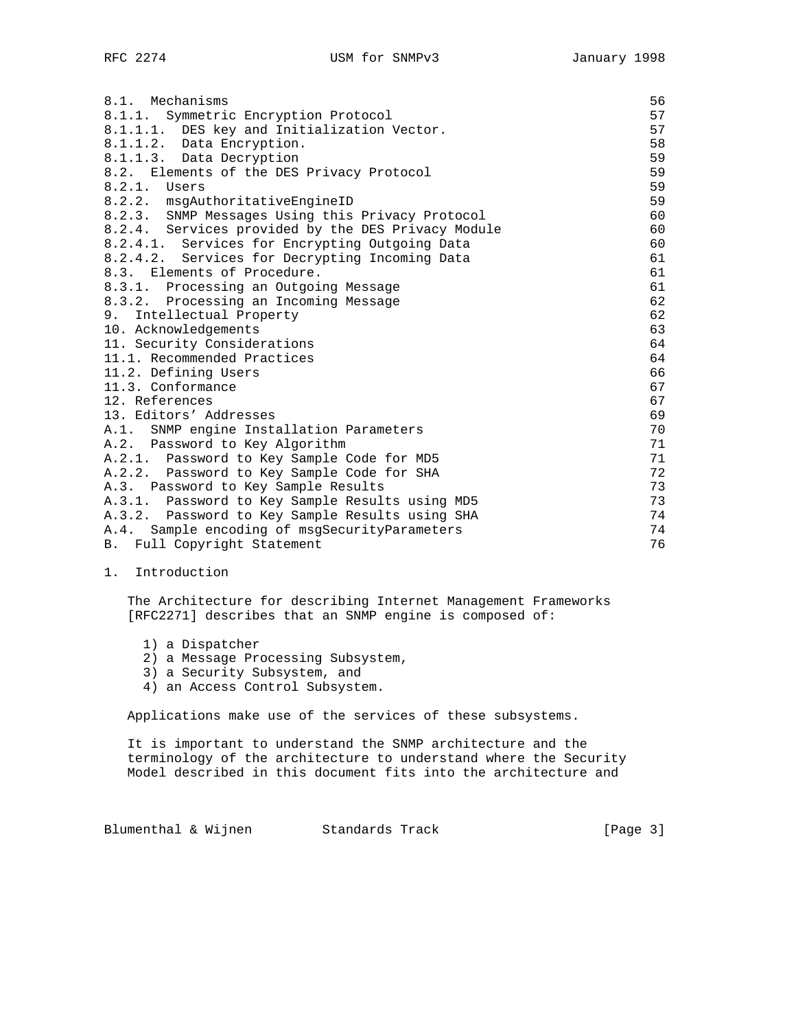```
8.1.  Mechanisms                                                    56
8.1.1.  Symmetric Encryption Protocol                               57
8.1.1.1.  DES key and Initialization Vector.                        57
8.1.1.2.  Data Encryption.                                          58
8.1.1.3.  Data Decryption                                           59
8.2.  Elements of the DES Privacy Protocol                          59
8.2.1.  Users                                                       59
8.2.2.  msgAuthoritativeEngineID                                    59
8.2.3.  SNMP Messages Using this Privacy Protocol                   60
8.2.4.  Services provided by the DES Privacy Module                 60
8.2.4.1.  Services for Encrypting Outgoing Data                     60
8.2.4.2.  Services for Decrypting Incoming Data                     61
8.3.  Elements of Procedure.                                        61
8.3.1.  Processing an Outgoing Message                              61
8.3.2.  Processing an Incoming Message                              62
9.  Intellectual Property                                           62
10. Acknowledgements                                                63
11. Security Considerations                                         64
11.1. Recommended Practices                                         64
11.2. Defining Users                                                66
11.3. Conformance                                                   67
12. References                                                      67
13. Editors' Addresses                                              69
A.1.  SNMP engine Installation Parameters                           70
A.2.  Password to Key Algorithm                                     71
A.2.1.  Password to Key Sample Code for MD5                         71
A.2.2.  Password to Key Sample Code for SHA                         72
A.3.  Password to Key Sample Results                                73
A.3.1.  Password to Key Sample Results using MD5                    73
A.3.2.  Password to Key Sample Results using SHA                    74
A.4.  Sample encoding of msgSecurityParameters                      74
B.  Full Copyright Statement                                        76
```

# 1. Introduction

The Architecture for describing Internet Management Frameworks [RFC2271] describes that an SNMP engine is composed of:

1) a Dispatcher
2) a Message Processing Subsystem,
3) a Security Subsystem, and
4) an Access Control Subsystem.

Applications make use of the services of these subsystems.

It is important to understand the SNMP architecture and the terminology of the architecture to understand where the Security Model described in this document fits into the architecture and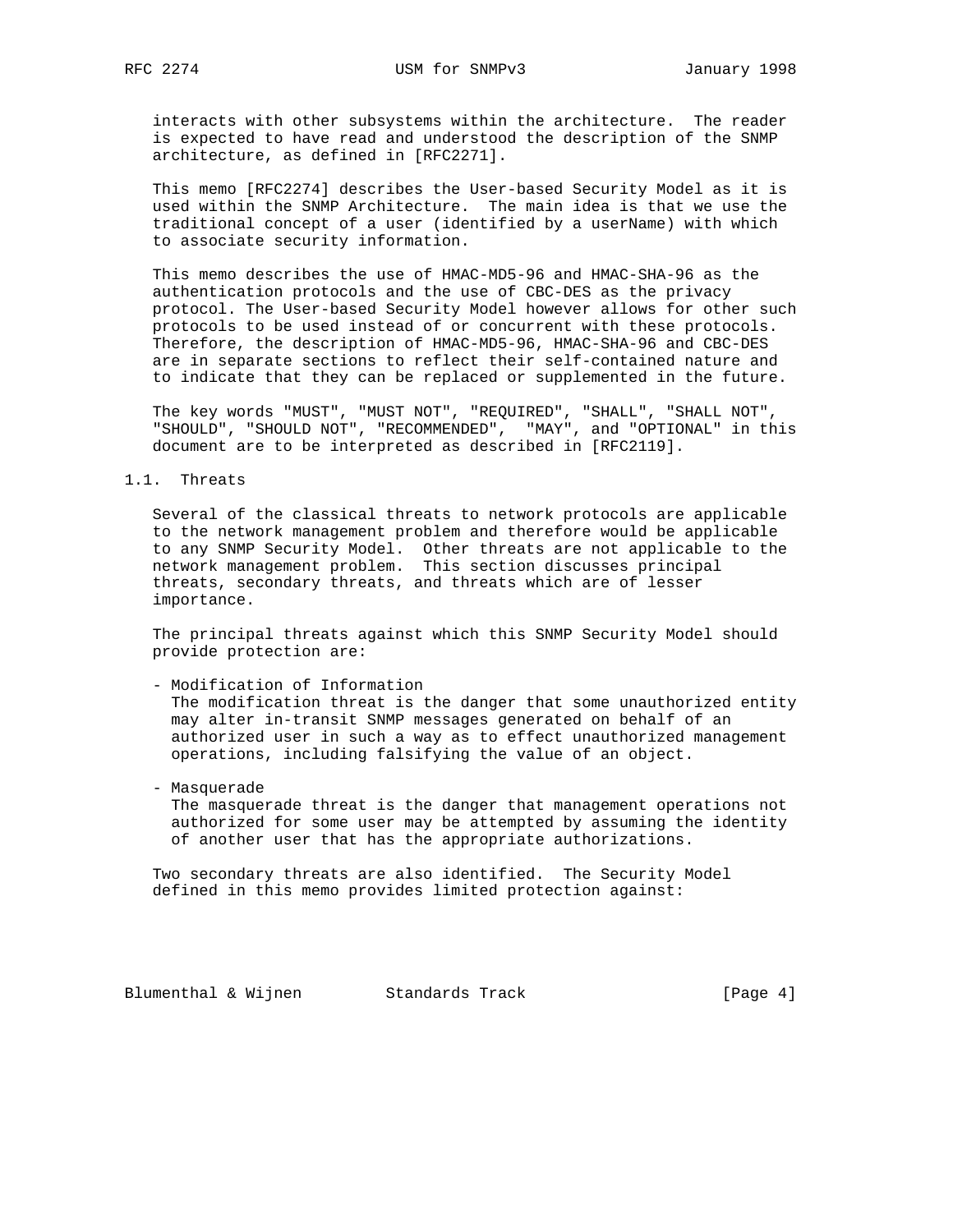interacts with other subsystems within the architecture. The reader is expected to have read and understood the description of the SNMP architecture, as defined in [RFC2271].

This memo [RFC2274] describes the User-based Security Model as it is used within the SNMP Architecture. The main idea is that we use the traditional concept of a user (identified by a userName) with which to associate security information.

This memo describes the use of HMAC-MD5-96 and HMAC-SHA-96 as the authentication protocols and the use of CBC-DES as the privacy protocol. The User-based Security Model however allows for other such protocols to be used instead of or concurrent with these protocols. Therefore, the description of HMAC-MD5-96, HMAC-SHA-96 and CBC-DES are in separate sections to reflect their self-contained nature and to indicate that they can be replaced or supplemented in the future.

The key words "MUST", "MUST NOT", "REQUIRED", "SHALL", "SHALL NOT", "SHOULD", "SHOULD NOT", "RECOMMENDED", "MAY", and "OPTIONAL" in this document are to be interpreted as described in [RFC2119].

## 1.1. Threats

Several of the classical threats to network protocols are applicable to the network management problem and therefore would be applicable to any SNMP Security Model. Other threats are not applicable to the network management problem. This section discusses principal threats, secondary threats, and threats which are of lesser importance.

The principal threats against which this SNMP Security Model should provide protection are:

- Modification of Information
  The modification threat is the danger that some unauthorized entity may alter in-transit SNMP messages generated on behalf of an authorized user in such a way as to effect unauthorized management operations, including falsifying the value of an object.

- Masquerade
  The masquerade threat is the danger that management operations not authorized for some user may be attempted by assuming the identity of another user that has the appropriate authorizations.

Two secondary threats are also identified. The Security Model defined in this memo provides limited protection against: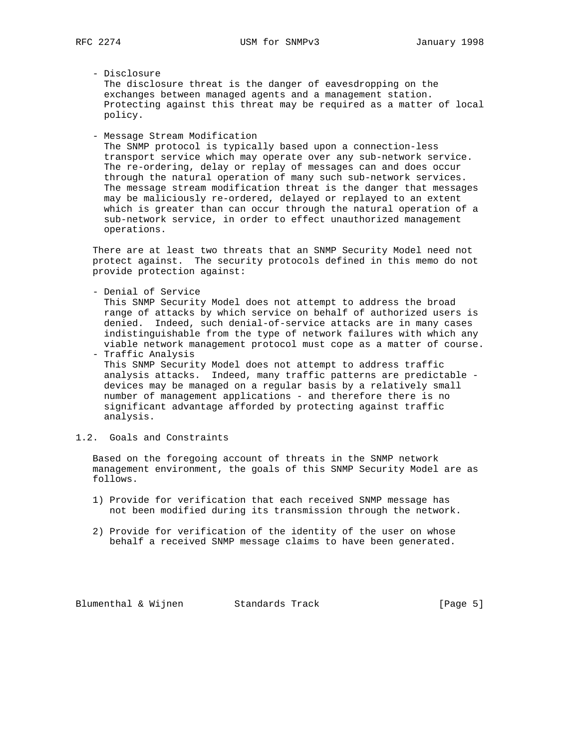- Disclosure
  The disclosure threat is the danger of eavesdropping on the exchanges between managed agents and a management station. Protecting against this threat may be required as a matter of local policy.

- Message Stream Modification
  The SNMP protocol is typically based upon a connection-less transport service which may operate over any sub-network service. The re-ordering, delay or replay of messages can and does occur through the natural operation of many such sub-network services. The message stream modification threat is the danger that messages may be maliciously re-ordered, delayed or replayed to an extent which is greater than can occur through the natural operation of a sub-network service, in order to effect unauthorized management operations.

There are at least two threats that an SNMP Security Model need not protect against. The security protocols defined in this memo do not provide protection against:

- Denial of Service
  This SNMP Security Model does not attempt to address the broad range of attacks by which service on behalf of authorized users is denied. Indeed, such denial-of-service attacks are in many cases indistinguishable from the type of network failures with which any viable network management protocol must cope as a matter of course.
- Traffic Analysis
  This SNMP Security Model does not attempt to address traffic analysis attacks. Indeed, many traffic patterns are predictable - devices may be managed on a regular basis by a relatively small number of management applications - and therefore there is no significant advantage afforded by protecting against traffic analysis.

## 1.2. Goals and Constraints

Based on the foregoing account of threats in the SNMP network management environment, the goals of this SNMP Security Model are as follows.

1) Provide for verification that each received SNMP message has not been modified during its transmission through the network.

2) Provide for verification of the identity of the user on whose behalf a received SNMP message claims to have been generated.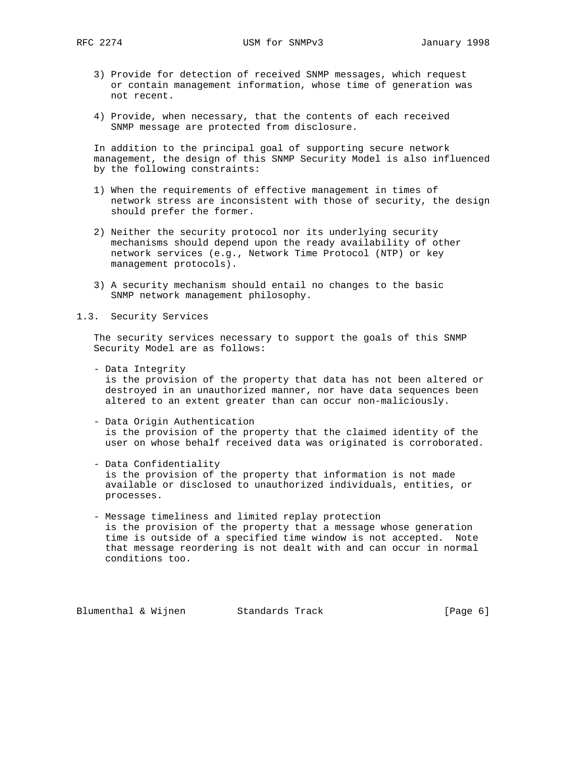3) Provide for detection of received SNMP messages, which request or contain management information, whose time of generation was not recent.

4) Provide, when necessary, that the contents of each received SNMP message are protected from disclosure.

In addition to the principal goal of supporting secure network management, the design of this SNMP Security Model is also influenced by the following constraints:

1) When the requirements of effective management in times of network stress are inconsistent with those of security, the design should prefer the former.

2) Neither the security protocol nor its underlying security mechanisms should depend upon the ready availability of other network services (e.g., Network Time Protocol (NTP) or key management protocols).

3) A security mechanism should entail no changes to the basic SNMP network management philosophy.

## 1.3. Security Services

The security services necessary to support the goals of this SNMP Security Model are as follows:

- Data Integrity
  is the provision of the property that data has not been altered or destroyed in an unauthorized manner, nor have data sequences been altered to an extent greater than can occur non-maliciously.

- Data Origin Authentication
  is the provision of the property that the claimed identity of the user on whose behalf received data was originated is corroborated.

- Data Confidentiality
  is the provision of the property that information is not made available or disclosed to unauthorized individuals, entities, or processes.

- Message timeliness and limited replay protection
  is the provision of the property that a message whose generation time is outside of a specified time window is not accepted. Note that message reordering is not dealt with and can occur in normal conditions too.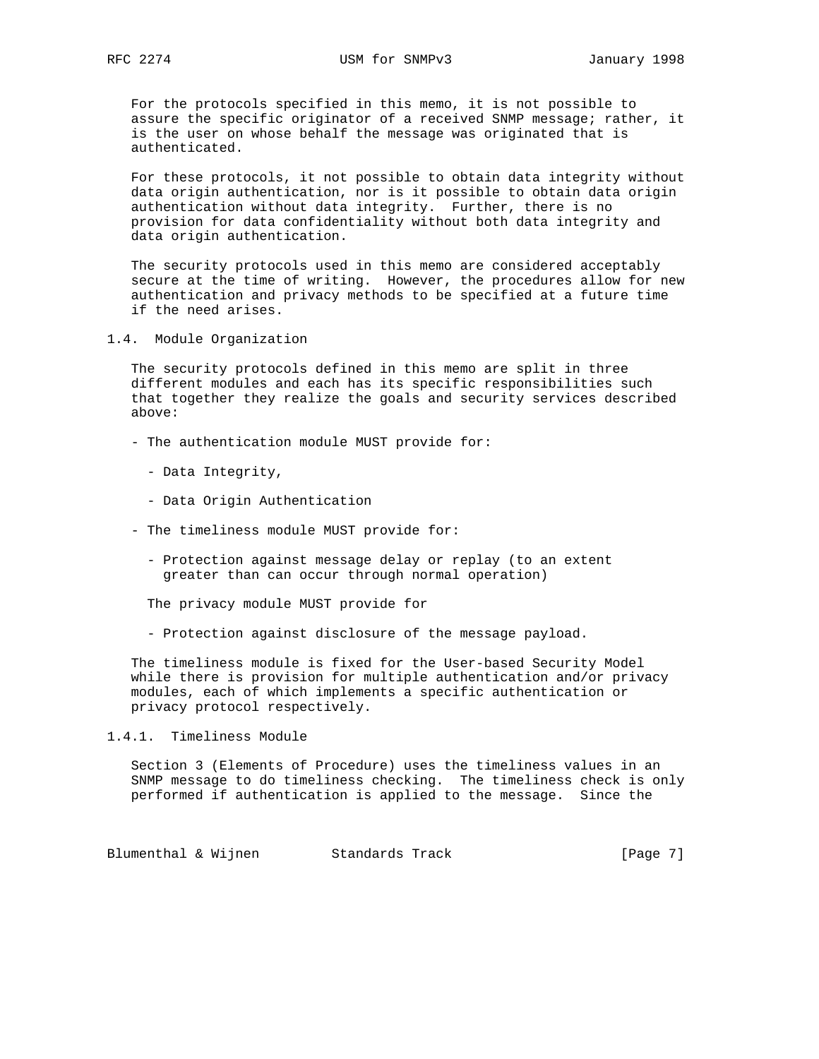For the protocols specified in this memo, it is not possible to assure the specific originator of a received SNMP message; rather, it is the user on whose behalf the message was originated that is authenticated.

For these protocols, it not possible to obtain data integrity without data origin authentication, nor is it possible to obtain data origin authentication without data integrity. Further, there is no provision for data confidentiality without both data integrity and data origin authentication.

The security protocols used in this memo are considered acceptably secure at the time of writing. However, the procedures allow for new authentication and privacy methods to be specified at a future time if the need arises.

### 1.4. Module Organization

The security protocols defined in this memo are split in three different modules and each has its specific responsibilities such that together they realize the goals and security services described above:

- The authentication module MUST provide for:
  - Data Integrity,
  - Data Origin Authentication
- The timeliness module MUST provide for:
  - Protection against message delay or replay (to an extent greater than can occur through normal operation)

  The privacy module MUST provide for

  - Protection against disclosure of the message payload.

The timeliness module is fixed for the User-based Security Model while there is provision for multiple authentication and/or privacy modules, each of which implements a specific authentication or privacy protocol respectively.

#### 1.4.1. Timeliness Module

Section 3 (Elements of Procedure) uses the timeliness values in an SNMP message to do timeliness checking. The timeliness check is only performed if authentication is applied to the message. Since the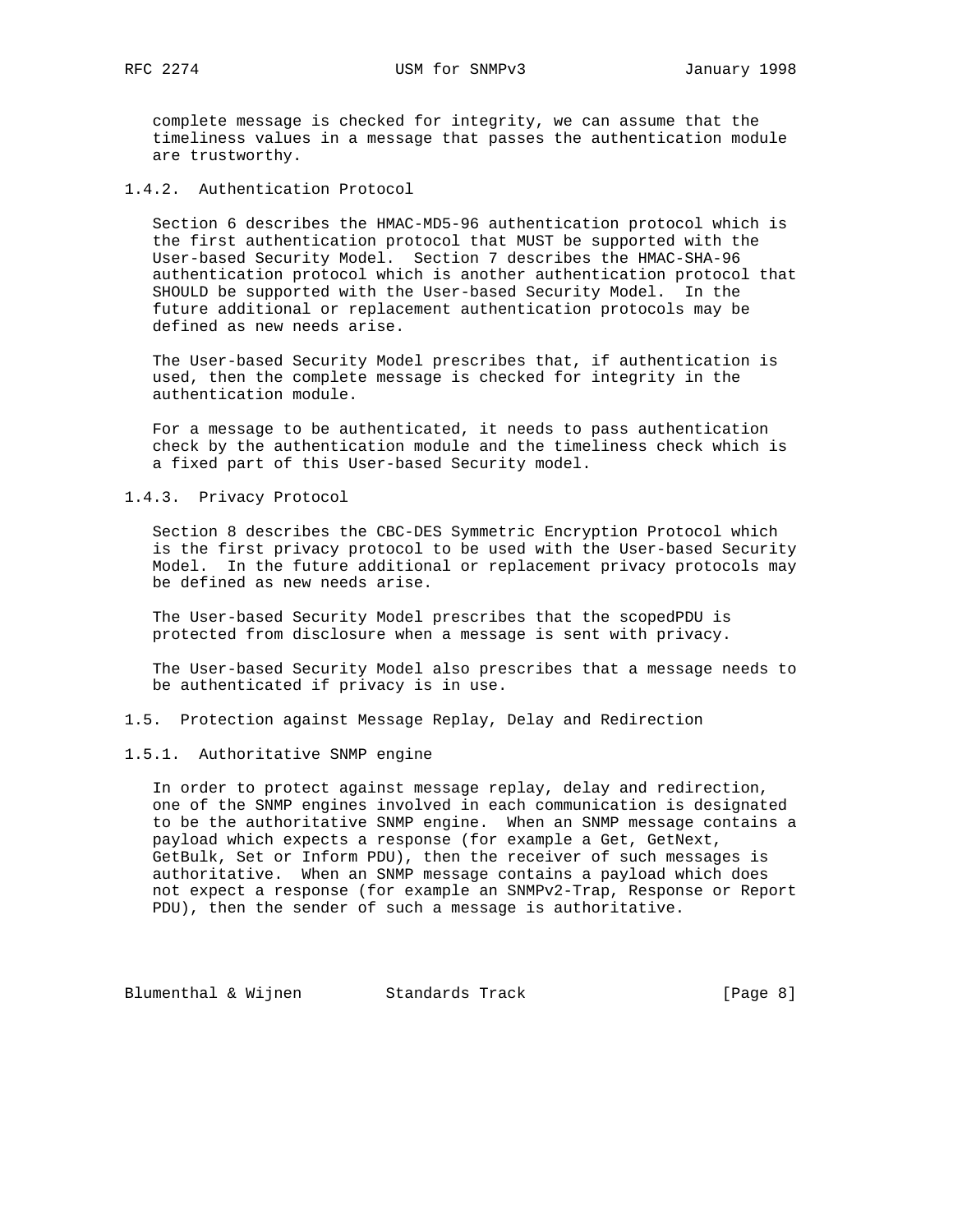complete message is checked for integrity, we can assume that the timeliness values in a message that passes the authentication module are trustworthy.

### 1.4.2. Authentication Protocol

Section 6 describes the HMAC-MD5-96 authentication protocol which is the first authentication protocol that MUST be supported with the User-based Security Model. Section 7 describes the HMAC-SHA-96 authentication protocol which is another authentication protocol that SHOULD be supported with the User-based Security Model. In the future additional or replacement authentication protocols may be defined as new needs arise.

The User-based Security Model prescribes that, if authentication is used, then the complete message is checked for integrity in the authentication module.

For a message to be authenticated, it needs to pass authentication check by the authentication module and the timeliness check which is a fixed part of this User-based Security model.

### 1.4.3. Privacy Protocol

Section 8 describes the CBC-DES Symmetric Encryption Protocol which is the first privacy protocol to be used with the User-based Security Model. In the future additional or replacement privacy protocols may be defined as new needs arise.

The User-based Security Model prescribes that the scopedPDU is protected from disclosure when a message is sent with privacy.

The User-based Security Model also prescribes that a message needs to be authenticated if privacy is in use.

## 1.5. Protection against Message Replay, Delay and Redirection

### 1.5.1. Authoritative SNMP engine

In order to protect against message replay, delay and redirection, one of the SNMP engines involved in each communication is designated to be the authoritative SNMP engine. When an SNMP message contains a payload which expects a response (for example a Get, GetNext, GetBulk, Set or Inform PDU), then the receiver of such messages is authoritative. When an SNMP message contains a payload which does not expect a response (for example an SNMPv2-Trap, Response or Report PDU), then the sender of such a message is authoritative.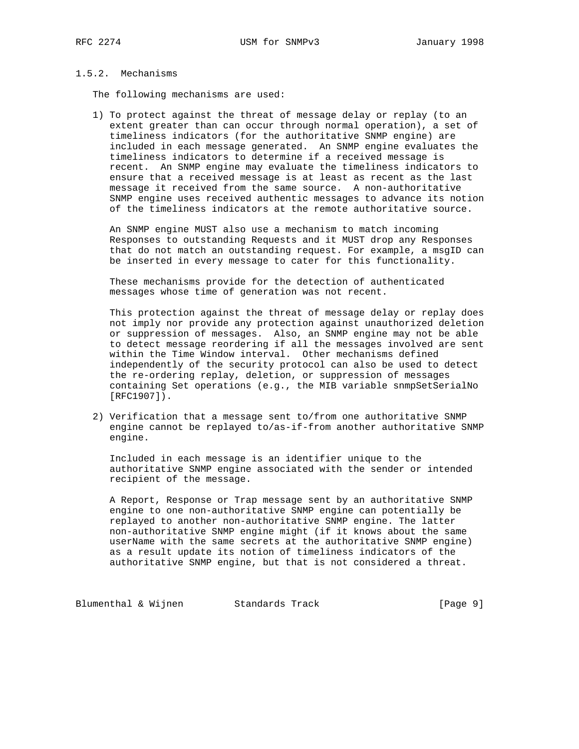### 1.5.2. Mechanisms

The following mechanisms are used:

1) To protect against the threat of message delay or replay (to an extent greater than can occur through normal operation), a set of timeliness indicators (for the authoritative SNMP engine) are included in each message generated. An SNMP engine evaluates the timeliness indicators to determine if a received message is recent. An SNMP engine may evaluate the timeliness indicators to ensure that a received message is at least as recent as the last message it received from the same source. A non-authoritative SNMP engine uses received authentic messages to advance its notion of the timeliness indicators at the remote authoritative source.

   An SNMP engine MUST also use a mechanism to match incoming Responses to outstanding Requests and it MUST drop any Responses that do not match an outstanding request. For example, a msgID can be inserted in every message to cater for this functionality.

   These mechanisms provide for the detection of authenticated messages whose time of generation was not recent.

   This protection against the threat of message delay or replay does not imply nor provide any protection against unauthorized deletion or suppression of messages. Also, an SNMP engine may not be able to detect message reordering if all the messages involved are sent within the Time Window interval. Other mechanisms defined independently of the security protocol can also be used to detect the re-ordering replay, deletion, or suppression of messages containing Set operations (e.g., the MIB variable snmpSetSerialNo [RFC1907]).

2) Verification that a message sent to/from one authoritative SNMP engine cannot be replayed to/as-if-from another authoritative SNMP engine.

   Included in each message is an identifier unique to the authoritative SNMP engine associated with the sender or intended recipient of the message.

   A Report, Response or Trap message sent by an authoritative SNMP engine to one non-authoritative SNMP engine can potentially be replayed to another non-authoritative SNMP engine. The latter non-authoritative SNMP engine might (if it knows about the same userName with the same secrets at the authoritative SNMP engine) as a result update its notion of timeliness indicators of the authoritative SNMP engine, but that is not considered a threat.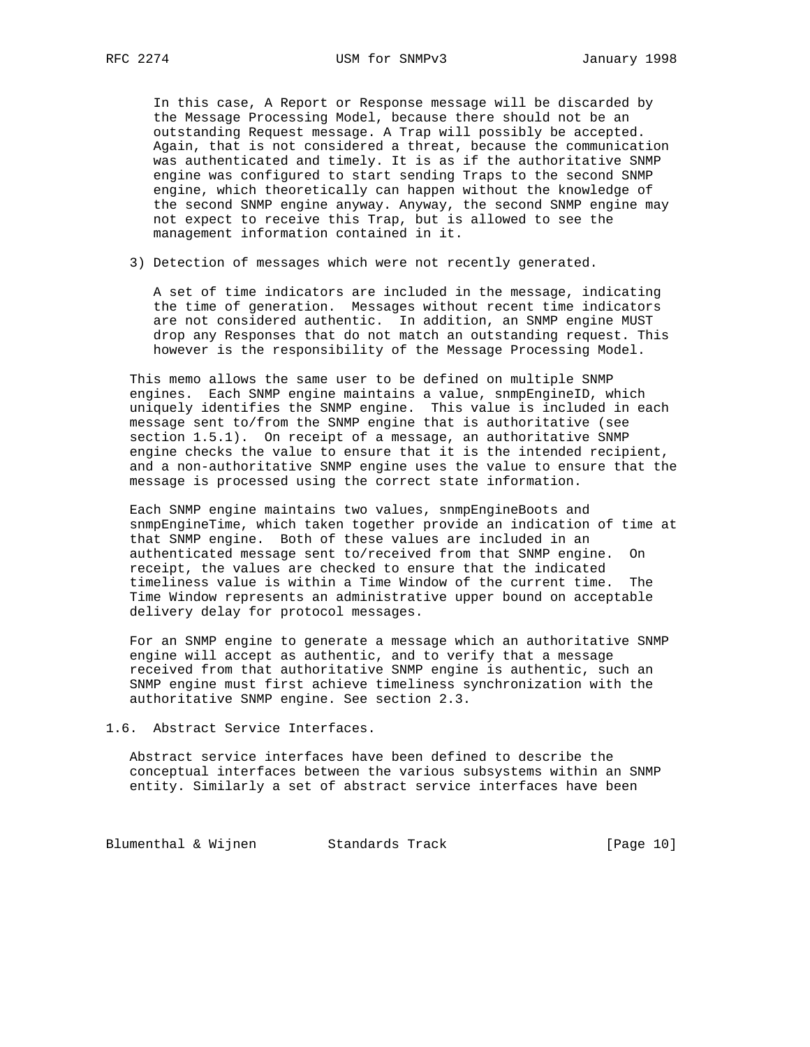In this case, A Report or Response message will be discarded by the Message Processing Model, because there should not be an outstanding Request message. A Trap will possibly be accepted. Again, that is not considered a threat, because the communication was authenticated and timely. It is as if the authoritative SNMP engine was configured to start sending Traps to the second SNMP engine, which theoretically can happen without the knowledge of the second SNMP engine anyway. Anyway, the second SNMP engine may not expect to receive this Trap, but is allowed to see the management information contained in it.

3) Detection of messages which were not recently generated.

   A set of time indicators are included in the message, indicating the time of generation. Messages without recent time indicators are not considered authentic. In addition, an SNMP engine MUST drop any Responses that do not match an outstanding request. This however is the responsibility of the Message Processing Model.

This memo allows the same user to be defined on multiple SNMP engines. Each SNMP engine maintains a value, snmpEngineID, which uniquely identifies the SNMP engine. This value is included in each message sent to/from the SNMP engine that is authoritative (see section 1.5.1). On receipt of a message, an authoritative SNMP engine checks the value to ensure that it is the intended recipient, and a non-authoritative SNMP engine uses the value to ensure that the message is processed using the correct state information.

Each SNMP engine maintains two values, snmpEngineBoots and snmpEngineTime, which taken together provide an indication of time at that SNMP engine. Both of these values are included in an authenticated message sent to/received from that SNMP engine. On receipt, the values are checked to ensure that the indicated timeliness value is within a Time Window of the current time. The Time Window represents an administrative upper bound on acceptable delivery delay for protocol messages.

For an SNMP engine to generate a message which an authoritative SNMP engine will accept as authentic, and to verify that a message received from that authoritative SNMP engine is authentic, such an SNMP engine must first achieve timeliness synchronization with the authoritative SNMP engine. See section 2.3.

## 1.6. Abstract Service Interfaces.

Abstract service interfaces have been defined to describe the conceptual interfaces between the various subsystems within an SNMP entity. Similarly a set of abstract service interfaces have been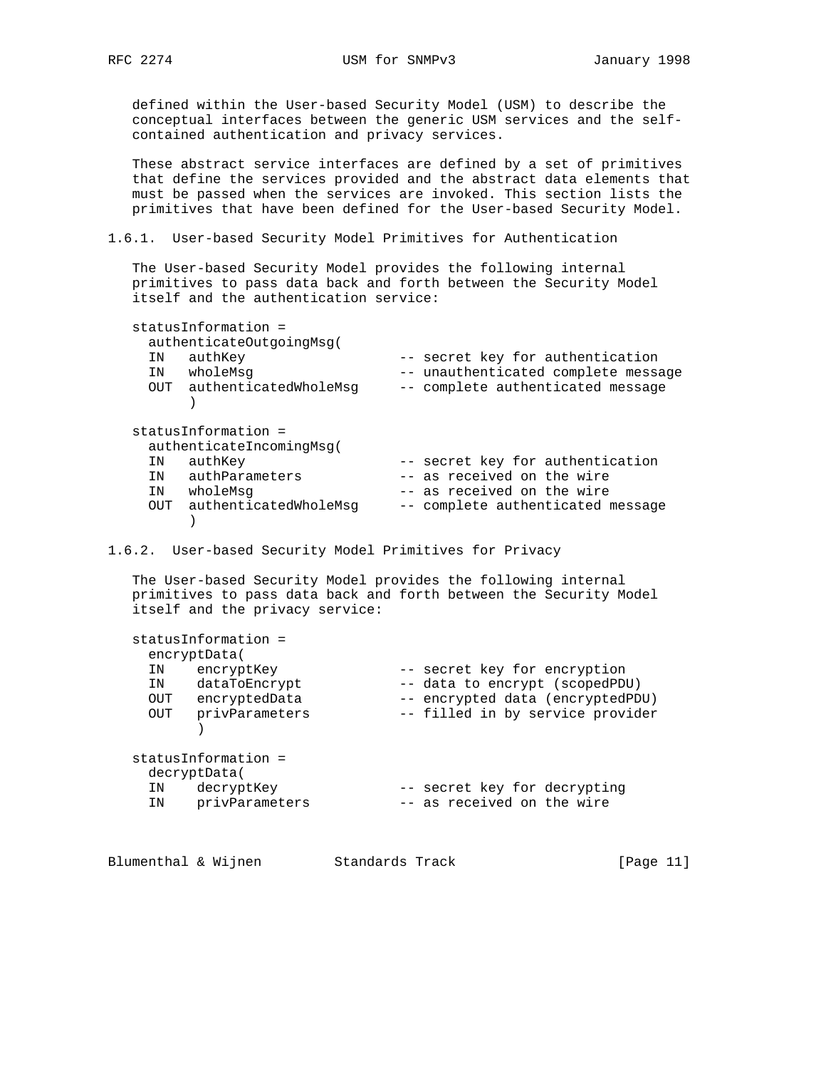defined within the User-based Security Model (USM) to describe the conceptual interfaces between the generic USM services and the self-contained authentication and privacy services.

These abstract service interfaces are defined by a set of primitives that define the services provided and the abstract data elements that must be passed when the services are invoked. This section lists the primitives that have been defined for the User-based Security Model.

### 1.6.1. User-based Security Model Primitives for Authentication

The User-based Security Model provides the following internal primitives to pass data back and forth between the Security Model itself and the authentication service:

```
statusInformation =
  authenticateOutgoingMsg(
  IN   authKey                   -- secret key for authentication
  IN   wholeMsg                  -- unauthenticated complete message
  OUT  authenticatedWholeMsg     -- complete authenticated message
       )

statusInformation =
  authenticateIncomingMsg(
  IN   authKey                   -- secret key for authentication
  IN   authParameters            -- as received on the wire
  IN   wholeMsg                  -- as received on the wire
  OUT  authenticatedWholeMsg     -- complete authenticated message
       )
```

### 1.6.2. User-based Security Model Primitives for Privacy

The User-based Security Model provides the following internal primitives to pass data back and forth between the Security Model itself and the privacy service:

```
statusInformation =
  encryptData(
  IN    encryptKey               -- secret key for encryption
  IN    dataToEncrypt            -- data to encrypt (scopedPDU)
  OUT   encryptedData            -- encrypted data (encryptedPDU)
  OUT   privParameters           -- filled in by service provider
        )

statusInformation =
  decryptData(
  IN    decryptKey               -- secret key for decrypting
  IN    privParameters           -- as received on the wire
```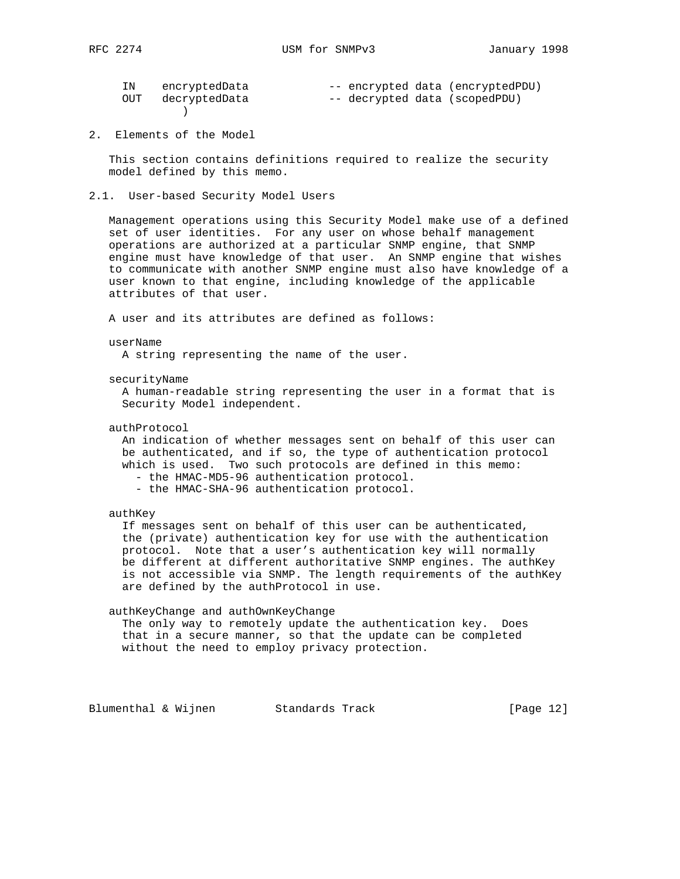```
  IN    encryptedData           -- encrypted data (encryptedPDU)
  OUT   decryptedData           -- decrypted data (scopedPDU)
          )
```

## 2. Elements of the Model

This section contains definitions required to realize the security model defined by this memo.

### 2.1. User-based Security Model Users

Management operations using this Security Model make use of a defined set of user identities. For any user on whose behalf management operations are authorized at a particular SNMP engine, that SNMP engine must have knowledge of that user. An SNMP engine that wishes to communicate with another SNMP engine must also have knowledge of a user known to that engine, including knowledge of the applicable attributes of that user.

A user and its attributes are defined as follows:

userName
  A string representing the name of the user.

securityName
  A human-readable string representing the user in a format that is Security Model independent.

authProtocol
  An indication of whether messages sent on behalf of this user can be authenticated, and if so, the type of authentication protocol which is used. Two such protocols are defined in this memo:
  - the HMAC-MD5-96 authentication protocol.
  - the HMAC-SHA-96 authentication protocol.

authKey
  If messages sent on behalf of this user can be authenticated, the (private) authentication key for use with the authentication protocol. Note that a user's authentication key will normally be different at different authoritative SNMP engines. The authKey is not accessible via SNMP. The length requirements of the authKey are defined by the authProtocol in use.

authKeyChange and authOwnKeyChange
  The only way to remotely update the authentication key. Does that in a secure manner, so that the update can be completed without the need to employ privacy protection.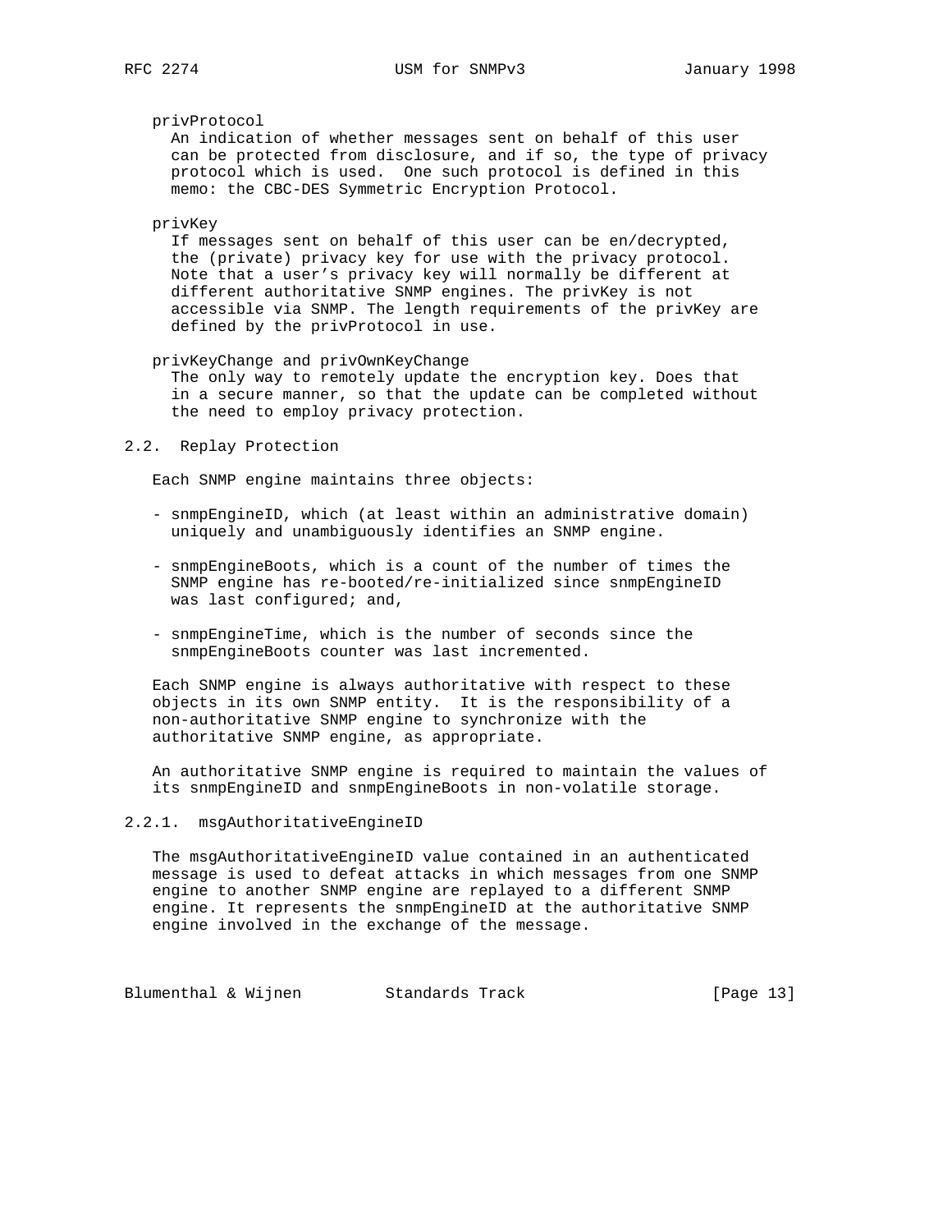privProtocol

An indication of whether messages sent on behalf of this user can be protected from disclosure, and if so, the type of privacy protocol which is used. One such protocol is defined in this memo: the CBC-DES Symmetric Encryption Protocol.

privKey

If messages sent on behalf of this user can be en/decrypted, the (private) privacy key for use with the privacy protocol. Note that a user's privacy key will normally be different at different authoritative SNMP engines. The privKey is not accessible via SNMP. The length requirements of the privKey are defined by the privProtocol in use.

privKeyChange and privOwnKeyChange

The only way to remotely update the encryption key. Does that in a secure manner, so that the update can be completed without the need to employ privacy protection.

## 2.2. Replay Protection

Each SNMP engine maintains three objects:

- snmpEngineID, which (at least within an administrative domain) uniquely and unambiguously identifies an SNMP engine.

- snmpEngineBoots, which is a count of the number of times the SNMP engine has re-booted/re-initialized since snmpEngineID was last configured; and,

- snmpEngineTime, which is the number of seconds since the snmpEngineBoots counter was last incremented.

Each SNMP engine is always authoritative with respect to these objects in its own SNMP entity. It is the responsibility of a non-authoritative SNMP engine to synchronize with the authoritative SNMP engine, as appropriate.

An authoritative SNMP engine is required to maintain the values of its snmpEngineID and snmpEngineBoots in non-volatile storage.

### 2.2.1. msgAuthoritativeEngineID

The msgAuthoritativeEngineID value contained in an authenticated message is used to defeat attacks in which messages from one SNMP engine to another SNMP engine are replayed to a different SNMP engine. It represents the snmpEngineID at the authoritative SNMP engine involved in the exchange of the message.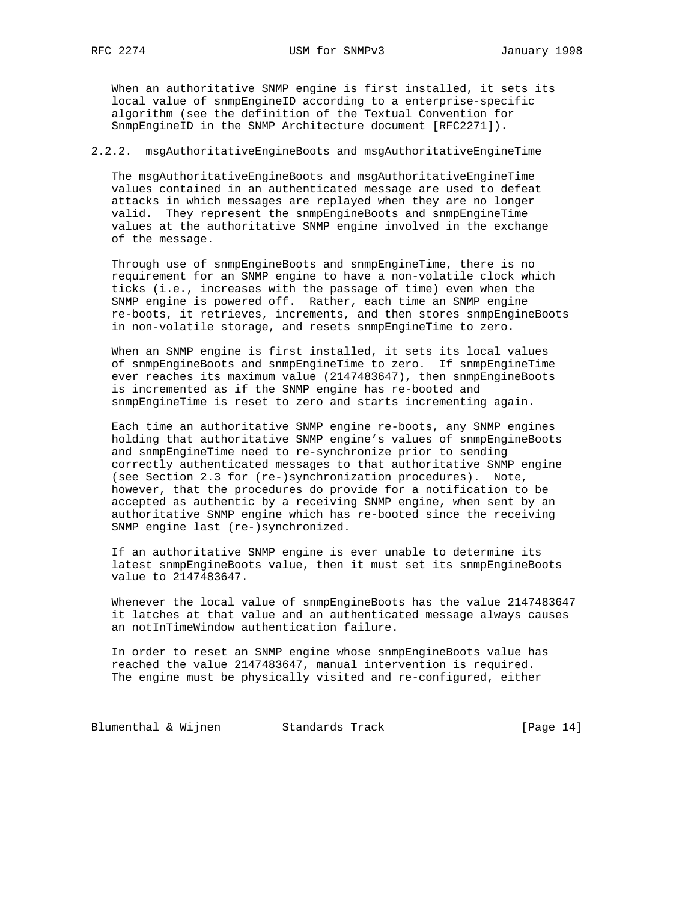When an authoritative SNMP engine is first installed, it sets its local value of snmpEngineID according to a enterprise-specific algorithm (see the definition of the Textual Convention for SnmpEngineID in the SNMP Architecture document [RFC2271]).

### 2.2.2. msgAuthoritativeEngineBoots and msgAuthoritativeEngineTime

The msgAuthoritativeEngineBoots and msgAuthoritativeEngineTime values contained in an authenticated message are used to defeat attacks in which messages are replayed when they are no longer valid. They represent the snmpEngineBoots and snmpEngineTime values at the authoritative SNMP engine involved in the exchange of the message.

Through use of snmpEngineBoots and snmpEngineTime, there is no requirement for an SNMP engine to have a non-volatile clock which ticks (i.e., increases with the passage of time) even when the SNMP engine is powered off. Rather, each time an SNMP engine re-boots, it retrieves, increments, and then stores snmpEngineBoots in non-volatile storage, and resets snmpEngineTime to zero.

When an SNMP engine is first installed, it sets its local values of snmpEngineBoots and snmpEngineTime to zero. If snmpEngineTime ever reaches its maximum value (2147483647), then snmpEngineBoots is incremented as if the SNMP engine has re-booted and snmpEngineTime is reset to zero and starts incrementing again.

Each time an authoritative SNMP engine re-boots, any SNMP engines holding that authoritative SNMP engine's values of snmpEngineBoots and snmpEngineTime need to re-synchronize prior to sending correctly authenticated messages to that authoritative SNMP engine (see Section 2.3 for (re-)synchronization procedures). Note, however, that the procedures do provide for a notification to be accepted as authentic by a receiving SNMP engine, when sent by an authoritative SNMP engine which has re-booted since the receiving SNMP engine last (re-)synchronized.

If an authoritative SNMP engine is ever unable to determine its latest snmpEngineBoots value, then it must set its snmpEngineBoots value to 2147483647.

Whenever the local value of snmpEngineBoots has the value 2147483647 it latches at that value and an authenticated message always causes an notInTimeWindow authentication failure.

In order to reset an SNMP engine whose snmpEngineBoots value has reached the value 2147483647, manual intervention is required. The engine must be physically visited and re-configured, either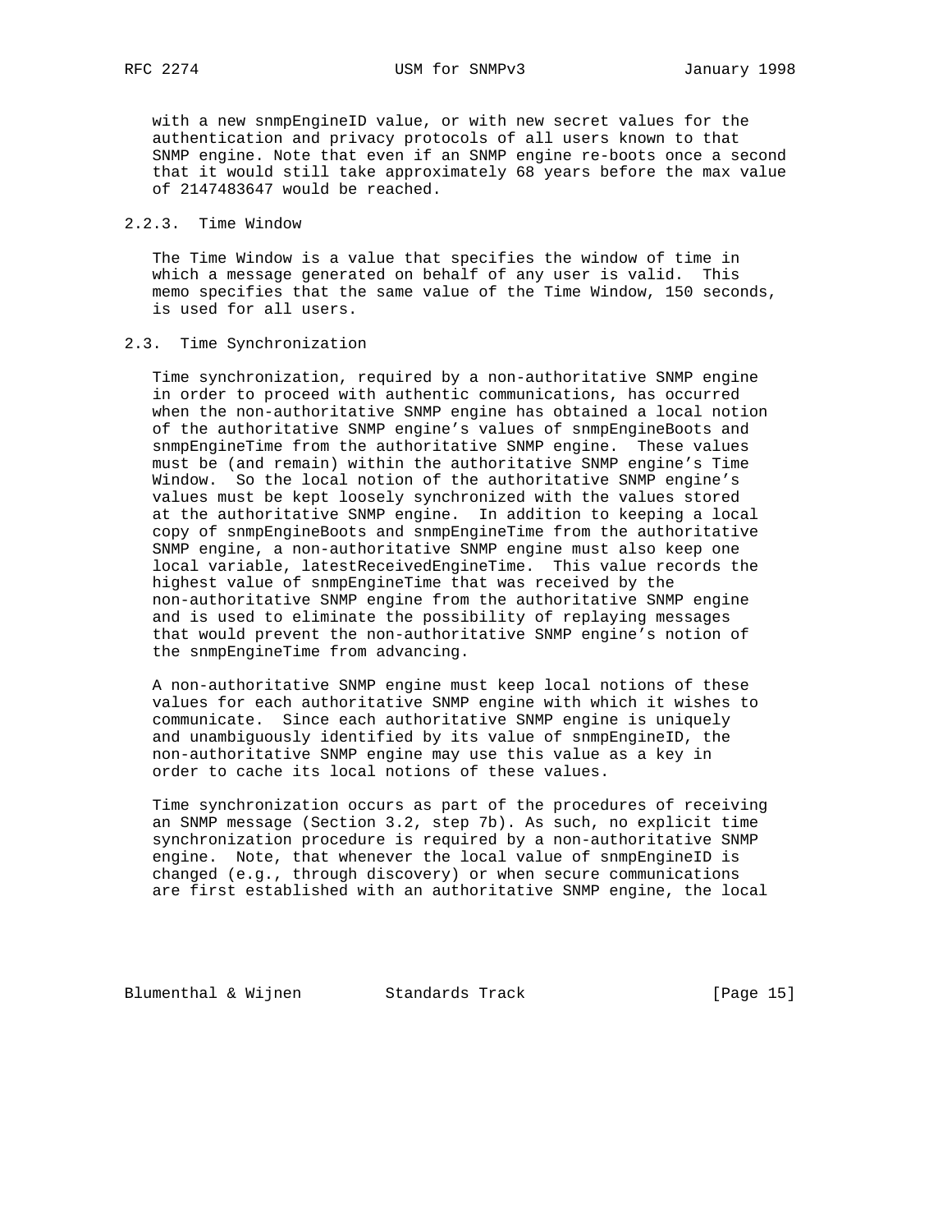with a new snmpEngineID value, or with new secret values for the authentication and privacy protocols of all users known to that SNMP engine. Note that even if an SNMP engine re-boots once a second that it would still take approximately 68 years before the max value of 2147483647 would be reached.

### 2.2.3. Time Window

The Time Window is a value that specifies the window of time in which a message generated on behalf of any user is valid. This memo specifies that the same value of the Time Window, 150 seconds, is used for all users.

## 2.3. Time Synchronization

Time synchronization, required by a non-authoritative SNMP engine in order to proceed with authentic communications, has occurred when the non-authoritative SNMP engine has obtained a local notion of the authoritative SNMP engine's values of snmpEngineBoots and snmpEngineTime from the authoritative SNMP engine. These values must be (and remain) within the authoritative SNMP engine's Time Window. So the local notion of the authoritative SNMP engine's values must be kept loosely synchronized with the values stored at the authoritative SNMP engine. In addition to keeping a local copy of snmpEngineBoots and snmpEngineTime from the authoritative SNMP engine, a non-authoritative SNMP engine must also keep one local variable, latestReceivedEngineTime. This value records the highest value of snmpEngineTime that was received by the non-authoritative SNMP engine from the authoritative SNMP engine and is used to eliminate the possibility of replaying messages that would prevent the non-authoritative SNMP engine's notion of the snmpEngineTime from advancing.

A non-authoritative SNMP engine must keep local notions of these values for each authoritative SNMP engine with which it wishes to communicate. Since each authoritative SNMP engine is uniquely and unambiguously identified by its value of snmpEngineID, the non-authoritative SNMP engine may use this value as a key in order to cache its local notions of these values.

Time synchronization occurs as part of the procedures of receiving an SNMP message (Section 3.2, step 7b). As such, no explicit time synchronization procedure is required by a non-authoritative SNMP engine. Note, that whenever the local value of snmpEngineID is changed (e.g., through discovery) or when secure communications are first established with an authoritative SNMP engine, the local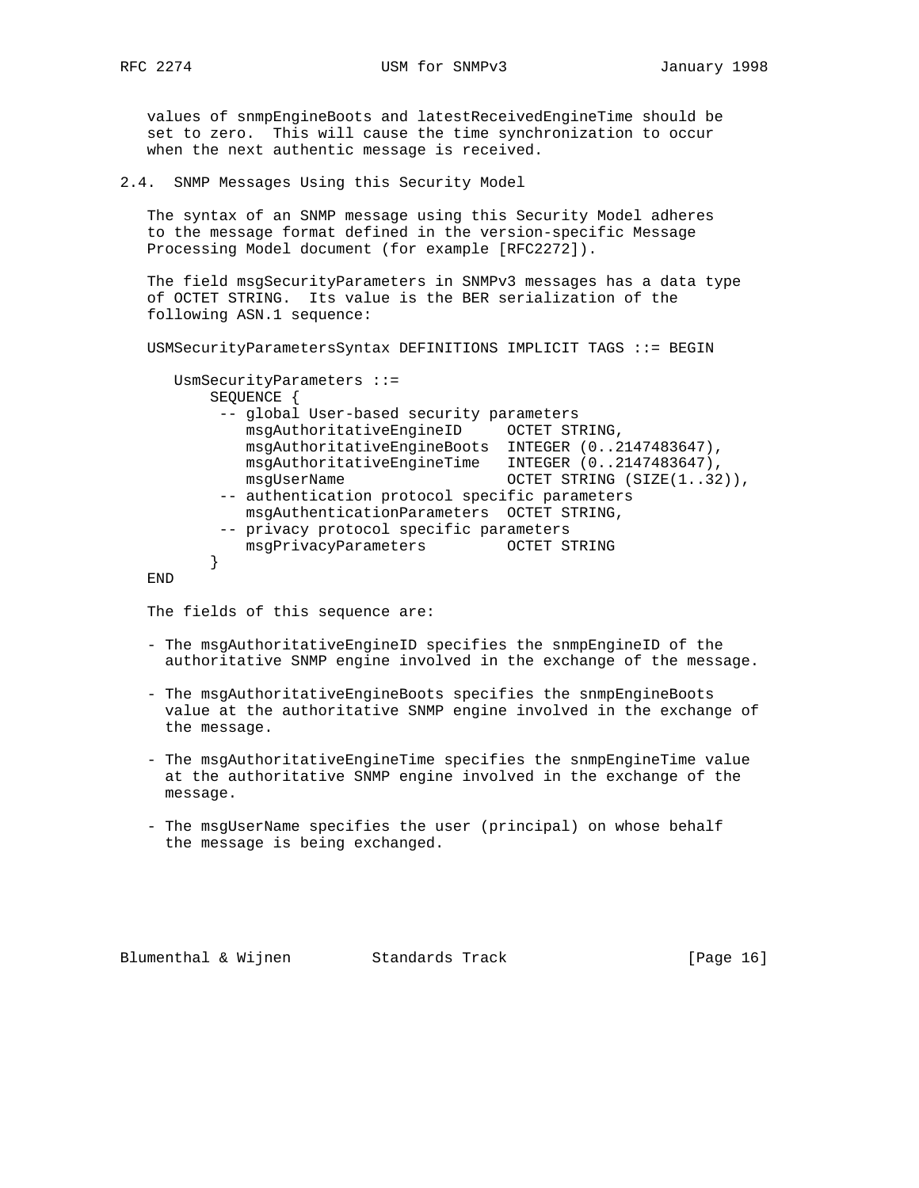values of snmpEngineBoots and latestReceivedEngineTime should be set to zero. This will cause the time synchronization to occur when the next authentic message is received.

## 2.4. SNMP Messages Using this Security Model

The syntax of an SNMP message using this Security Model adheres to the message format defined in the version-specific Message Processing Model document (for example [RFC2272]).

The field msgSecurityParameters in SNMPv3 messages has a data type of OCTET STRING. Its value is the BER serialization of the following ASN.1 sequence:

```
USMSecurityParametersSyntax DEFINITIONS IMPLICIT TAGS ::= BEGIN

   UsmSecurityParameters ::=
       SEQUENCE {
        -- global User-based security parameters
           msgAuthoritativeEngineID     OCTET STRING,
           msgAuthoritativeEngineBoots  INTEGER (0..2147483647),
           msgAuthoritativeEngineTime   INTEGER (0..2147483647),
           msgUserName                  OCTET STRING (SIZE(1..32)),
        -- authentication protocol specific parameters
           msgAuthenticationParameters  OCTET STRING,
        -- privacy protocol specific parameters
           msgPrivacyParameters         OCTET STRING
       }
END
```

The fields of this sequence are:

- The msgAuthoritativeEngineID specifies the snmpEngineID of the authoritative SNMP engine involved in the exchange of the message.

- The msgAuthoritativeEngineBoots specifies the snmpEngineBoots value at the authoritative SNMP engine involved in the exchange of the message.

- The msgAuthoritativeEngineTime specifies the snmpEngineTime value at the authoritative SNMP engine involved in the exchange of the message.

- The msgUserName specifies the user (principal) on whose behalf the message is being exchanged.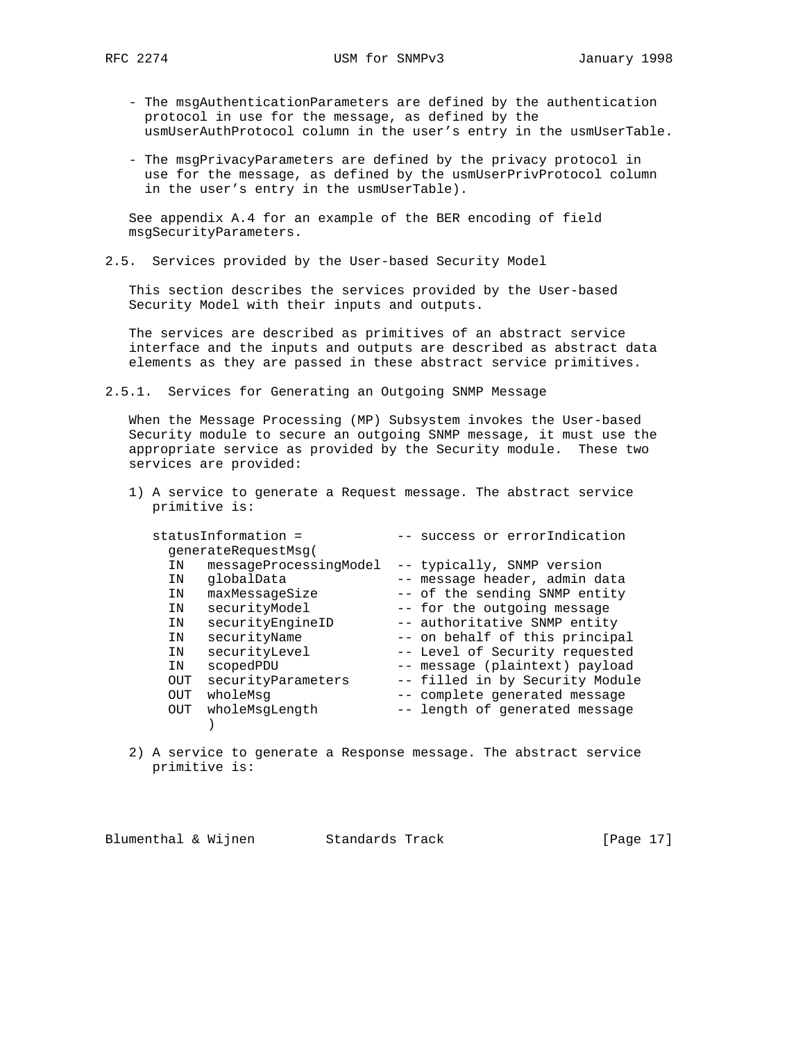- The msgAuthenticationParameters are defined by the authentication protocol in use for the message, as defined by the usmUserAuthProtocol column in the user's entry in the usmUserTable.

- The msgPrivacyParameters are defined by the privacy protocol in use for the message, as defined by the usmUserPrivProtocol column in the user's entry in the usmUserTable).

See appendix A.4 for an example of the BER encoding of field msgSecurityParameters.

## 2.5. Services provided by the User-based Security Model

This section describes the services provided by the User-based Security Model with their inputs and outputs.

The services are described as primitives of an abstract service interface and the inputs and outputs are described as abstract data elements as they are passed in these abstract service primitives.

### 2.5.1. Services for Generating an Outgoing SNMP Message

When the Message Processing (MP) Subsystem invokes the User-based Security module to secure an outgoing SNMP message, it must use the appropriate service as provided by the Security module. These two services are provided:

1) A service to generate a Request message. The abstract service primitive is:

```
statusInformation =            -- success or errorIndication
  generateRequestMsg(
  IN   messageProcessingModel  -- typically, SNMP version
  IN   globalData              -- message header, admin data
  IN   maxMessageSize          -- of the sending SNMP entity
  IN   securityModel           -- for the outgoing message
  IN   securityEngineID        -- authoritative SNMP entity
  IN   securityName            -- on behalf of this principal
  IN   securityLevel           -- Level of Security requested
  IN   scopedPDU               -- message (plaintext) payload
  OUT  securityParameters      -- filled in by Security Module
  OUT  wholeMsg                -- complete generated message
  OUT  wholeMsgLength          -- length of generated message
       )
```

2) A service to generate a Response message. The abstract service primitive is: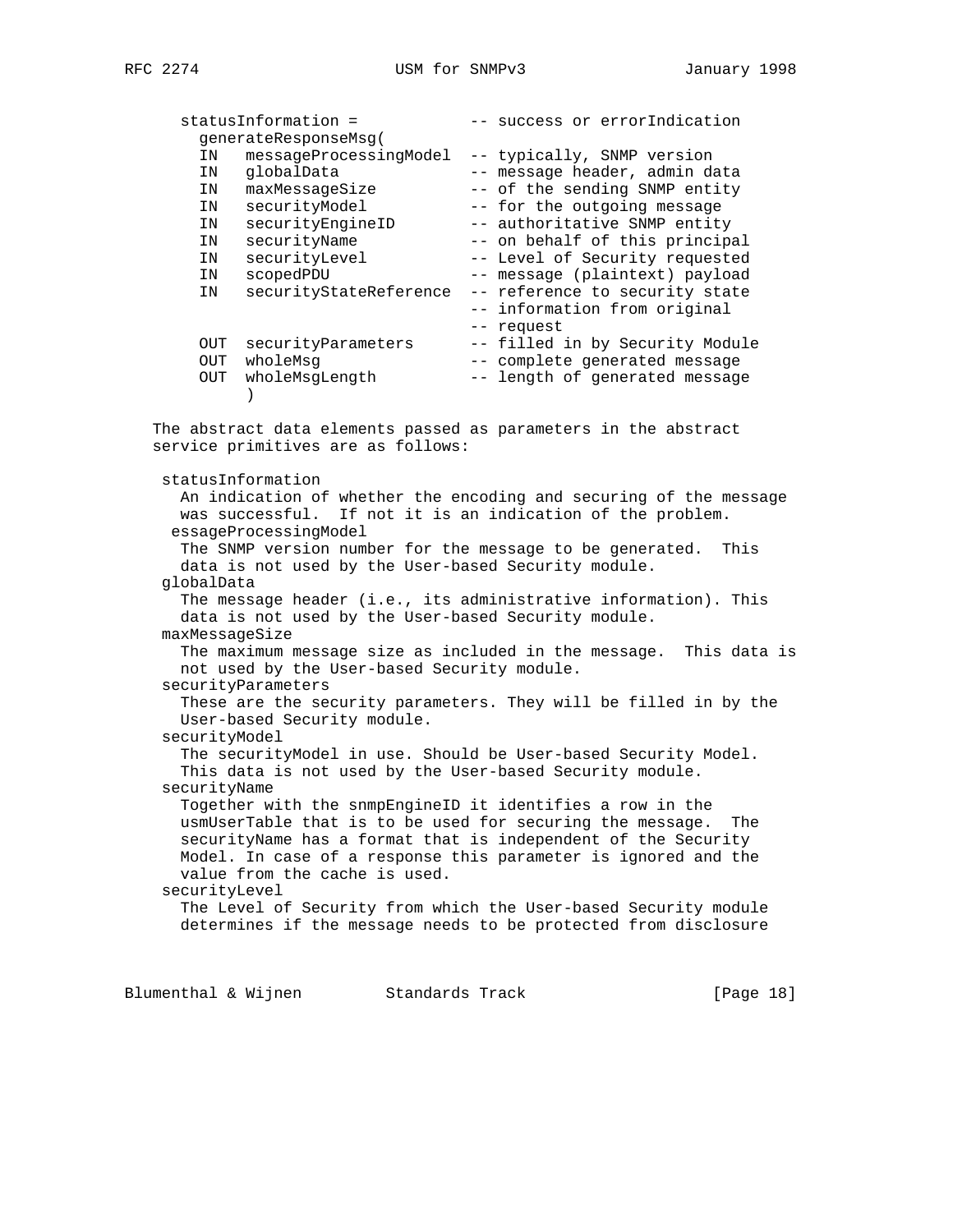```
   statusInformation =           -- success or errorIndication
     generateResponseMsg(
     IN   messageProcessingModel  -- typically, SNMP version
     IN   globalData              -- message header, admin data
     IN   maxMessageSize          -- of the sending SNMP entity
     IN   securityModel           -- for the outgoing message
     IN   securityEngineID        -- authoritative SNMP entity
     IN   securityName            -- on behalf of this principal
     IN   securityLevel           -- Level of Security requested
     IN   scopedPDU               -- message (plaintext) payload
     IN   securityStateReference  -- reference to security state
                                  -- information from original
                                  -- request
     OUT  securityParameters      -- filled in by Security Module
     OUT  wholeMsg                -- complete generated message
     OUT  wholeMsgLength          -- length of generated message
          )
```

The abstract data elements passed as parameters in the abstract service primitives are as follows:

statusInformation
  An indication of whether the encoding and securing of the message was successful. If not it is an indication of the problem.

essageProcessingModel
  The SNMP version number for the message to be generated. This data is not used by the User-based Security module.

globalData
  The message header (i.e., its administrative information). This data is not used by the User-based Security module.

maxMessageSize
  The maximum message size as included in the message. This data is not used by the User-based Security module.

securityParameters
  These are the security parameters. They will be filled in by the User-based Security module.

securityModel
  The securityModel in use. Should be User-based Security Model. This data is not used by the User-based Security module.

securityName
  Together with the snmpEngineID it identifies a row in the usmUserTable that is to be used for securing the message. The securityName has a format that is independent of the Security Model. In case of a response this parameter is ignored and the value from the cache is used.

securityLevel
  The Level of Security from which the User-based Security module determines if the message needs to be protected from disclosure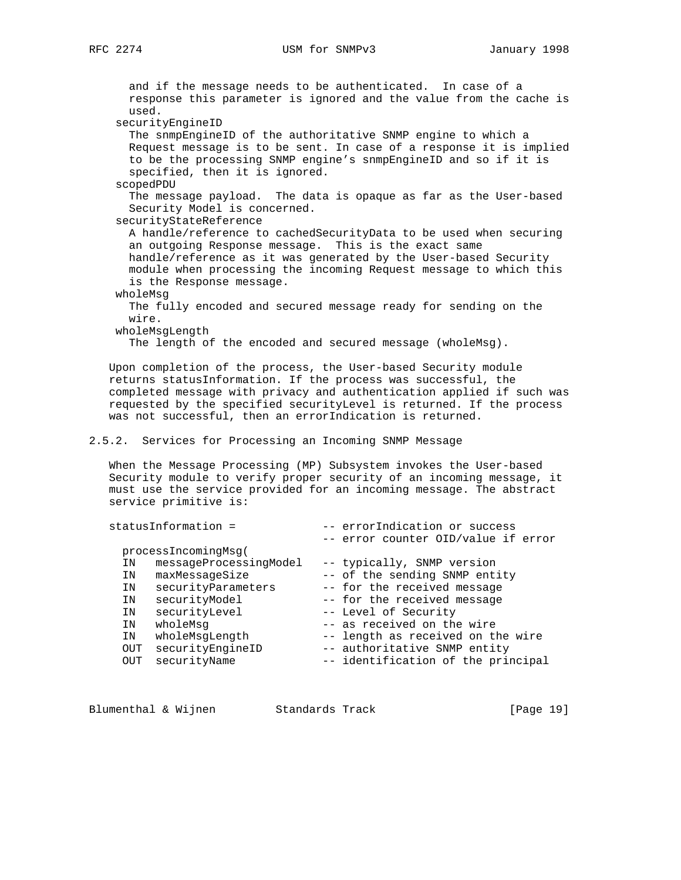and if the message needs to be authenticated. In case of a response this parameter is ignored and the value from the cache is used.

securityEngineID
: The snmpEngineID of the authoritative SNMP engine to which a Request message is to be sent. In case of a response it is implied to be the processing SNMP engine's snmpEngineID and so if it is specified, then it is ignored.

scopedPDU
: The message payload. The data is opaque as far as the User-based Security Model is concerned.

securityStateReference
: A handle/reference to cachedSecurityData to be used when securing an outgoing Response message. This is the exact same handle/reference as it was generated by the User-based Security module when processing the incoming Request message to which this is the Response message.

wholeMsg
: The fully encoded and secured message ready for sending on the wire.

wholeMsgLength
: The length of the encoded and secured message (wholeMsg).

Upon completion of the process, the User-based Security module returns statusInformation. If the process was successful, the completed message with privacy and authentication applied if such was requested by the specified securityLevel is returned. If the process was not successful, then an errorIndication is returned.

### 2.5.2. Services for Processing an Incoming SNMP Message

When the Message Processing (MP) Subsystem invokes the User-based Security module to verify proper security of an incoming message, it must use the service provided for an incoming message. The abstract service primitive is:

```
statusInformation =             -- errorIndication or success
                                -- error counter OID/value if error
  processIncomingMsg(
  IN   messageProcessingModel   -- typically, SNMP version
  IN   maxMessageSize           -- of the sending SNMP entity
  IN   securityParameters       -- for the received message
  IN   securityModel            -- for the received message
  IN   securityLevel            -- Level of Security
  IN   wholeMsg                 -- as received on the wire
  IN   wholeMsgLength           -- length as received on the wire
  OUT  securityEngineID         -- authoritative SNMP entity
  OUT  securityName             -- identification of the principal
```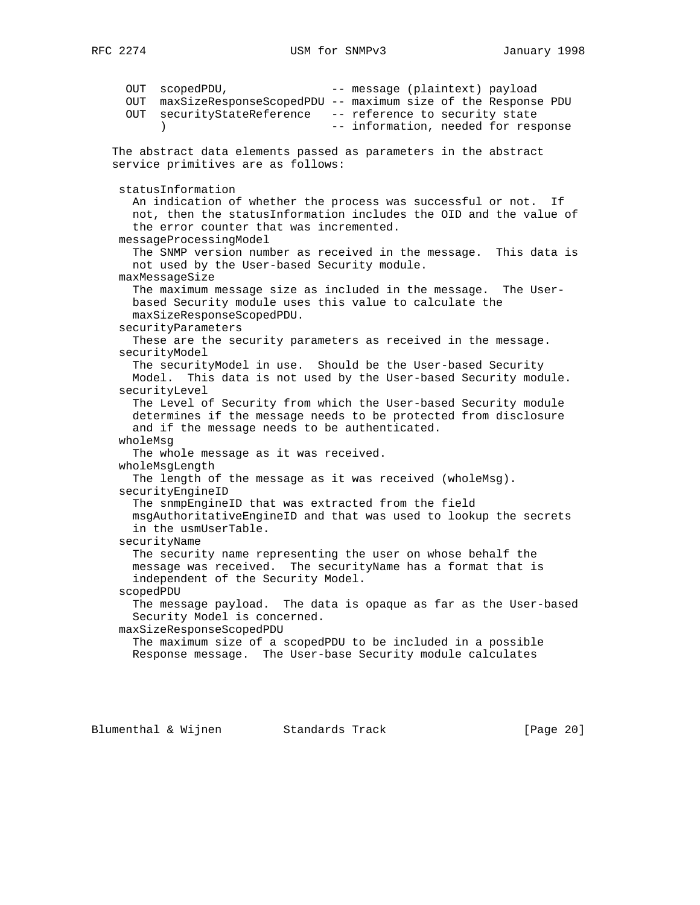```
     OUT  scopedPDU,                -- message (plaintext) payload
     OUT  maxSizeResponseScopedPDU -- maximum size of the Response PDU
     OUT  securityStateReference   -- reference to security state
          )                        -- information, needed for response
```

The abstract data elements passed as parameters in the abstract service primitives are as follows:

statusInformation
: An indication of whether the process was successful or not. If not, then the statusInformation includes the OID and the value of the error counter that was incremented.

messageProcessingModel
: The SNMP version number as received in the message. This data is not used by the User-based Security module.

maxMessageSize
: The maximum message size as included in the message. The User-based Security module uses this value to calculate the maxSizeResponseScopedPDU.

securityParameters
: These are the security parameters as received in the message.

securityModel
: The securityModel in use. Should be the User-based Security Model. This data is not used by the User-based Security module.

securityLevel
: The Level of Security from which the User-based Security module determines if the message needs to be protected from disclosure and if the message needs to be authenticated.

wholeMsg
: The whole message as it was received.

wholeMsgLength
: The length of the message as it was received (wholeMsg).

securityEngineID
: The snmpEngineID that was extracted from the field msgAuthoritativeEngineID and that was used to lookup the secrets in the usmUserTable.

securityName
: The security name representing the user on whose behalf the message was received. The securityName has a format that is independent of the Security Model.

scopedPDU
: The message payload. The data is opaque as far as the User-based Security Model is concerned.

maxSizeResponseScopedPDU
: The maximum size of a scopedPDU to be included in a possible Response message. The User-base Security module calculates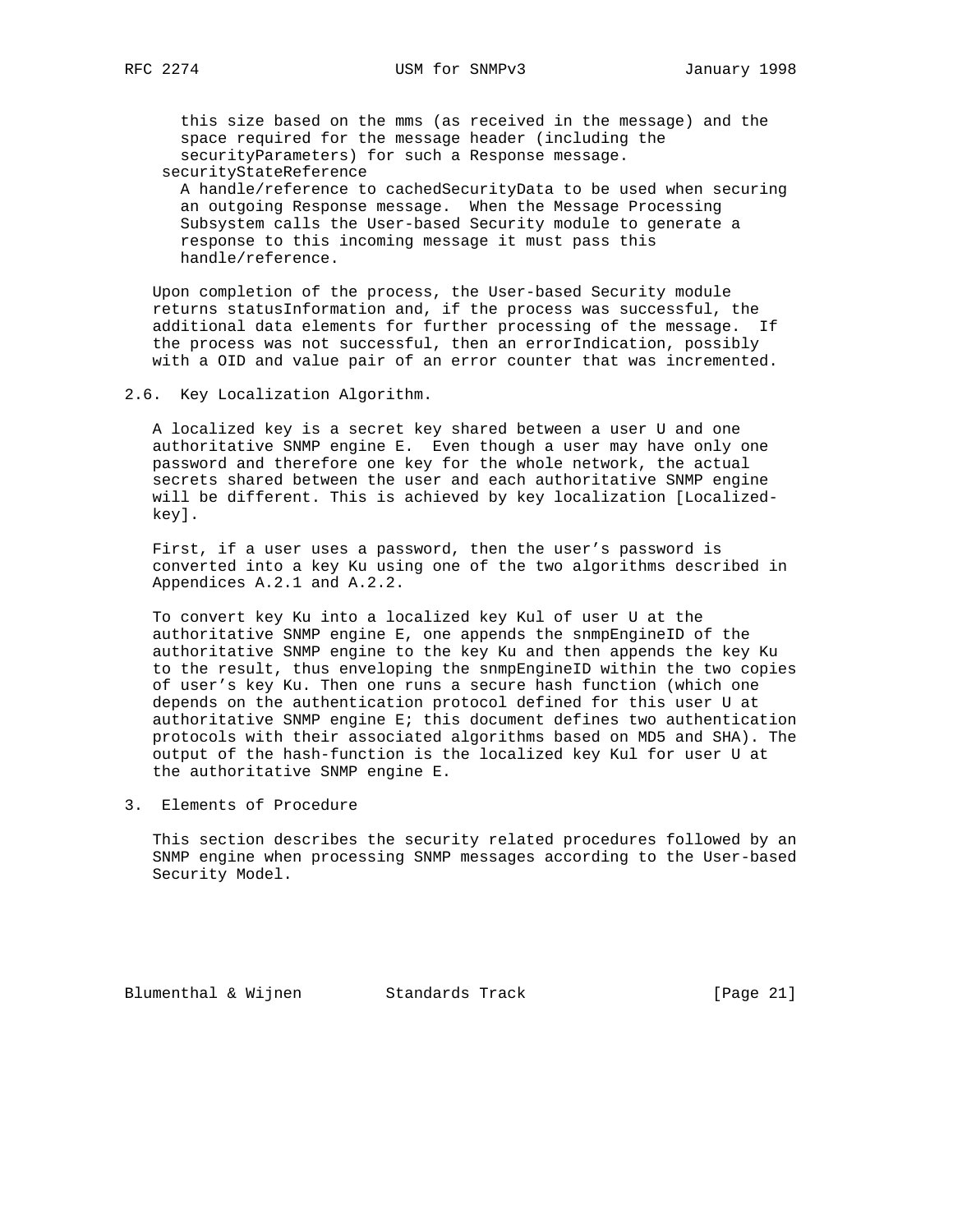this size based on the mms (as received in the message) and the space required for the message header (including the securityParameters) for such a Response message.

securityStateReference
: A handle/reference to cachedSecurityData to be used when securing an outgoing Response message. When the Message Processing Subsystem calls the User-based Security module to generate a response to this incoming message it must pass this handle/reference.

Upon completion of the process, the User-based Security module returns statusInformation and, if the process was successful, the additional data elements for further processing of the message. If the process was not successful, then an errorIndication, possibly with a OID and value pair of an error counter that was incremented.

## 2.6. Key Localization Algorithm.

A localized key is a secret key shared between a user U and one authoritative SNMP engine E. Even though a user may have only one password and therefore one key for the whole network, the actual secrets shared between the user and each authoritative SNMP engine will be different. This is achieved by key localization [Localized-key].

First, if a user uses a password, then the user's password is converted into a key Ku using one of the two algorithms described in Appendices A.2.1 and A.2.2.

To convert key Ku into a localized key Kul of user U at the authoritative SNMP engine E, one appends the snmpEngineID of the authoritative SNMP engine to the key Ku and then appends the key Ku to the result, thus enveloping the snmpEngineID within the two copies of user's key Ku. Then one runs a secure hash function (which one depends on the authentication protocol defined for this user U at authoritative SNMP engine E; this document defines two authentication protocols with their associated algorithms based on MD5 and SHA). The output of the hash-function is the localized key Kul for user U at the authoritative SNMP engine E.

# 3. Elements of Procedure

This section describes the security related procedures followed by an SNMP engine when processing SNMP messages according to the User-based Security Model.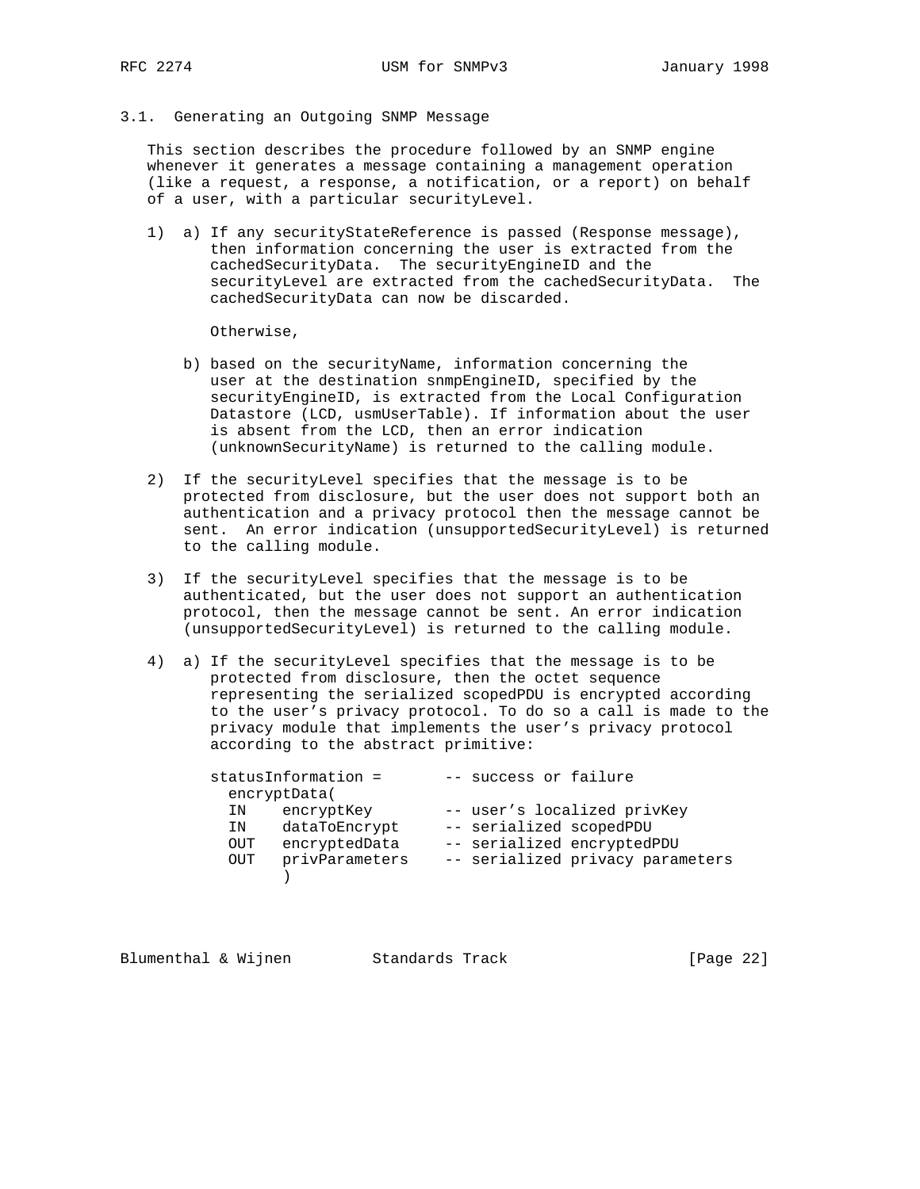### 3.1. Generating an Outgoing SNMP Message

This section describes the procedure followed by an SNMP engine whenever it generates a message containing a management operation (like a request, a response, a notification, or a report) on behalf of a user, with a particular securityLevel.

1) a) If any securityStateReference is passed (Response message), then information concerning the user is extracted from the cachedSecurityData. The securityEngineID and the securityLevel are extracted from the cachedSecurityData. The cachedSecurityData can now be discarded.

   Otherwise,

   b) based on the securityName, information concerning the user at the destination snmpEngineID, specified by the securityEngineID, is extracted from the Local Configuration Datastore (LCD, usmUserTable). If information about the user is absent from the LCD, then an error indication (unknownSecurityName) is returned to the calling module.

2) If the securityLevel specifies that the message is to be protected from disclosure, but the user does not support both an authentication and a privacy protocol then the message cannot be sent. An error indication (unsupportedSecurityLevel) is returned to the calling module.

3) If the securityLevel specifies that the message is to be authenticated, but the user does not support an authentication protocol, then the message cannot be sent. An error indication (unsupportedSecurityLevel) is returned to the calling module.

4) a) If the securityLevel specifies that the message is to be protected from disclosure, then the octet sequence representing the serialized scopedPDU is encrypted according to the user's privacy protocol. To do so a call is made to the privacy module that implements the user's privacy protocol according to the abstract primitive:

```
statusInformation =       -- success or failure
  encryptData(
  IN    encryptKey        -- user's localized privKey
  IN    dataToEncrypt     -- serialized scopedPDU
  OUT   encryptedData     -- serialized encryptedPDU
  OUT   privParameters    -- serialized privacy parameters
        )
```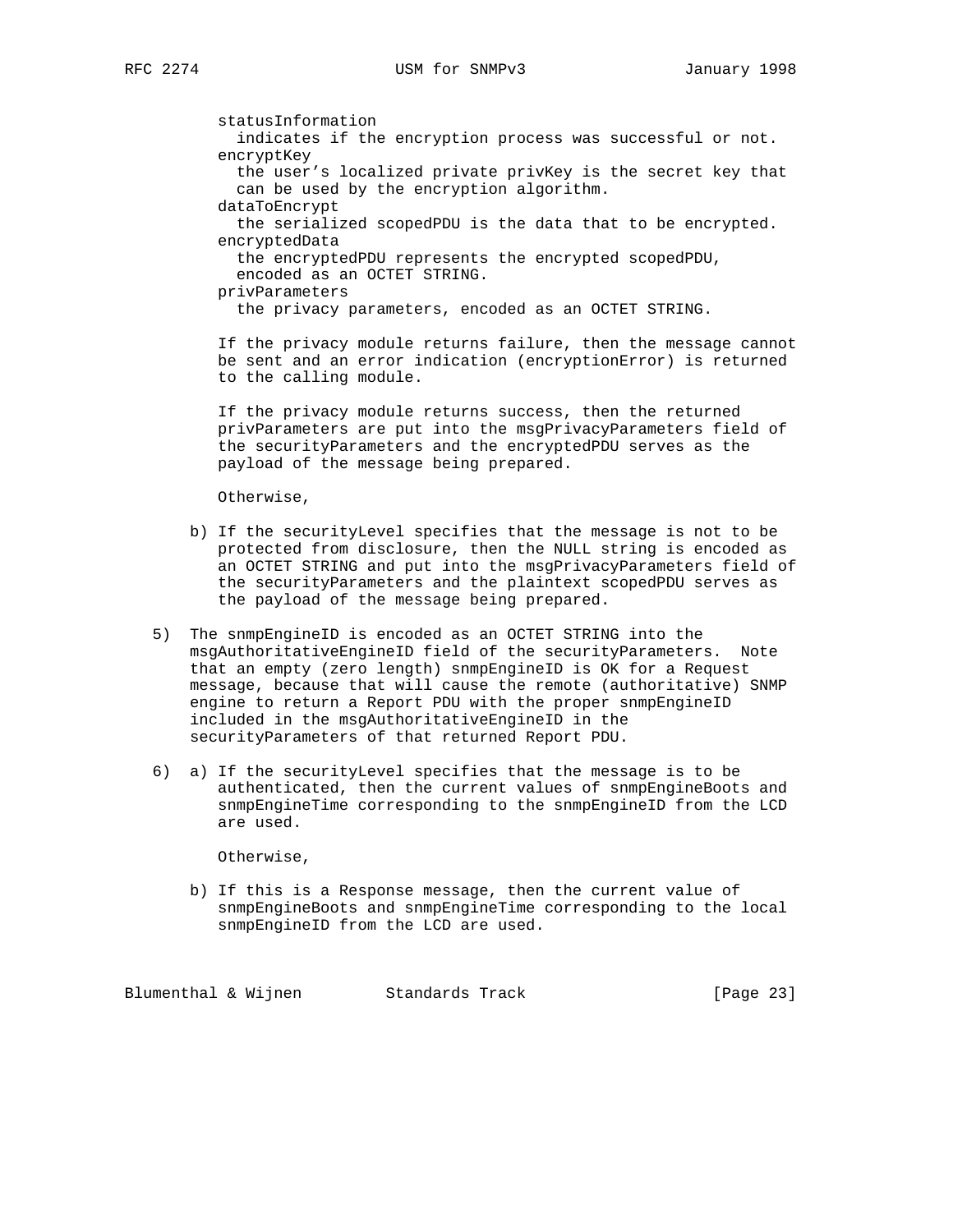statusInformation
  indicates if the encryption process was successful or not.
encryptKey
  the user's localized private privKey is the secret key that
  can be used by the encryption algorithm.
dataToEncrypt
  the serialized scopedPDU is the data that to be encrypted.
encryptedData
  the encryptedPDU represents the encrypted scopedPDU,
  encoded as an OCTET STRING.
privParameters
  the privacy parameters, encoded as an OCTET STRING.

If the privacy module returns failure, then the message cannot be sent and an error indication (encryptionError) is returned to the calling module.

If the privacy module returns success, then the returned privParameters are put into the msgPrivacyParameters field of the securityParameters and the encryptedPDU serves as the payload of the message being prepared.

Otherwise,

b) If the securityLevel specifies that the message is not to be protected from disclosure, then the NULL string is encoded as an OCTET STRING and put into the msgPrivacyParameters field of the securityParameters and the plaintext scopedPDU serves as the payload of the message being prepared.

5) The snmpEngineID is encoded as an OCTET STRING into the msgAuthoritativeEngineID field of the securityParameters. Note that an empty (zero length) snmpEngineID is OK for a Request message, because that will cause the remote (authoritative) SNMP engine to return a Report PDU with the proper snmpEngineID included in the msgAuthoritativeEngineID in the securityParameters of that returned Report PDU.

6) a) If the securityLevel specifies that the message is to be authenticated, then the current values of snmpEngineBoots and snmpEngineTime corresponding to the snmpEngineID from the LCD are used.

   Otherwise,

   b) If this is a Response message, then the current value of snmpEngineBoots and snmpEngineTime corresponding to the local snmpEngineID from the LCD are used.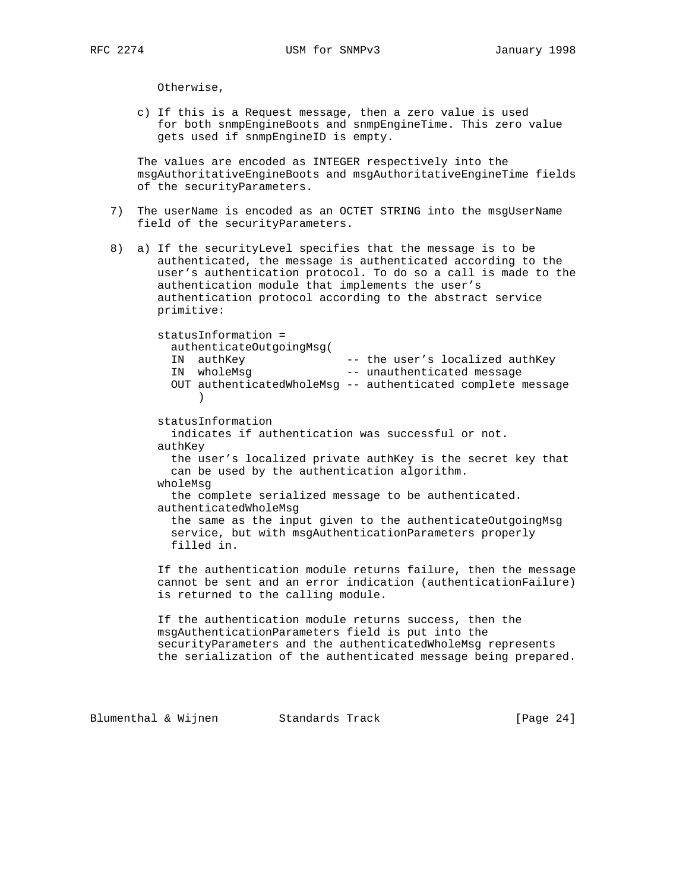Otherwise,

c) If this is a Request message, then a zero value is used for both snmpEngineBoots and snmpEngineTime. This zero value gets used if snmpEngineID is empty.

The values are encoded as INTEGER respectively into the msgAuthoritativeEngineBoots and msgAuthoritativeEngineTime fields of the securityParameters.

7) The userName is encoded as an OCTET STRING into the msgUserName field of the securityParameters.

8) a) If the securityLevel specifies that the message is to be authenticated, the message is authenticated according to the user's authentication protocol. To do so a call is made to the authentication module that implements the user's authentication protocol according to the abstract service primitive:

```
statusInformation =
  authenticateOutgoingMsg(
  IN  authKey               -- the user's localized authKey
  IN  wholeMsg              -- unauthenticated message
  OUT authenticatedWholeMsg -- authenticated complete message
      )
```

statusInformation
  indicates if authentication was successful or not.

authKey
  the user's localized private authKey is the secret key that can be used by the authentication algorithm.

wholeMsg
  the complete serialized message to be authenticated.

authenticatedWholeMsg
  the same as the input given to the authenticateOutgoingMsg service, but with msgAuthenticationParameters properly filled in.

If the authentication module returns failure, then the message cannot be sent and an error indication (authenticationFailure) is returned to the calling module.

If the authentication module returns success, then the msgAuthenticationParameters field is put into the securityParameters and the authenticatedWholeMsg represents the serialization of the authenticated message being prepared.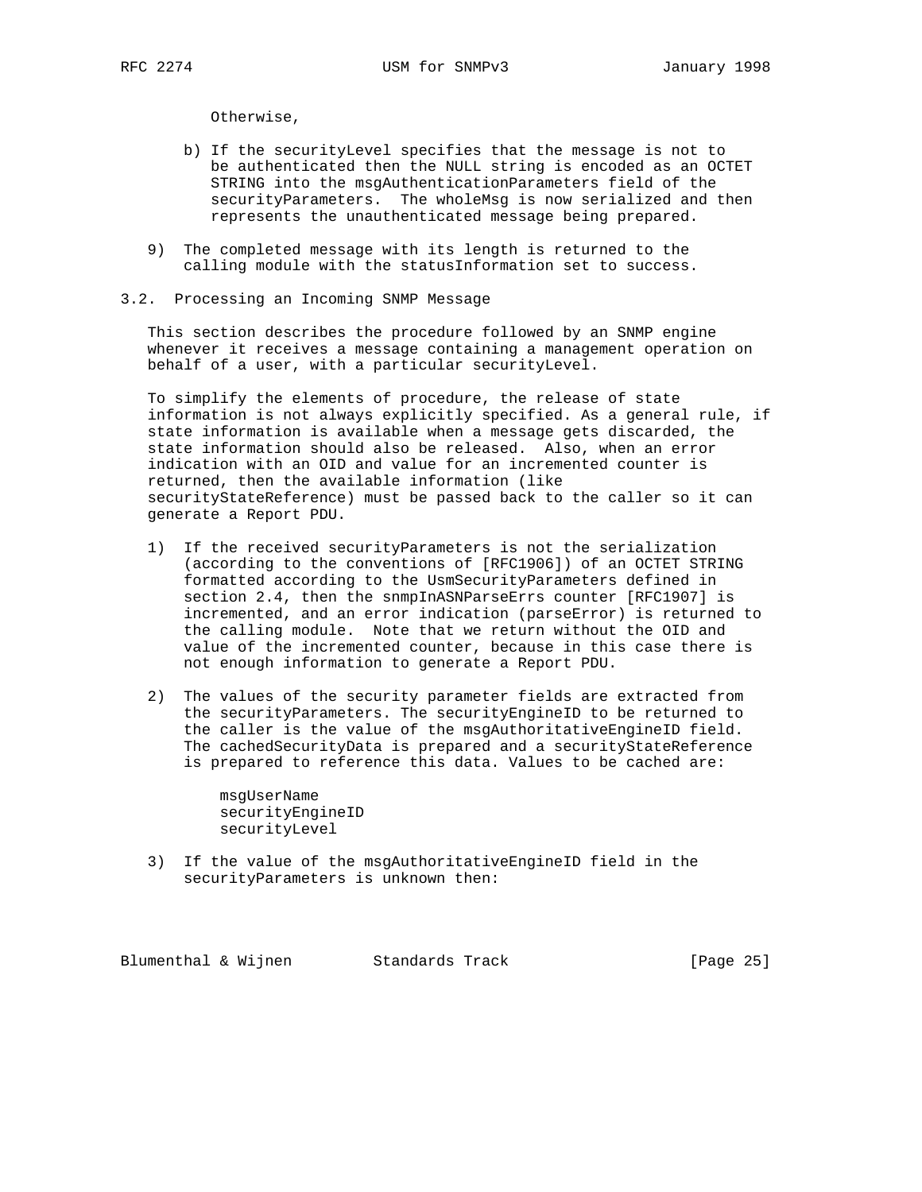Otherwise,

b) If the securityLevel specifies that the message is not to be authenticated then the NULL string is encoded as an OCTET STRING into the msgAuthenticationParameters field of the securityParameters. The wholeMsg is now serialized and then represents the unauthenticated message being prepared.

9) The completed message with its length is returned to the calling module with the statusInformation set to success.

## 3.2. Processing an Incoming SNMP Message

This section describes the procedure followed by an SNMP engine whenever it receives a message containing a management operation on behalf of a user, with a particular securityLevel.

To simplify the elements of procedure, the release of state information is not always explicitly specified. As a general rule, if state information is available when a message gets discarded, the state information should also be released. Also, when an error indication with an OID and value for an incremented counter is returned, then the available information (like securityStateReference) must be passed back to the caller so it can generate a Report PDU.

1) If the received securityParameters is not the serialization (according to the conventions of [RFC1906]) of an OCTET STRING formatted according to the UsmSecurityParameters defined in section 2.4, then the snmpInASNParseErrs counter [RFC1907] is incremented, and an error indication (parseError) is returned to the calling module. Note that we return without the OID and value of the incremented counter, because in this case there is not enough information to generate a Report PDU.

2) The values of the security parameter fields are extracted from the securityParameters. The securityEngineID to be returned to the caller is the value of the msgAuthoritativeEngineID field. The cachedSecurityData is prepared and a securityStateReference is prepared to reference this data. Values to be cached are:

   msgUserName
   securityEngineID
   securityLevel

3) If the value of the msgAuthoritativeEngineID field in the securityParameters is unknown then: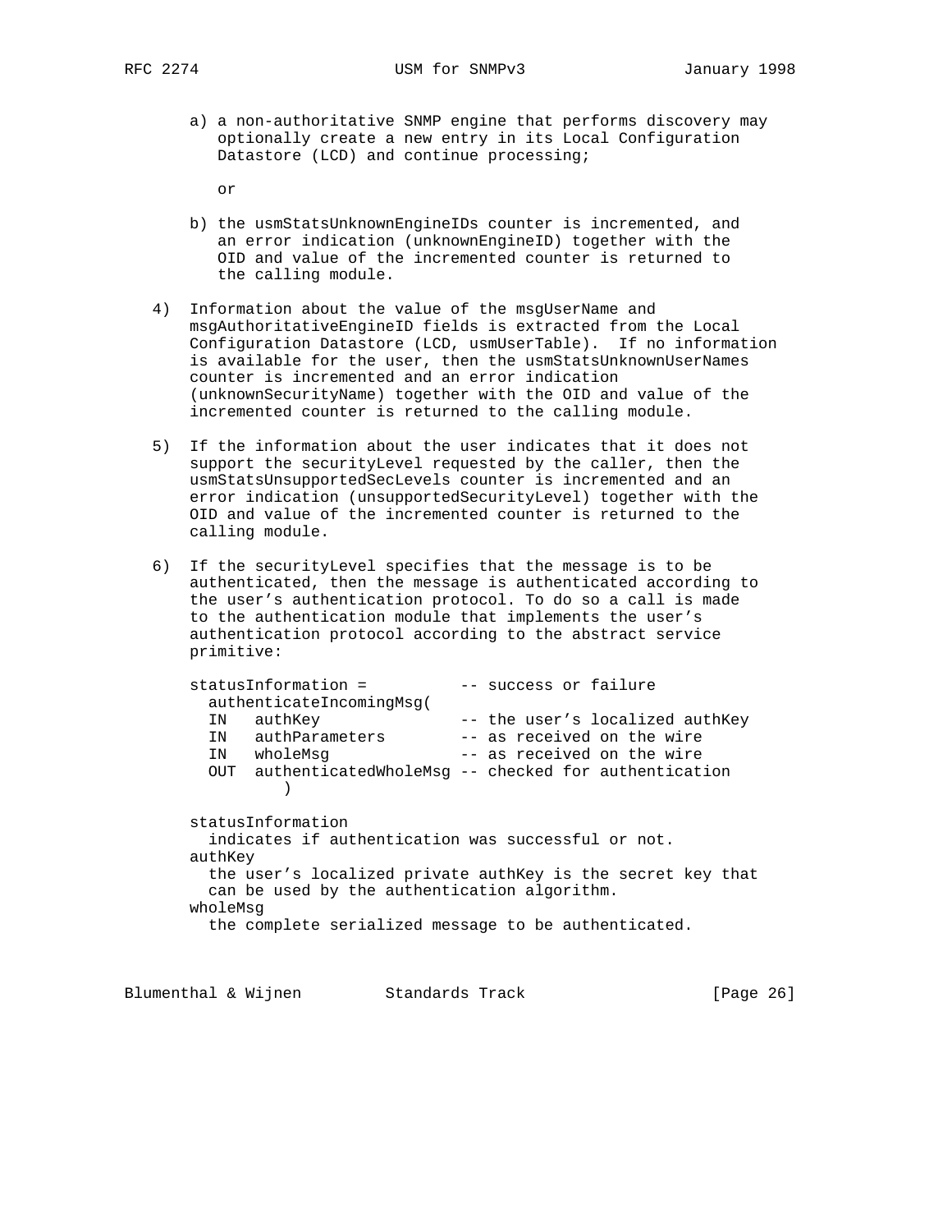a) a non-authoritative SNMP engine that performs discovery may optionally create a new entry in its Local Configuration Datastore (LCD) and continue processing;

   or

b) the usmStatsUnknownEngineIDs counter is incremented, and an error indication (unknownEngineID) together with the OID and value of the incremented counter is returned to the calling module.

4) Information about the value of the msgUserName and msgAuthoritativeEngineID fields is extracted from the Local Configuration Datastore (LCD, usmUserTable). If no information is available for the user, then the usmStatsUnknownUserNames counter is incremented and an error indication (unknownSecurityName) together with the OID and value of the incremented counter is returned to the calling module.

5) If the information about the user indicates that it does not support the securityLevel requested by the caller, then the usmStatsUnsupportedSecLevels counter is incremented and an error indication (unsupportedSecurityLevel) together with the OID and value of the incremented counter is returned to the calling module.

6) If the securityLevel specifies that the message is to be authenticated, then the message is authenticated according to the user's authentication protocol. To do so a call is made to the authentication module that implements the user's authentication protocol according to the abstract service primitive:

```
statusInformation =          -- success or failure
  authenticateIncomingMsg(
  IN   authKey               -- the user's localized authKey
  IN   authParameters        -- as received on the wire
  IN   wholeMsg              -- as received on the wire
  OUT  authenticatedWholeMsg -- checked for authentication
       )
```

statusInformation
  indicates if authentication was successful or not.
authKey
  the user's localized private authKey is the secret key that can be used by the authentication algorithm.
wholeMsg
  the complete serialized message to be authenticated.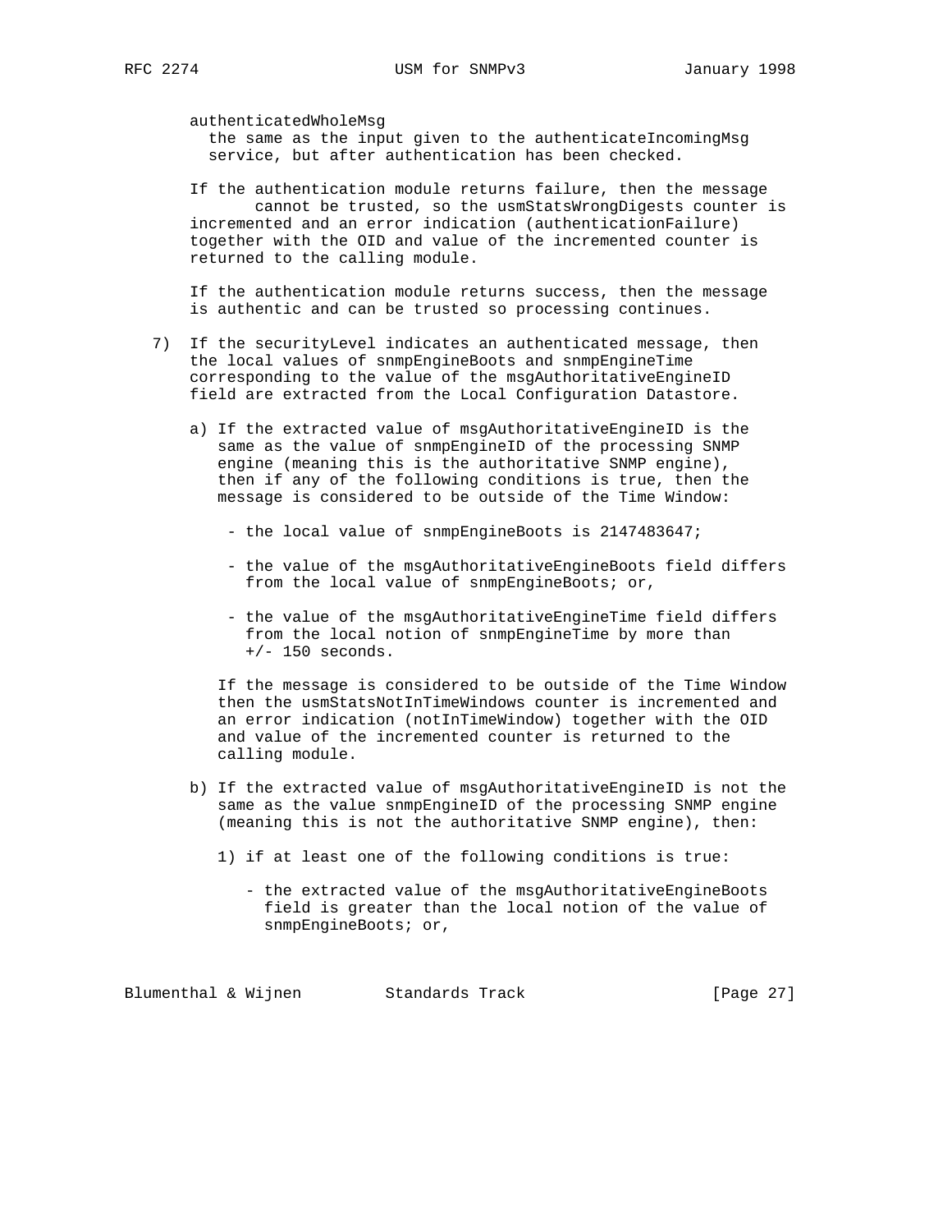authenticatedWholeMsg
  the same as the input given to the authenticateIncomingMsg
  service, but after authentication has been checked.

If the authentication module returns failure, then the message
      cannot be trusted, so the usmStatsWrongDigests counter is
incremented and an error indication (authenticationFailure)
together with the OID and value of the incremented counter is
returned to the calling module.

If the authentication module returns success, then the message
is authentic and can be trusted so processing continues.

7) If the securityLevel indicates an authenticated message, then
   the local values of snmpEngineBoots and snmpEngineTime
   corresponding to the value of the msgAuthoritativeEngineID
   field are extracted from the Local Configuration Datastore.

   a) If the extracted value of msgAuthoritativeEngineID is the
      same as the value of snmpEngineID of the processing SNMP
      engine (meaning this is the authoritative SNMP engine),
      then if any of the following conditions is true, then the
      message is considered to be outside of the Time Window:

      - the local value of snmpEngineBoots is 2147483647;

      - the value of the msgAuthoritativeEngineBoots field differs
        from the local value of snmpEngineBoots; or,

      - the value of the msgAuthoritativeEngineTime field differs
        from the local notion of snmpEngineTime by more than
        +/- 150 seconds.

      If the message is considered to be outside of the Time Window
      then the usmStatsNotInTimeWindows counter is incremented and
      an error indication (notInTimeWindow) together with the OID
      and value of the incremented counter is returned to the
      calling module.

   b) If the extracted value of msgAuthoritativeEngineID is not the
      same as the value snmpEngineID of the processing SNMP engine
      (meaning this is not the authoritative SNMP engine), then:

      1) if at least one of the following conditions is true:

         - the extracted value of the msgAuthoritativeEngineBoots
           field is greater than the local notion of the value of
           snmpEngineBoots; or,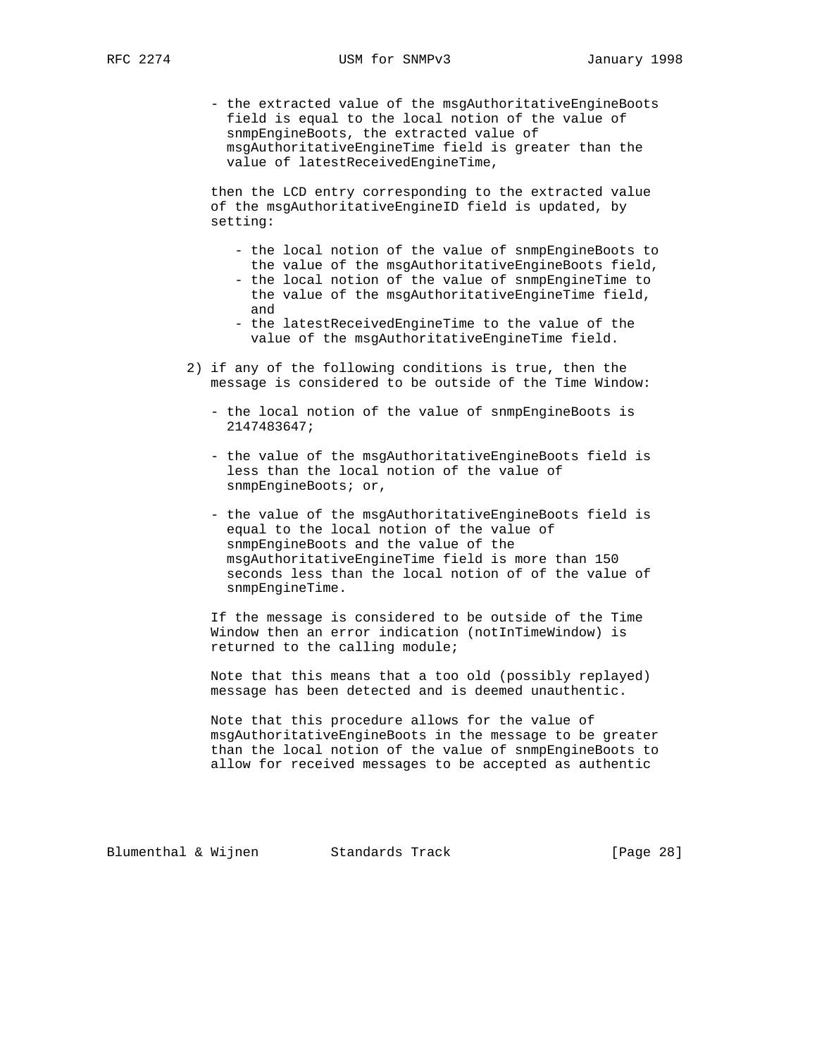- the extracted value of the msgAuthoritativeEngineBoots field is equal to the local notion of the value of snmpEngineBoots, the extracted value of msgAuthoritativeEngineTime field is greater than the value of latestReceivedEngineTime,

then the LCD entry corresponding to the extracted value of the msgAuthoritativeEngineID field is updated, by setting:

- the local notion of the value of snmpEngineBoots to the value of the msgAuthoritativeEngineBoots field,
- the local notion of the value of snmpEngineTime to the value of the msgAuthoritativeEngineTime field, and
- the latestReceivedEngineTime to the value of the value of the msgAuthoritativeEngineTime field.

2) if any of the following conditions is true, then the message is considered to be outside of the Time Window:

   - the local notion of the value of snmpEngineBoots is 2147483647;

   - the value of the msgAuthoritativeEngineBoots field is less than the local notion of the value of snmpEngineBoots; or,

   - the value of the msgAuthoritativeEngineBoots field is equal to the local notion of the value of snmpEngineBoots and the value of the msgAuthoritativeEngineTime field is more than 150 seconds less than the local notion of of the value of snmpEngineTime.

   If the message is considered to be outside of the Time Window then an error indication (notInTimeWindow) is returned to the calling module;

   Note that this means that a too old (possibly replayed) message has been detected and is deemed unauthentic.

   Note that this procedure allows for the value of msgAuthoritativeEngineBoots in the message to be greater than the local notion of the value of snmpEngineBoots to allow for received messages to be accepted as authentic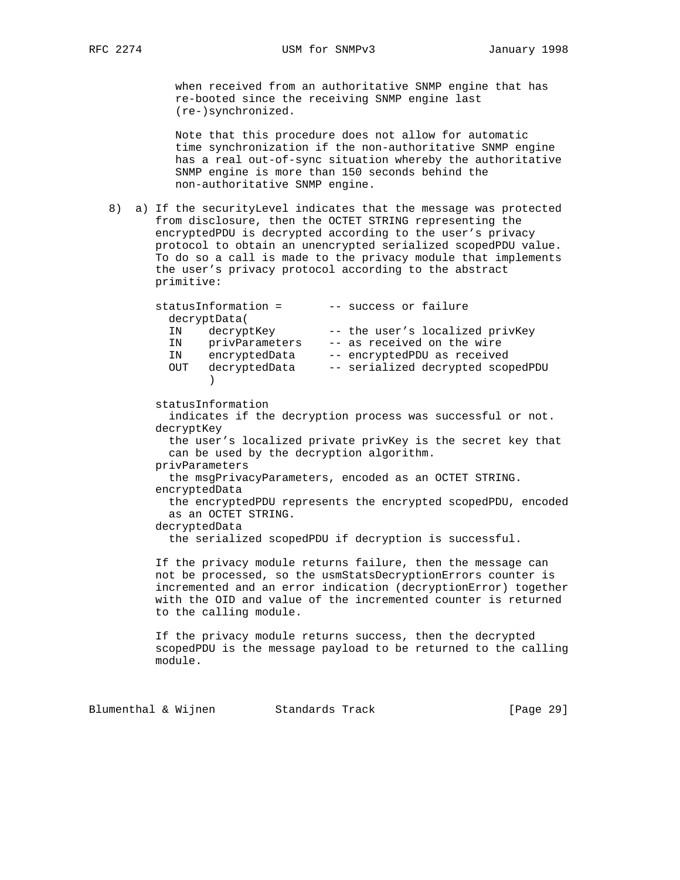when received from an authoritative SNMP engine that has re-booted since the receiving SNMP engine last (re-)synchronized.

Note that this procedure does not allow for automatic time synchronization if the non-authoritative SNMP engine has a real out-of-sync situation whereby the authoritative SNMP engine is more than 150 seconds behind the non-authoritative SNMP engine.

8) a) If the securityLevel indicates that the message was protected from disclosure, then the OCTET STRING representing the encryptedPDU is decrypted according to the user's privacy protocol to obtain an unencrypted serialized scopedPDU value. To do so a call is made to the privacy module that implements the user's privacy protocol according to the abstract primitive:

```
statusInformation =       -- success or failure
  decryptData(
  IN    decryptKey        -- the user's localized privKey
  IN    privParameters    -- as received on the wire
  IN    encryptedData     -- encryptedPDU as received
  OUT   decryptedData     -- serialized decrypted scopedPDU
        )
```

statusInformation
  indicates if the decryption process was successful or not.

decryptKey
  the user's localized private privKey is the secret key that can be used by the decryption algorithm.

privParameters
  the msgPrivacyParameters, encoded as an OCTET STRING.

encryptedData
  the encryptedPDU represents the encrypted scopedPDU, encoded as an OCTET STRING.

decryptedData
  the serialized scopedPDU if decryption is successful.

If the privacy module returns failure, then the message can not be processed, so the usmStatsDecryptionErrors counter is incremented and an error indication (decryptionError) together with the OID and value of the incremented counter is returned to the calling module.

If the privacy module returns success, then the decrypted scopedPDU is the message payload to be returned to the calling module.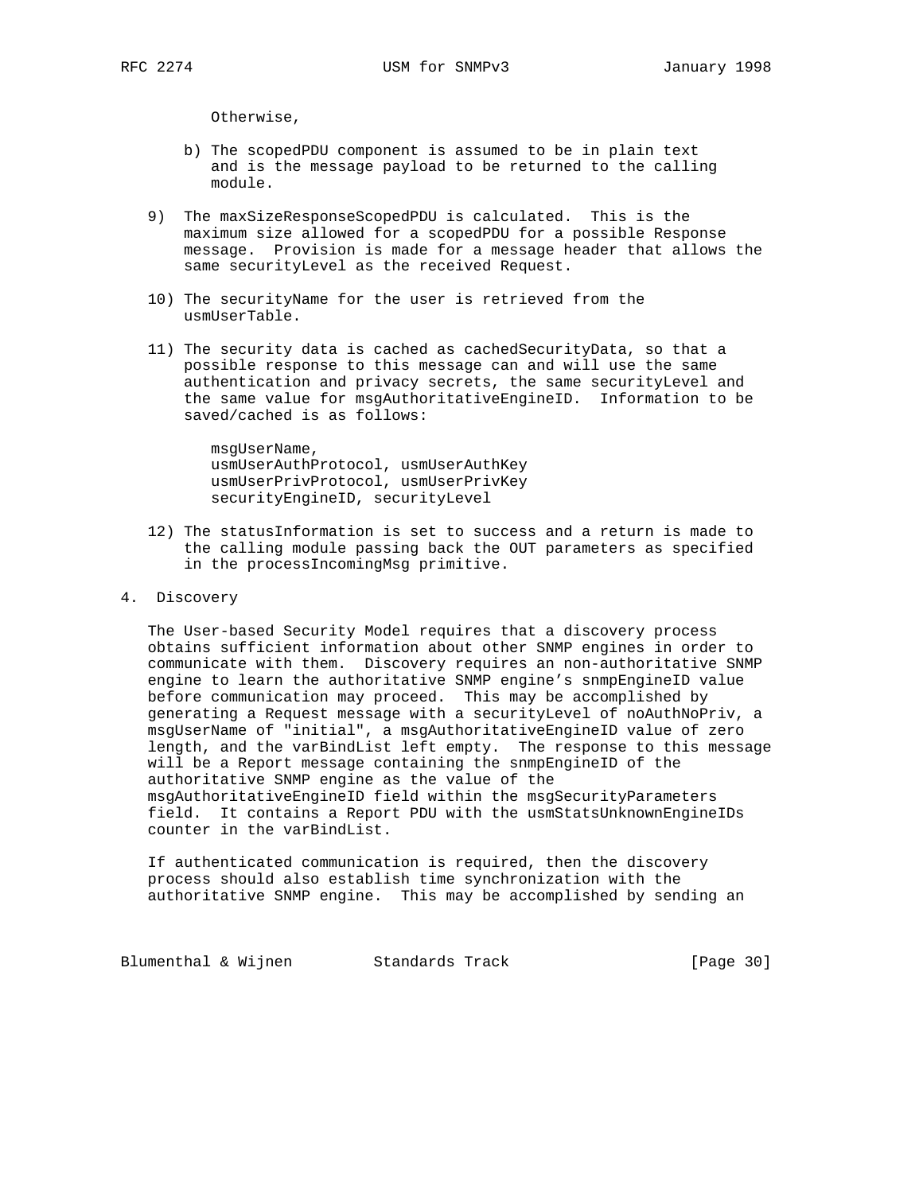Otherwise,

b) The scopedPDU component is assumed to be in plain text and is the message payload to be returned to the calling module.

9) The maxSizeResponseScopedPDU is calculated. This is the maximum size allowed for a scopedPDU for a possible Response message. Provision is made for a message header that allows the same securityLevel as the received Request.

10) The securityName for the user is retrieved from the usmUserTable.

11) The security data is cached as cachedSecurityData, so that a possible response to this message can and will use the same authentication and privacy secrets, the same securityLevel and the same value for msgAuthoritativeEngineID. Information to be saved/cached is as follows:

    msgUserName,
    usmUserAuthProtocol, usmUserAuthKey
    usmUserPrivProtocol, usmUserPrivKey
    securityEngineID, securityLevel

12) The statusInformation is set to success and a return is made to the calling module passing back the OUT parameters as specified in the processIncomingMsg primitive.

## 4. Discovery

The User-based Security Model requires that a discovery process obtains sufficient information about other SNMP engines in order to communicate with them. Discovery requires an non-authoritative SNMP engine to learn the authoritative SNMP engine's snmpEngineID value before communication may proceed. This may be accomplished by generating a Request message with a securityLevel of noAuthNoPriv, a msgUserName of "initial", a msgAuthoritativeEngineID value of zero length, and the varBindList left empty. The response to this message will be a Report message containing the snmpEngineID of the authoritative SNMP engine as the value of the msgAuthoritativeEngineID field within the msgSecurityParameters field. It contains a Report PDU with the usmStatsUnknownEngineIDs counter in the varBindList.

If authenticated communication is required, then the discovery process should also establish time synchronization with the authoritative SNMP engine. This may be accomplished by sending an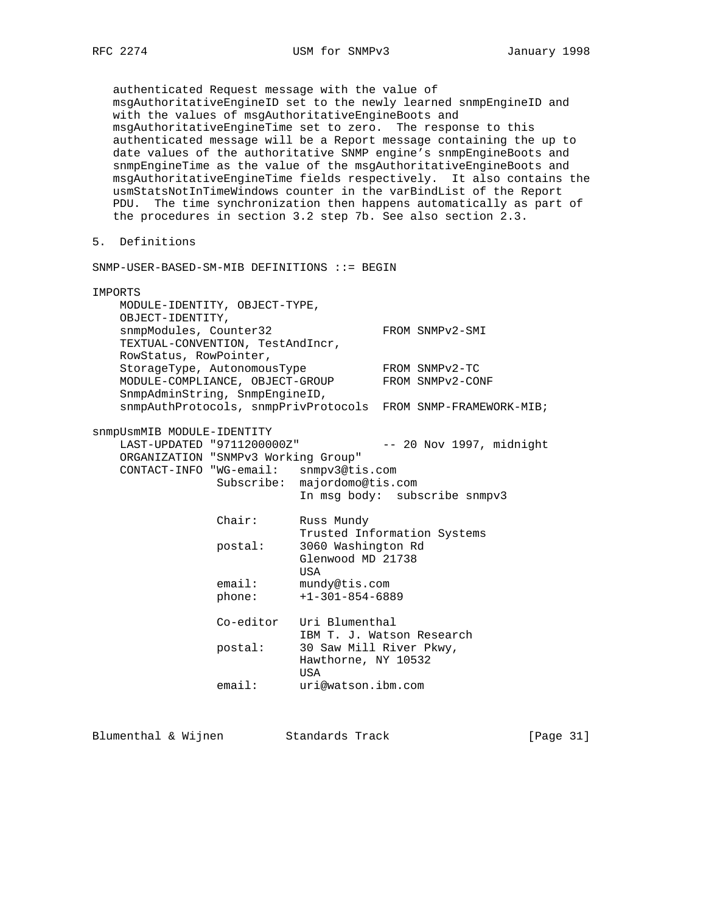authenticated Request message with the value of msgAuthoritativeEngineID set to the newly learned snmpEngineID and with the values of msgAuthoritativeEngineBoots and msgAuthoritativeEngineTime set to zero. The response to this authenticated message will be a Report message containing the up to date values of the authoritative SNMP engine's snmpEngineBoots and snmpEngineTime as the value of the msgAuthoritativeEngineBoots and msgAuthoritativeEngineTime fields respectively. It also contains the usmStatsNotInTimeWindows counter in the varBindList of the Report PDU. The time synchronization then happens automatically as part of the procedures in section 3.2 step 7b. See also section 2.3.

## 5. Definitions

```
SNMP-USER-BASED-SM-MIB DEFINITIONS ::= BEGIN

IMPORTS
    MODULE-IDENTITY, OBJECT-TYPE,
    OBJECT-IDENTITY,
    snmpModules, Counter32                FROM SNMPv2-SMI
    TEXTUAL-CONVENTION, TestAndIncr,
    RowStatus, RowPointer,
    StorageType, AutonomousType           FROM SNMPv2-TC
    MODULE-COMPLIANCE, OBJECT-GROUP       FROM SNMPv2-CONF
    SnmpAdminString, SnmpEngineID,
    snmpAuthProtocols, snmpPrivProtocols  FROM SNMP-FRAMEWORK-MIB;

snmpUsmMIB MODULE-IDENTITY
    LAST-UPDATED "9711200000Z"            -- 20 Nov 1997, midnight
    ORGANIZATION "SNMPv3 Working Group"
    CONTACT-INFO "WG-email:   snmpv3@tis.com
                  Subscribe:  majordomo@tis.com
                              In msg body:  subscribe snmpv3

                  Chair:      Russ Mundy
                              Trusted Information Systems
                  postal:     3060 Washington Rd
                              Glenwood MD 21738
                              USA
                  email:      mundy@tis.com
                  phone:      +1-301-854-6889

                  Co-editor   Uri Blumenthal
                              IBM T. J. Watson Research
                  postal:     30 Saw Mill River Pkwy,
                              Hawthorne, NY 10532
                              USA
                  email:      uri@watson.ibm.com
```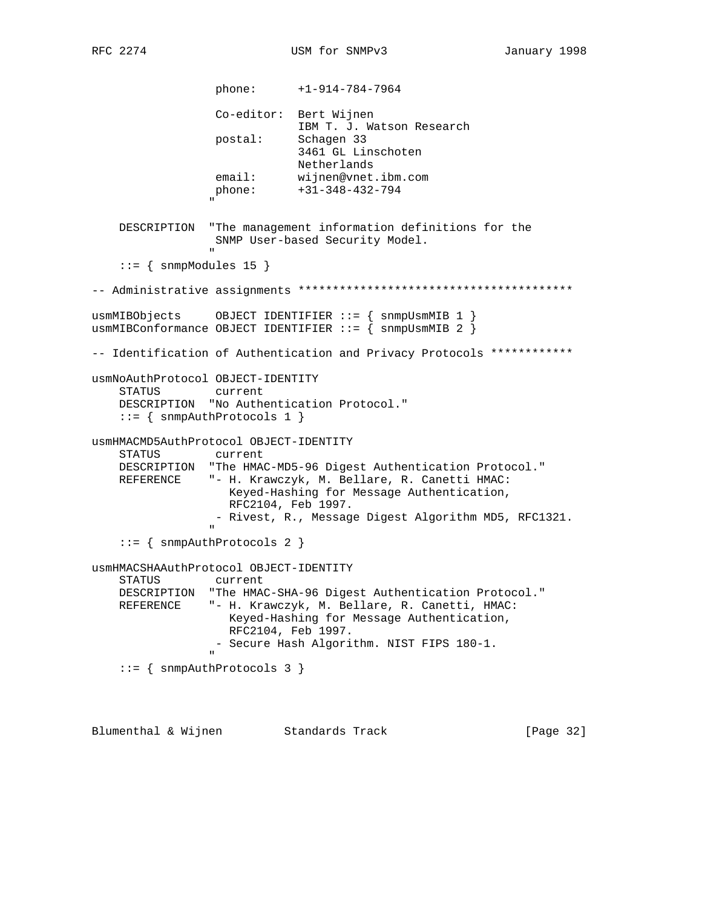```
                 phone:      +1-914-784-7964

                 Co-editor:  Bert Wijnen
                             IBM T. J. Watson Research
                 postal:     Schagen 33
                             3461 GL Linschoten
                             Netherlands
                 email:      wijnen@vnet.ibm.com
                 phone:      +31-348-432-794
                "

    DESCRIPTION  "The management information definitions for the
                 SNMP User-based Security Model.
                "
    ::= { snmpModules 15 }

-- Administrative assignments ****************************************

usmMIBObjects     OBJECT IDENTIFIER ::= { snmpUsmMIB 1 }
usmMIBConformance OBJECT IDENTIFIER ::= { snmpUsmMIB 2 }

-- Identification of Authentication and Privacy Protocols ************

usmNoAuthProtocol OBJECT-IDENTITY
    STATUS        current
    DESCRIPTION  "No Authentication Protocol."
    ::= { snmpAuthProtocols 1 }

usmHMACMD5AuthProtocol OBJECT-IDENTITY
    STATUS        current
    DESCRIPTION  "The HMAC-MD5-96 Digest Authentication Protocol."
    REFERENCE    "- H. Krawczyk, M. Bellare, R. Canetti HMAC:
                    Keyed-Hashing for Message Authentication,
                    RFC2104, Feb 1997.
                 - Rivest, R., Message Digest Algorithm MD5, RFC1321.
                "
    ::= { snmpAuthProtocols 2 }

usmHMACSHAAuthProtocol OBJECT-IDENTITY
    STATUS        current
    DESCRIPTION  "The HMAC-SHA-96 Digest Authentication Protocol."
    REFERENCE    "- H. Krawczyk, M. Bellare, R. Canetti, HMAC:
                    Keyed-Hashing for Message Authentication,
                    RFC2104, Feb 1997.
                 - Secure Hash Algorithm. NIST FIPS 180-1.
                "
    ::= { snmpAuthProtocols 3 }
```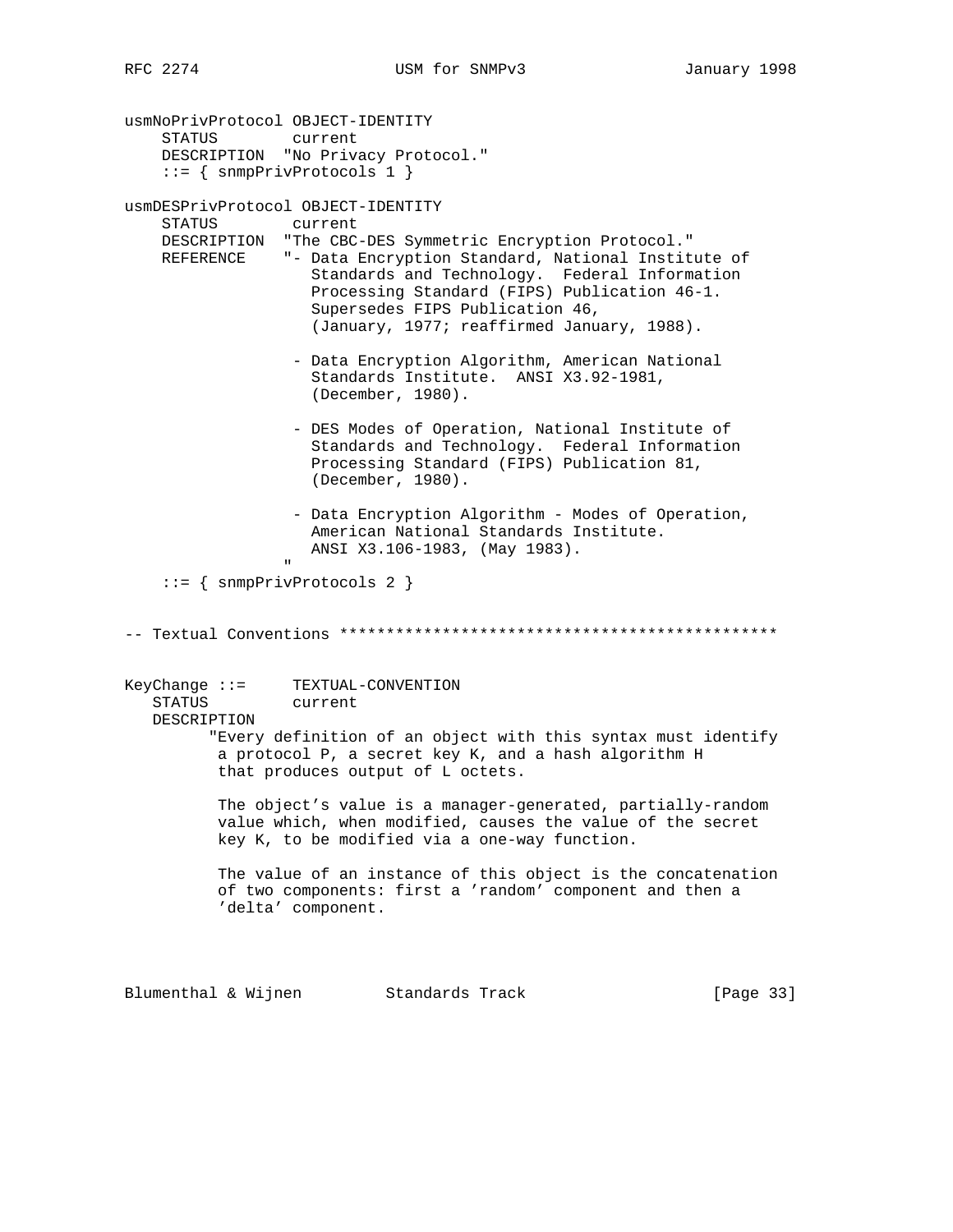```
usmNoPrivProtocol OBJECT-IDENTITY
    STATUS        current
    DESCRIPTION  "No Privacy Protocol."
    ::= { snmpPrivProtocols 1 }

usmDESPrivProtocol OBJECT-IDENTITY
    STATUS        current
    DESCRIPTION  "The CBC-DES Symmetric Encryption Protocol."
    REFERENCE    "- Data Encryption Standard, National Institute of
                    Standards and Technology.  Federal Information
                    Processing Standard (FIPS) Publication 46-1.
                    Supersedes FIPS Publication 46,
                    (January, 1977; reaffirmed January, 1988).

                  - Data Encryption Algorithm, American National
                    Standards Institute.  ANSI X3.92-1981,
                    (December, 1980).

                  - DES Modes of Operation, National Institute of
                    Standards and Technology.  Federal Information
                    Processing Standard (FIPS) Publication 81,
                    (December, 1980).

                  - Data Encryption Algorithm - Modes of Operation,
                    American National Standards Institute.
                    ANSI X3.106-1983, (May 1983).
                 "
    ::= { snmpPrivProtocols 2 }


-- Textual Conventions ***********************************************


KeyChange ::=     TEXTUAL-CONVENTION
   STATUS         current
   DESCRIPTION
         "Every definition of an object with this syntax must identify
          a protocol P, a secret key K, and a hash algorithm H
          that produces output of L octets.

          The object's value is a manager-generated, partially-random
          value which, when modified, causes the value of the secret
          key K, to be modified via a one-way function.

          The value of an instance of this object is the concatenation
          of two components: first a 'random' component and then a
          'delta' component.
```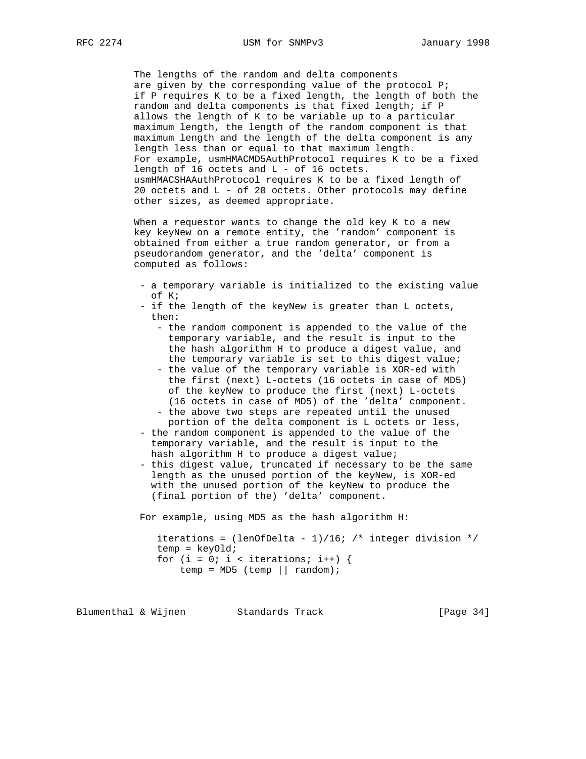The lengths of the random and delta components are given by the corresponding value of the protocol P; if P requires K to be a fixed length, the length of both the random and delta components is that fixed length; if P allows the length of K to be variable up to a particular maximum length, the length of the random component is that maximum length and the length of the delta component is any length less than or equal to that maximum length. For example, usmHMACMD5AuthProtocol requires K to be a fixed length of 16 octets and L - of 16 octets. usmHMACSHAAuthProtocol requires K to be a fixed length of 20 octets and L - of 20 octets. Other protocols may define other sizes, as deemed appropriate.

When a requestor wants to change the old key K to a new key keyNew on a remote entity, the 'random' component is obtained from either a true random generator, or from a pseudorandom generator, and the 'delta' component is computed as follows:

- a temporary variable is initialized to the existing value of K;
- if the length of the keyNew is greater than L octets, then:
  - the random component is appended to the value of the temporary variable, and the result is input to the the hash algorithm H to produce a digest value, and the temporary variable is set to this digest value;
  - the value of the temporary variable is XOR-ed with the first (next) L-octets (16 octets in case of MD5) of the keyNew to produce the first (next) L-octets (16 octets in case of MD5) of the 'delta' component.
  - the above two steps are repeated until the unused portion of the delta component is L octets or less,
- the random component is appended to the value of the temporary variable, and the result is input to the hash algorithm H to produce a digest value;
- this digest value, truncated if necessary to be the same length as the unused portion of the keyNew, is XOR-ed with the unused portion of the keyNew to produce the (final portion of the) 'delta' component.

For example, using MD5 as the hash algorithm H:

```
iterations = (lenOfDelta - 1)/16; /* integer division */
temp = keyOld;
for (i = 0; i < iterations; i++) {
    temp = MD5 (temp || random);
```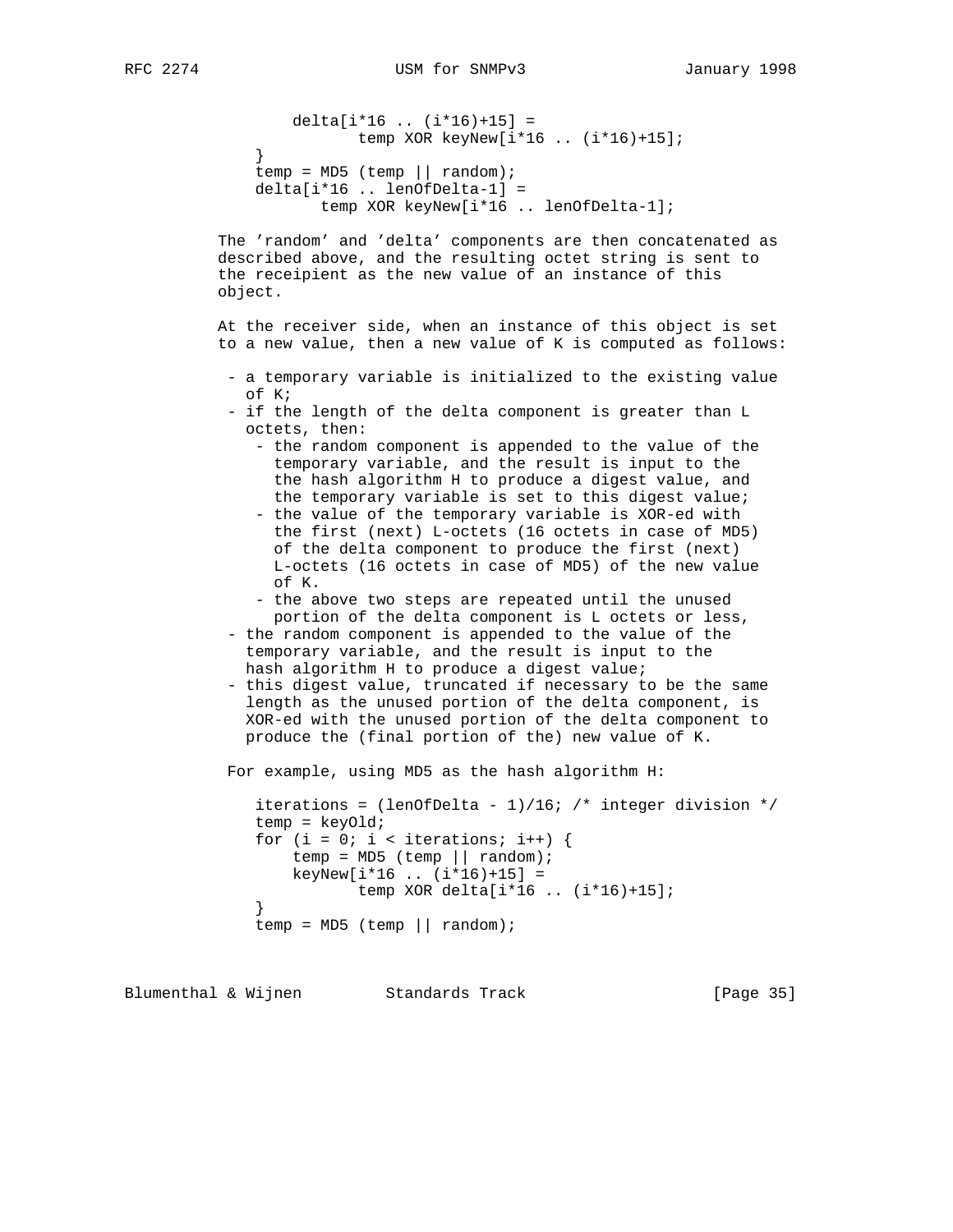```
        delta[i*16 .. (i*16)+15] =
               temp XOR keyNew[i*16 .. (i*16)+15];
    }
    temp = MD5 (temp || random);
    delta[i*16 .. lenOfDelta-1] =
           temp XOR keyNew[i*16 .. lenOfDelta-1];
```

The 'random' and 'delta' components are then concatenated as described above, and the resulting octet string is sent to the receeipient as the new value of an instance of this object.

At the receiver side, when an instance of this object is set to a new value, then a new value of K is computed as follows:

- a temporary variable is initialized to the existing value of K;
- if the length of the delta component is greater than L octets, then:
  - the random component is appended to the value of the temporary variable, and the result is input to the the hash algorithm H to produce a digest value, and the temporary variable is set to this digest value;
  - the value of the temporary variable is XOR-ed with the first (next) L-octets (16 octets in case of MD5) of the delta component to produce the first (next) L-octets (16 octets in case of MD5) of the new value of K.
  - the above two steps are repeated until the unused portion of the delta component is L octets or less,
- the random component is appended to the value of the temporary variable, and the result is input to the hash algorithm H to produce a digest value;
- this digest value, truncated if necessary to be the same length as the unused portion of the delta component, is XOR-ed with the unused portion of the delta component to produce the (final portion of the) new value of K.

For example, using MD5 as the hash algorithm H:

```
    iterations = (lenOfDelta - 1)/16; /* integer division */
    temp = keyOld;
    for (i = 0; i < iterations; i++) {
        temp = MD5 (temp || random);
        keyNew[i*16 .. (i*16)+15] =
               temp XOR delta[i*16 .. (i*16)+15];
    }
    temp = MD5 (temp || random);
```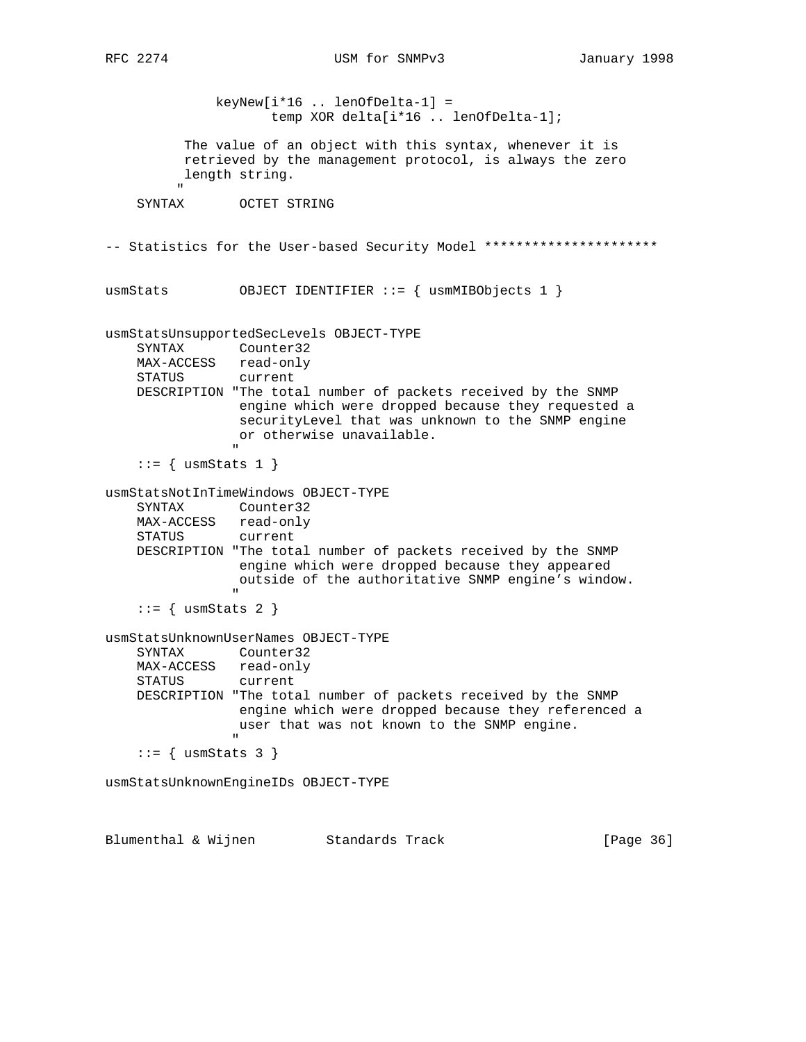```
              keyNew[i*16 .. lenOfDelta-1] =
                     temp XOR delta[i*16 .. lenOfDelta-1];

          The value of an object with this syntax, whenever it is
          retrieved by the management protocol, is always the zero
          length string.
         "
    SYNTAX       OCTET STRING


-- Statistics for the User-based Security Model **********************


usmStats         OBJECT IDENTIFIER ::= { usmMIBObjects 1 }


usmStatsUnsupportedSecLevels OBJECT-TYPE
    SYNTAX       Counter32
    MAX-ACCESS   read-only
    STATUS       current
    DESCRIPTION "The total number of packets received by the SNMP
                 engine which were dropped because they requested a
                 securityLevel that was unknown to the SNMP engine
                 or otherwise unavailable.
                "
    ::= { usmStats 1 }

usmStatsNotInTimeWindows OBJECT-TYPE
    SYNTAX       Counter32
    MAX-ACCESS   read-only
    STATUS       current
    DESCRIPTION "The total number of packets received by the SNMP
                 engine which were dropped because they appeared
                 outside of the authoritative SNMP engine's window.
                "
    ::= { usmStats 2 }

usmStatsUnknownUserNames OBJECT-TYPE
    SYNTAX       Counter32
    MAX-ACCESS   read-only
    STATUS       current
    DESCRIPTION "The total number of packets received by the SNMP
                 engine which were dropped because they referenced a
                 user that was not known to the SNMP engine.
                "
    ::= { usmStats 3 }

usmStatsUnknownEngineIDs OBJECT-TYPE
```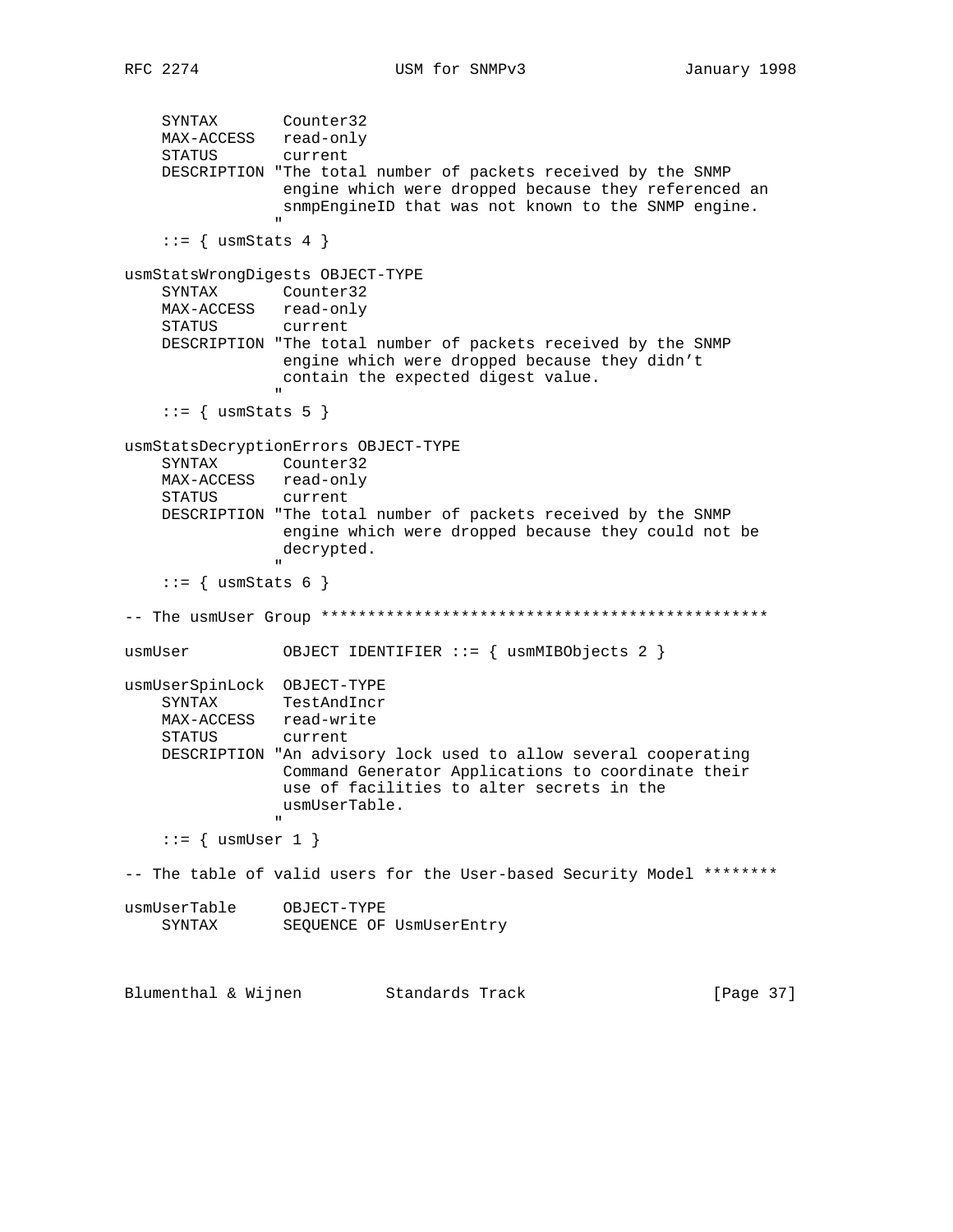```
    SYNTAX       Counter32
    MAX-ACCESS   read-only
    STATUS       current
    DESCRIPTION "The total number of packets received by the SNMP
                 engine which were dropped because they referenced an
                 snmpEngineID that was not known to the SNMP engine.
                "
    ::= { usmStats 4 }

usmStatsWrongDigests OBJECT-TYPE
    SYNTAX       Counter32
    MAX-ACCESS   read-only
    STATUS       current
    DESCRIPTION "The total number of packets received by the SNMP
                 engine which were dropped because they didn't
                 contain the expected digest value.
                "
    ::= { usmStats 5 }

usmStatsDecryptionErrors OBJECT-TYPE
    SYNTAX       Counter32
    MAX-ACCESS   read-only
    STATUS       current
    DESCRIPTION "The total number of packets received by the SNMP
                 engine which were dropped because they could not be
                 decrypted.
                "
    ::= { usmStats 6 }

-- The usmUser Group ************************************************

usmUser          OBJECT IDENTIFIER ::= { usmMIBObjects 2 }

usmUserSpinLock  OBJECT-TYPE
    SYNTAX       TestAndIncr
    MAX-ACCESS   read-write
    STATUS       current
    DESCRIPTION "An advisory lock used to allow several cooperating
                 Command Generator Applications to coordinate their
                 use of facilities to alter secrets in the
                 usmUserTable.
                "
    ::= { usmUser 1 }

-- The table of valid users for the User-based Security Model ********

usmUserTable     OBJECT-TYPE
    SYNTAX       SEQUENCE OF UsmUserEntry
```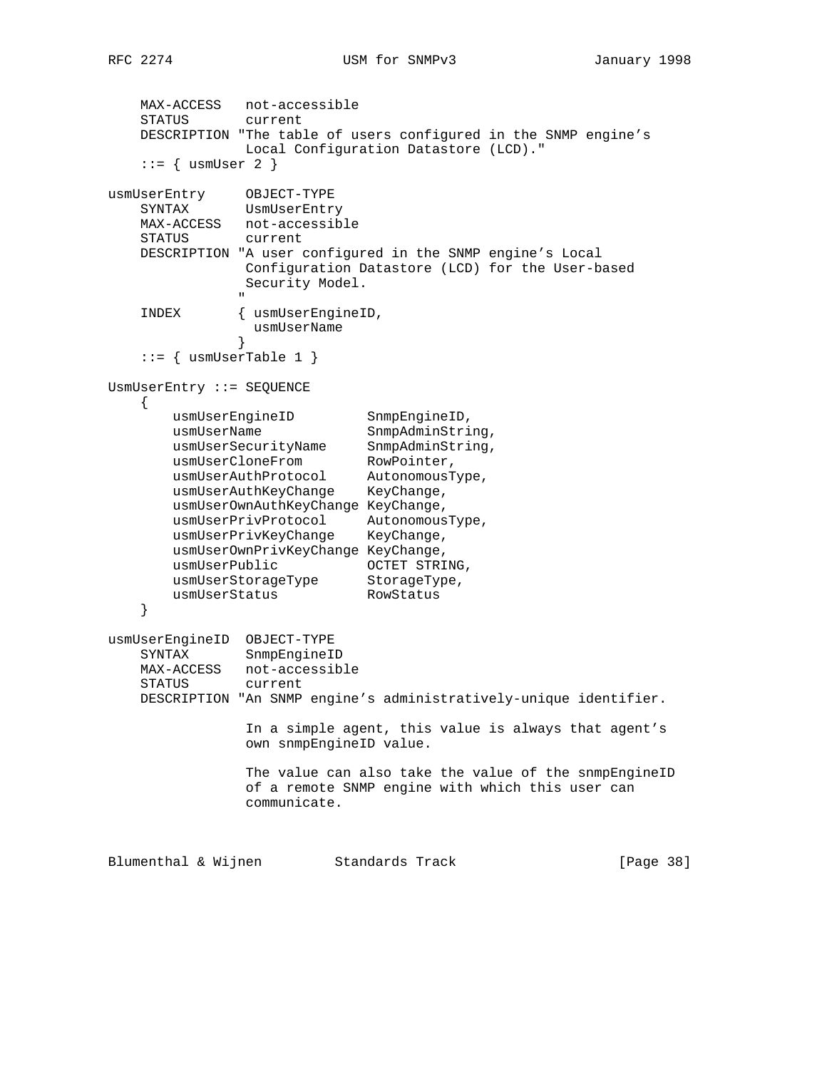```
    MAX-ACCESS   not-accessible
    STATUS       current
    DESCRIPTION "The table of users configured in the SNMP engine's
                 Local Configuration Datastore (LCD)."
    ::= { usmUser 2 }

usmUserEntry     OBJECT-TYPE
    SYNTAX       UsmUserEntry
    MAX-ACCESS   not-accessible
    STATUS       current
    DESCRIPTION "A user configured in the SNMP engine's Local
                 Configuration Datastore (LCD) for the User-based
                 Security Model.
                "
    INDEX       { usmUserEngineID,
                  usmUserName
                }
    ::= { usmUserTable 1 }

UsmUserEntry ::= SEQUENCE
    {
        usmUserEngineID         SnmpEngineID,
        usmUserName             SnmpAdminString,
        usmUserSecurityName     SnmpAdminString,
        usmUserCloneFrom        RowPointer,
        usmUserAuthProtocol     AutonomousType,
        usmUserAuthKeyChange    KeyChange,
        usmUserOwnAuthKeyChange KeyChange,
        usmUserPrivProtocol     AutonomousType,
        usmUserPrivKeyChange    KeyChange,
        usmUserOwnPrivKeyChange KeyChange,
        usmUserPublic           OCTET STRING,
        usmUserStorageType      StorageType,
        usmUserStatus           RowStatus
    }

usmUserEngineID  OBJECT-TYPE
    SYNTAX       SnmpEngineID
    MAX-ACCESS   not-accessible
    STATUS       current
    DESCRIPTION "An SNMP engine's administratively-unique identifier.

                 In a simple agent, this value is always that agent's
                 own snmpEngineID value.

                 The value can also take the value of the snmpEngineID
                 of a remote SNMP engine with which this user can
                 communicate.
```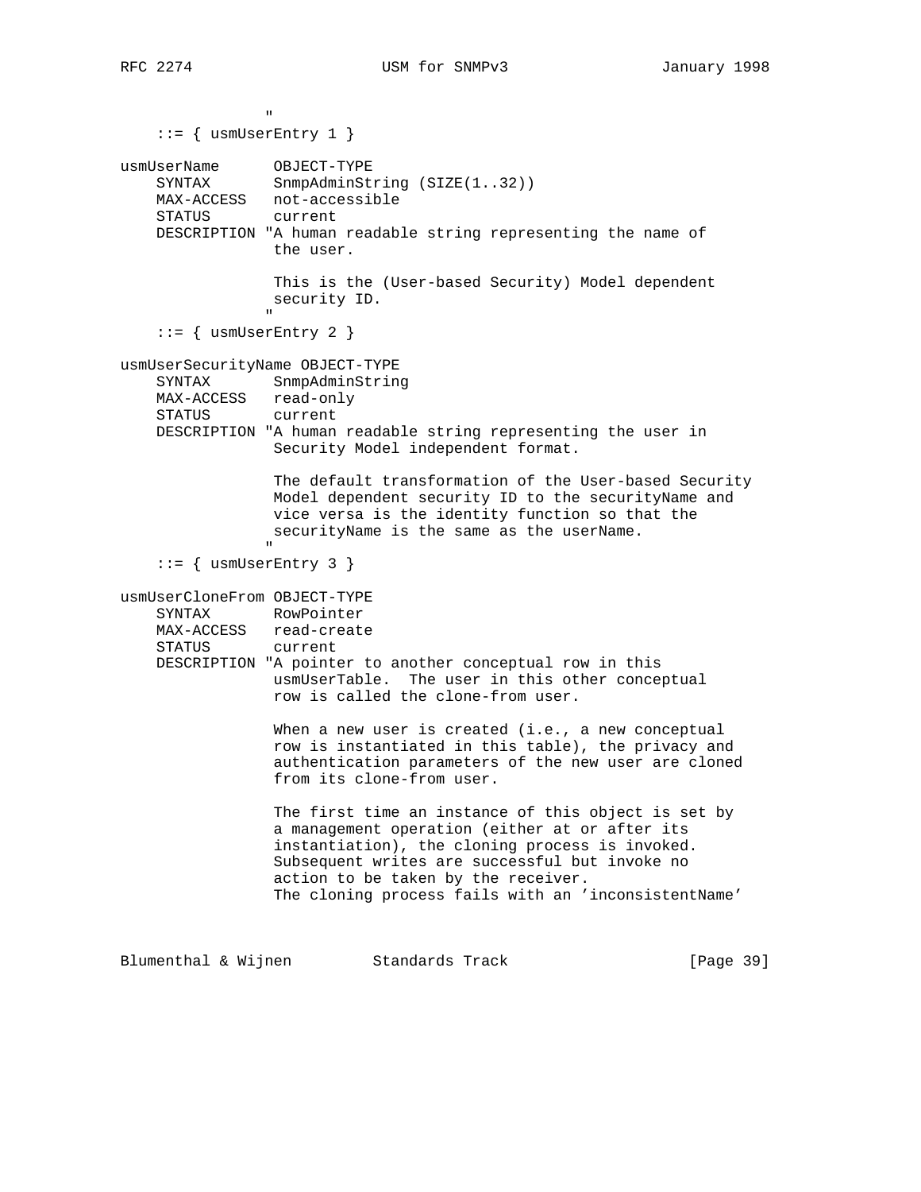```
                "
    ::= { usmUserEntry 1 }

usmUserName      OBJECT-TYPE
    SYNTAX       SnmpAdminString (SIZE(1..32))
    MAX-ACCESS   not-accessible
    STATUS       current
    DESCRIPTION "A human readable string representing the name of
                 the user.

                 This is the (User-based Security) Model dependent
                 security ID.
                "
    ::= { usmUserEntry 2 }

usmUserSecurityName OBJECT-TYPE
    SYNTAX       SnmpAdminString
    MAX-ACCESS   read-only
    STATUS       current
    DESCRIPTION "A human readable string representing the user in
                 Security Model independent format.

                 The default transformation of the User-based Security
                 Model dependent security ID to the securityName and
                 vice versa is the identity function so that the
                 securityName is the same as the userName.
                "
    ::= { usmUserEntry 3 }

usmUserCloneFrom OBJECT-TYPE
    SYNTAX       RowPointer
    MAX-ACCESS   read-create
    STATUS       current
    DESCRIPTION "A pointer to another conceptual row in this
                 usmUserTable.  The user in this other conceptual
                 row is called the clone-from user.

                 When a new user is created (i.e., a new conceptual
                 row is instantiated in this table), the privacy and
                 authentication parameters of the new user are cloned
                 from its clone-from user.

                 The first time an instance of this object is set by
                 a management operation (either at or after its
                 instantiation), the cloning process is invoked.
                 Subsequent writes are successful but invoke no
                 action to be taken by the receiver.
                 The cloning process fails with an 'inconsistentName'
```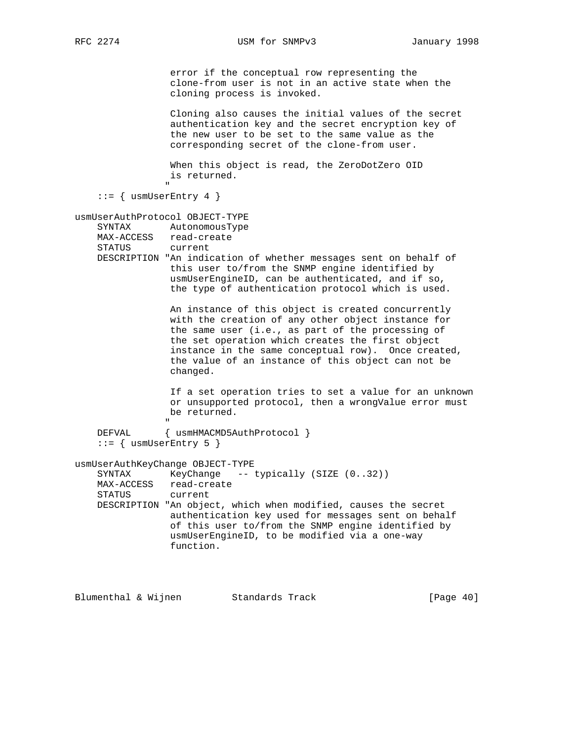```
                 error if the conceptual row representing the
                 clone-from user is not in an active state when the
                 cloning process is invoked.

                 Cloning also causes the initial values of the secret
                 authentication key and the secret encryption key of
                 the new user to be set to the same value as the
                 corresponding secret of the clone-from user.

                 When this object is read, the ZeroDotZero OID
                 is returned.
                "
    ::= { usmUserEntry 4 }

usmUserAuthProtocol OBJECT-TYPE
    SYNTAX       AutonomousType
    MAX-ACCESS   read-create
    STATUS       current
    DESCRIPTION "An indication of whether messages sent on behalf of
                 this user to/from the SNMP engine identified by
                 usmUserEngineID, can be authenticated, and if so,
                 the type of authentication protocol which is used.

                 An instance of this object is created concurrently
                 with the creation of any other object instance for
                 the same user (i.e., as part of the processing of
                 the set operation which creates the first object
                 instance in the same conceptual row).  Once created,
                 the value of an instance of this object can not be
                 changed.

                 If a set operation tries to set a value for an unknown
                 or unsupported protocol, then a wrongValue error must
                 be returned.
                "
    DEFVAL      { usmHMACMD5AuthProtocol }
    ::= { usmUserEntry 5 }

usmUserAuthKeyChange OBJECT-TYPE
    SYNTAX       KeyChange   -- typically (SIZE (0..32))
    MAX-ACCESS   read-create
    STATUS       current
    DESCRIPTION "An object, which when modified, causes the secret
                 authentication key used for messages sent on behalf
                 of this user to/from the SNMP engine identified by
                 usmUserEngineID, to be modified via a one-way
                 function.
```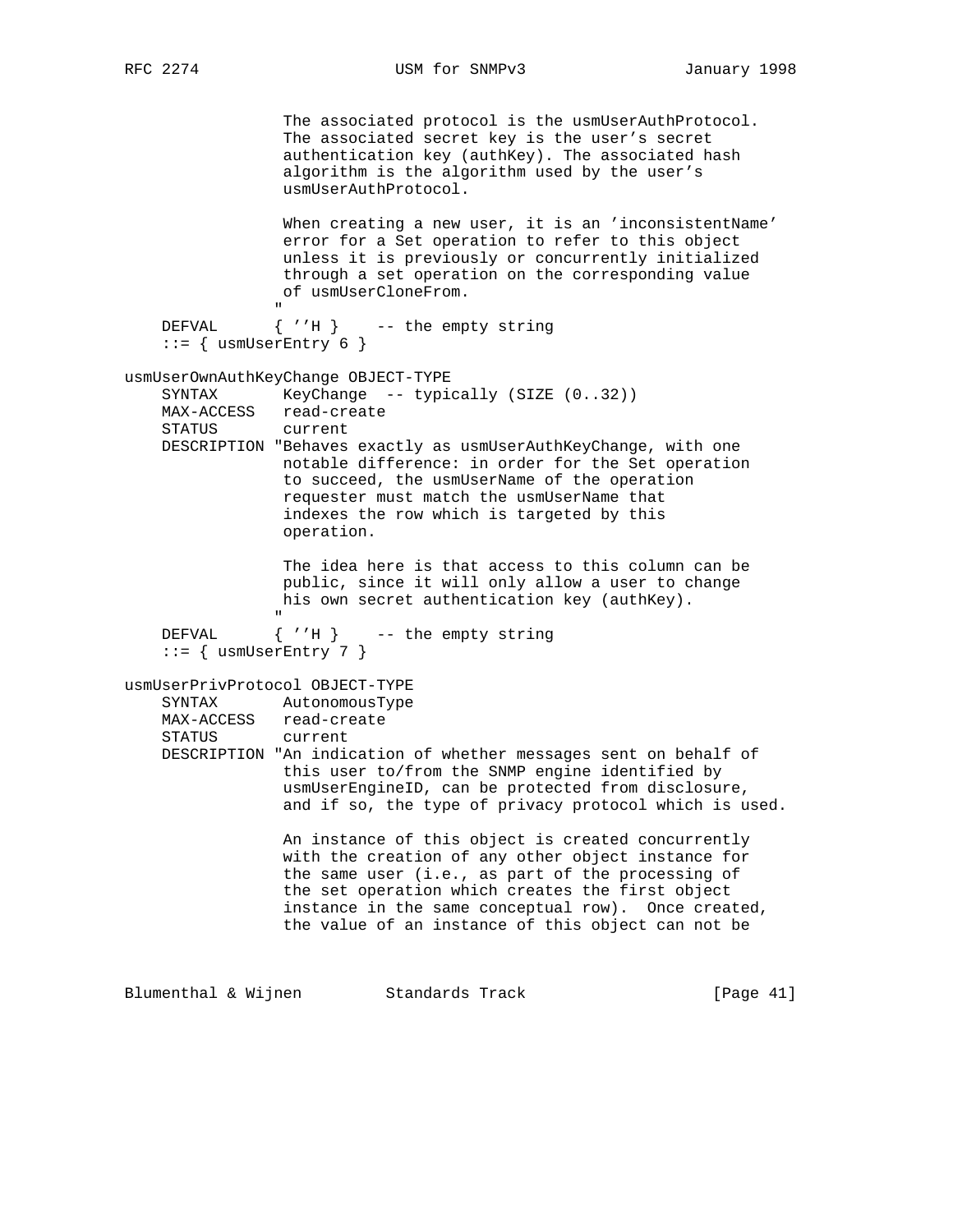```
                 The associated protocol is the usmUserAuthProtocol.
                 The associated secret key is the user's secret
                 authentication key (authKey). The associated hash
                 algorithm is the algorithm used by the user's
                 usmUserAuthProtocol.

                 When creating a new user, it is an 'inconsistentName'
                 error for a Set operation to refer to this object
                 unless it is previously or concurrently initialized
                 through a set operation on the corresponding value
                 of usmUserCloneFrom.
                "
    DEFVAL      { ''H }    -- the empty string
    ::= { usmUserEntry 6 }

usmUserOwnAuthKeyChange OBJECT-TYPE
    SYNTAX       KeyChange  -- typically (SIZE (0..32))
    MAX-ACCESS   read-create
    STATUS       current
    DESCRIPTION "Behaves exactly as usmUserAuthKeyChange, with one
                 notable difference: in order for the Set operation
                 to succeed, the usmUserName of the operation
                 requester must match the usmUserName that
                 indexes the row which is targeted by this
                 operation.

                 The idea here is that access to this column can be
                 public, since it will only allow a user to change
                 his own secret authentication key (authKey).
                "
    DEFVAL      { ''H }    -- the empty string
    ::= { usmUserEntry 7 }

usmUserPrivProtocol OBJECT-TYPE
    SYNTAX       AutonomousType
    MAX-ACCESS   read-create
    STATUS       current
    DESCRIPTION "An indication of whether messages sent on behalf of
                 this user to/from the SNMP engine identified by
                 usmUserEngineID, can be protected from disclosure,
                 and if so, the type of privacy protocol which is used.

                 An instance of this object is created concurrently
                 with the creation of any other object instance for
                 the same user (i.e., as part of the processing of
                 the set operation which creates the first object
                 instance in the same conceptual row).  Once created,
                 the value of an instance of this object can not be
```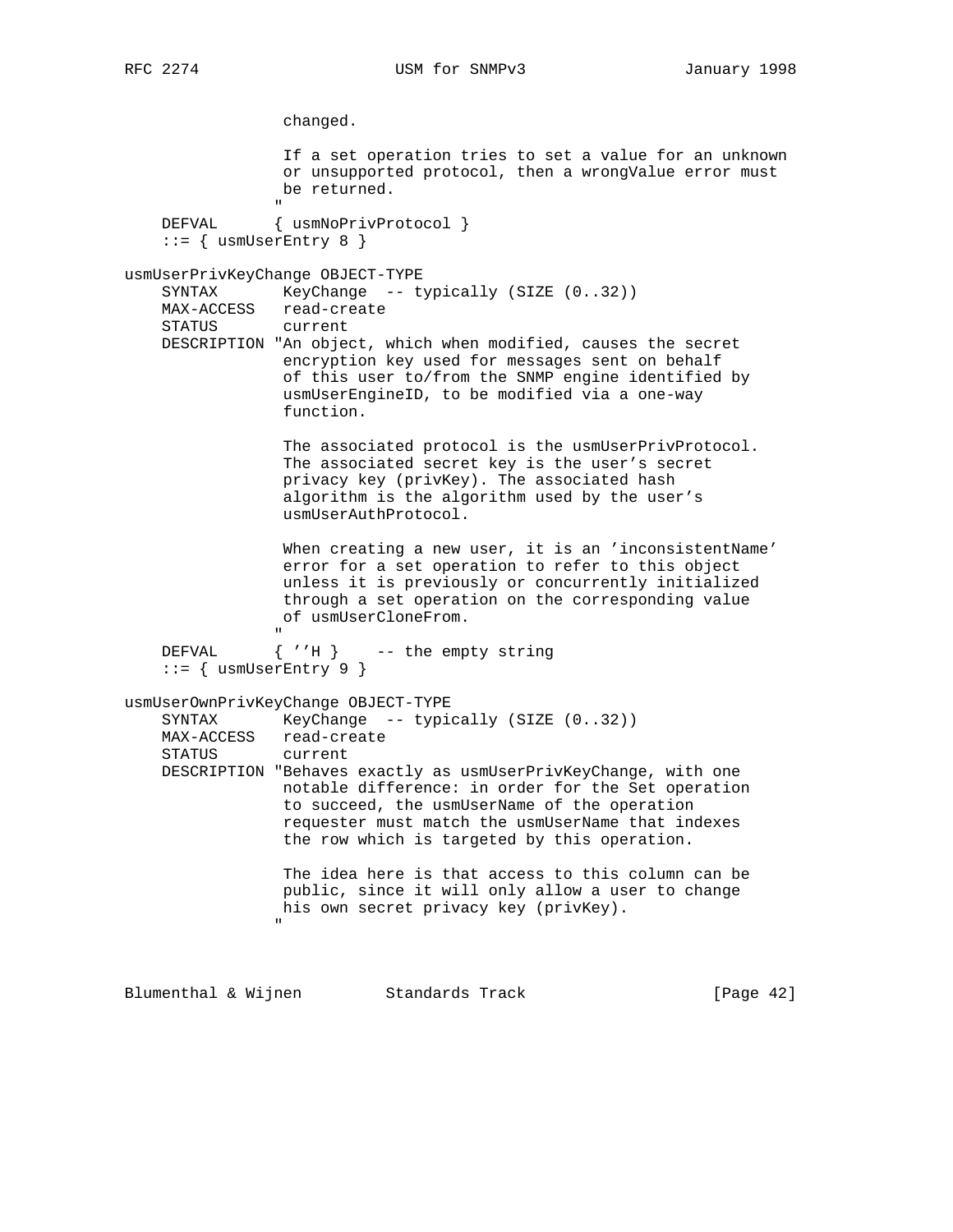```
                changed.

                If a set operation tries to set a value for an unknown
                or unsupported protocol, then a wrongValue error must
                be returned.
               "
    DEFVAL      { usmNoPrivProtocol }
    ::= { usmUserEntry 8 }

usmUserPrivKeyChange OBJECT-TYPE
    SYNTAX       KeyChange  -- typically (SIZE (0..32))
    MAX-ACCESS   read-create
    STATUS       current
    DESCRIPTION "An object, which when modified, causes the secret
                encryption key used for messages sent on behalf
                of this user to/from the SNMP engine identified by
                usmUserEngineID, to be modified via a one-way
                function.

                The associated protocol is the usmUserPrivProtocol.
                The associated secret key is the user's secret
                privacy key (privKey). The associated hash
                algorithm is the algorithm used by the user's
                usmUserAuthProtocol.

                When creating a new user, it is an 'inconsistentName'
                error for a set operation to refer to this object
                unless it is previously or concurrently initialized
                through a set operation on the corresponding value
                of usmUserCloneFrom.
               "
    DEFVAL      { ''H }    -- the empty string
    ::= { usmUserEntry 9 }

usmUserOwnPrivKeyChange OBJECT-TYPE
    SYNTAX       KeyChange  -- typically (SIZE (0..32))
    MAX-ACCESS   read-create
    STATUS       current
    DESCRIPTION "Behaves exactly as usmUserPrivKeyChange, with one
                notable difference: in order for the Set operation
                to succeed, the usmUserName of the operation
                requester must match the usmUserName that indexes
                the row which is targeted by this operation.

                The idea here is that access to this column can be
                public, since it will only allow a user to change
                his own secret privacy key (privKey).
               "
```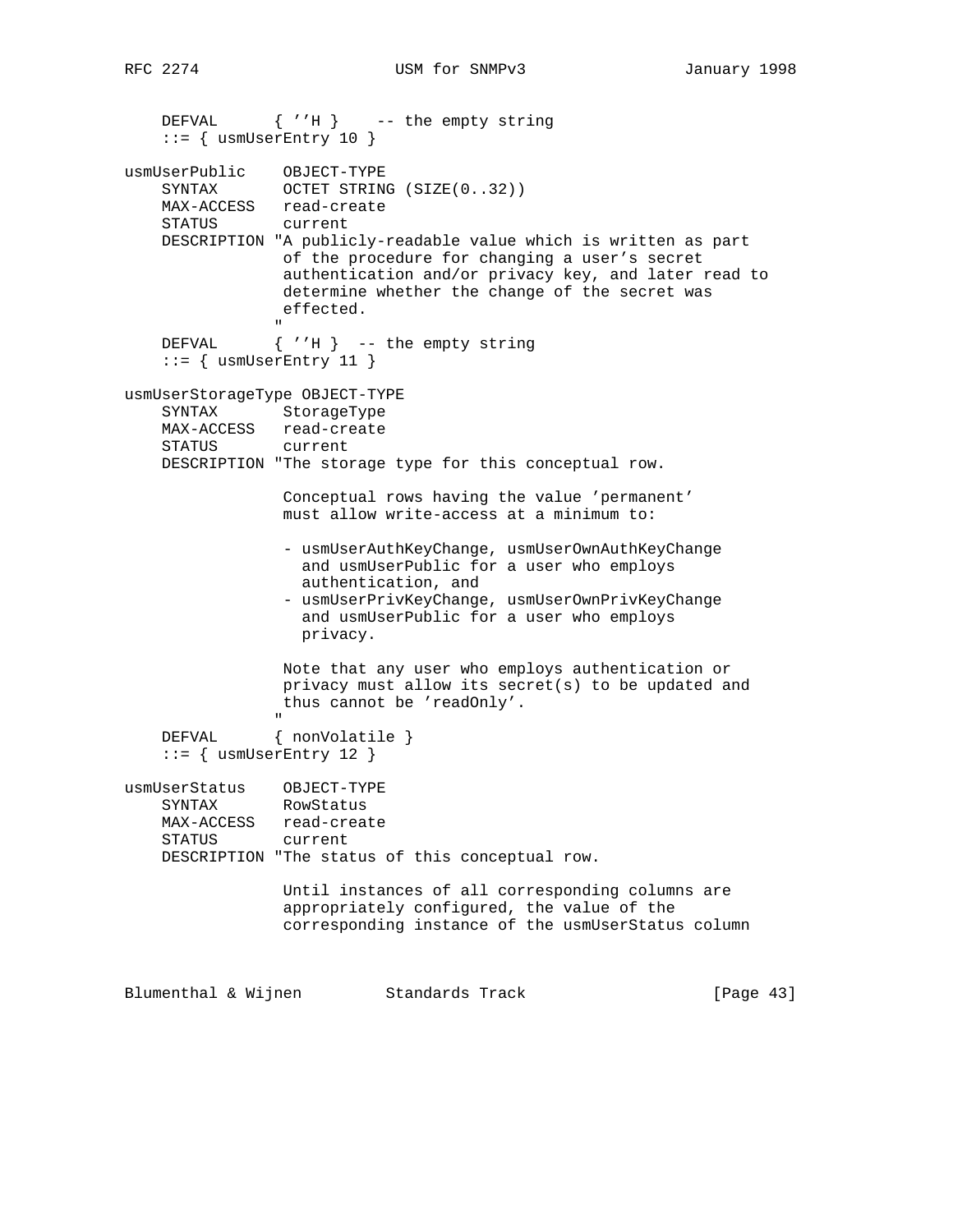```
    DEFVAL      { ''H }    -- the empty string
    ::= { usmUserEntry 10 }

usmUserPublic    OBJECT-TYPE
    SYNTAX       OCTET STRING (SIZE(0..32))
    MAX-ACCESS   read-create
    STATUS       current
    DESCRIPTION "A publicly-readable value which is written as part
                 of the procedure for changing a user's secret
                 authentication and/or privacy key, and later read to
                 determine whether the change of the secret was
                 effected.
                "
    DEFVAL      { ''H }  -- the empty string
    ::= { usmUserEntry 11 }

usmUserStorageType OBJECT-TYPE
    SYNTAX       StorageType
    MAX-ACCESS   read-create
    STATUS       current
    DESCRIPTION "The storage type for this conceptual row.

                 Conceptual rows having the value 'permanent'
                 must allow write-access at a minimum to:

                 - usmUserAuthKeyChange, usmUserOwnAuthKeyChange
                   and usmUserPublic for a user who employs
                   authentication, and
                 - usmUserPrivKeyChange, usmUserOwnPrivKeyChange
                   and usmUserPublic for a user who employs
                   privacy.

                 Note that any user who employs authentication or
                 privacy must allow its secret(s) to be updated and
                 thus cannot be 'readOnly'.
                "
    DEFVAL      { nonVolatile }
    ::= { usmUserEntry 12 }

usmUserStatus    OBJECT-TYPE
    SYNTAX       RowStatus
    MAX-ACCESS   read-create
    STATUS       current
    DESCRIPTION "The status of this conceptual row.

                 Until instances of all corresponding columns are
                 appropriately configured, the value of the
                 corresponding instance of the usmUserStatus column
```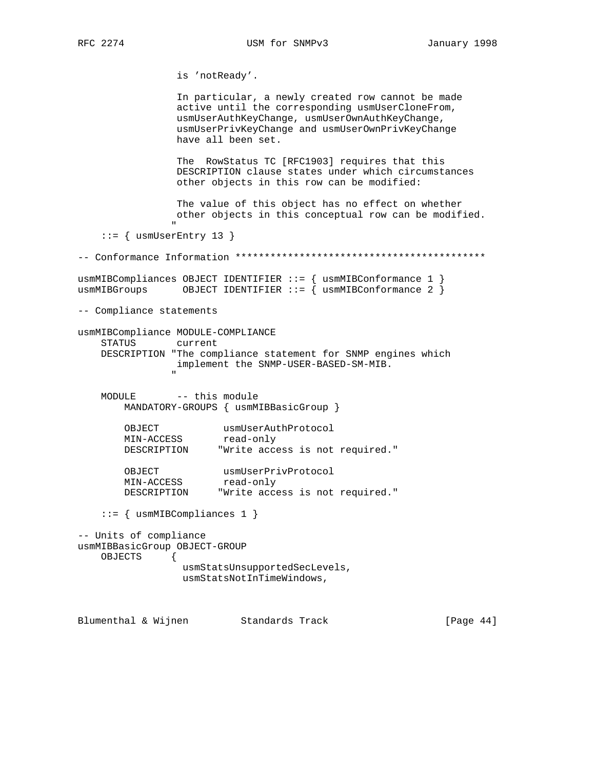```
                 is 'notReady'.

                 In particular, a newly created row cannot be made
                 active until the corresponding usmUserCloneFrom,
                 usmUserAuthKeyChange, usmUserOwnAuthKeyChange,
                 usmUserPrivKeyChange and usmUserOwnPrivKeyChange
                 have all been set.

                 The  RowStatus TC [RFC1903] requires that this
                 DESCRIPTION clause states under which circumstances
                 other objects in this row can be modified:

                 The value of this object has no effect on whether
                 other objects in this conceptual row can be modified.
                "
    ::= { usmUserEntry 13 }

-- Conformance Information *******************************************

usmMIBCompliances OBJECT IDENTIFIER ::= { usmMIBConformance 1 }
usmMIBGroups      OBJECT IDENTIFIER ::= { usmMIBConformance 2 }

-- Compliance statements

usmMIBCompliance MODULE-COMPLIANCE
    STATUS       current
    DESCRIPTION "The compliance statement for SNMP engines which
                 implement the SNMP-USER-BASED-SM-MIB.
                "

    MODULE       -- this module
        MANDATORY-GROUPS { usmMIBBasicGroup }

        OBJECT           usmUserAuthProtocol
        MIN-ACCESS       read-only
        DESCRIPTION     "Write access is not required."

        OBJECT           usmUserPrivProtocol
        MIN-ACCESS       read-only
        DESCRIPTION     "Write access is not required."

    ::= { usmMIBCompliances 1 }

-- Units of compliance
usmMIBBasicGroup OBJECT-GROUP
    OBJECTS     {
                  usmStatsUnsupportedSecLevels,
                  usmStatsNotInTimeWindows,
```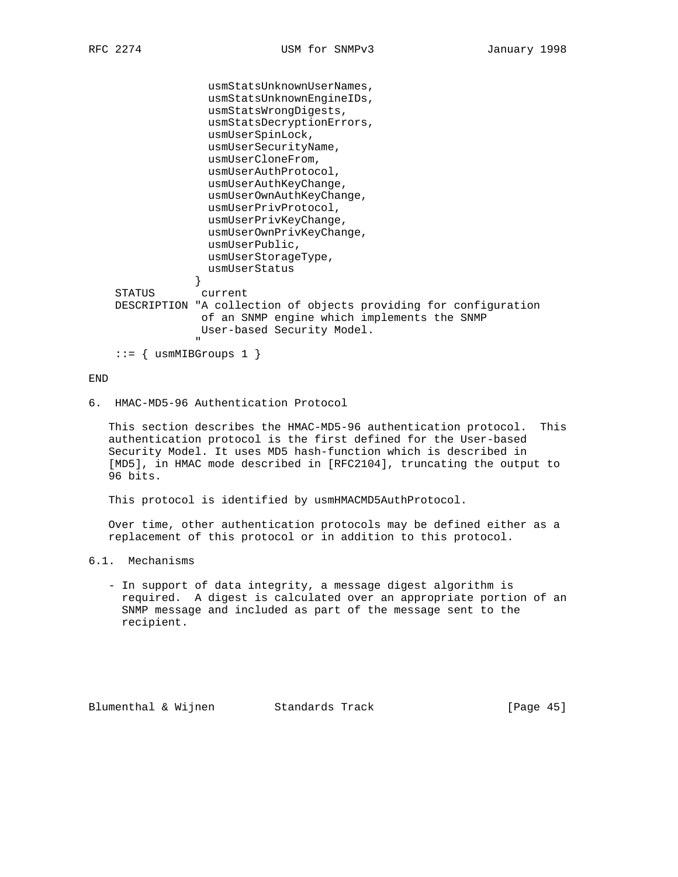```
                  usmStatsUnknownUserNames,
                  usmStatsUnknownEngineIDs,
                  usmStatsWrongDigests,
                  usmStatsDecryptionErrors,
                  usmUserSpinLock,
                  usmUserSecurityName,
                  usmUserCloneFrom,
                  usmUserAuthProtocol,
                  usmUserAuthKeyChange,
                  usmUserOwnAuthKeyChange,
                  usmUserPrivProtocol,
                  usmUserPrivKeyChange,
                  usmUserOwnPrivKeyChange,
                  usmUserPublic,
                  usmUserStorageType,
                  usmUserStatus
                }
    STATUS       current
    DESCRIPTION "A collection of objects providing for configuration
                 of an SNMP engine which implements the SNMP
                 User-based Security Model.
                "

    ::= { usmMIBGroups 1 }

END
```

## 6. HMAC-MD5-96 Authentication Protocol

This section describes the HMAC-MD5-96 authentication protocol. This authentication protocol is the first defined for the User-based Security Model. It uses MD5 hash-function which is described in [MD5], in HMAC mode described in [RFC2104], truncating the output to 96 bits.

This protocol is identified by usmHMACMD5AuthProtocol.

Over time, other authentication protocols may be defined either as a replacement of this protocol or in addition to this protocol.

### 6.1. Mechanisms

- In support of data integrity, a message digest algorithm is required. A digest is calculated over an appropriate portion of an SNMP message and included as part of the message sent to the recipient.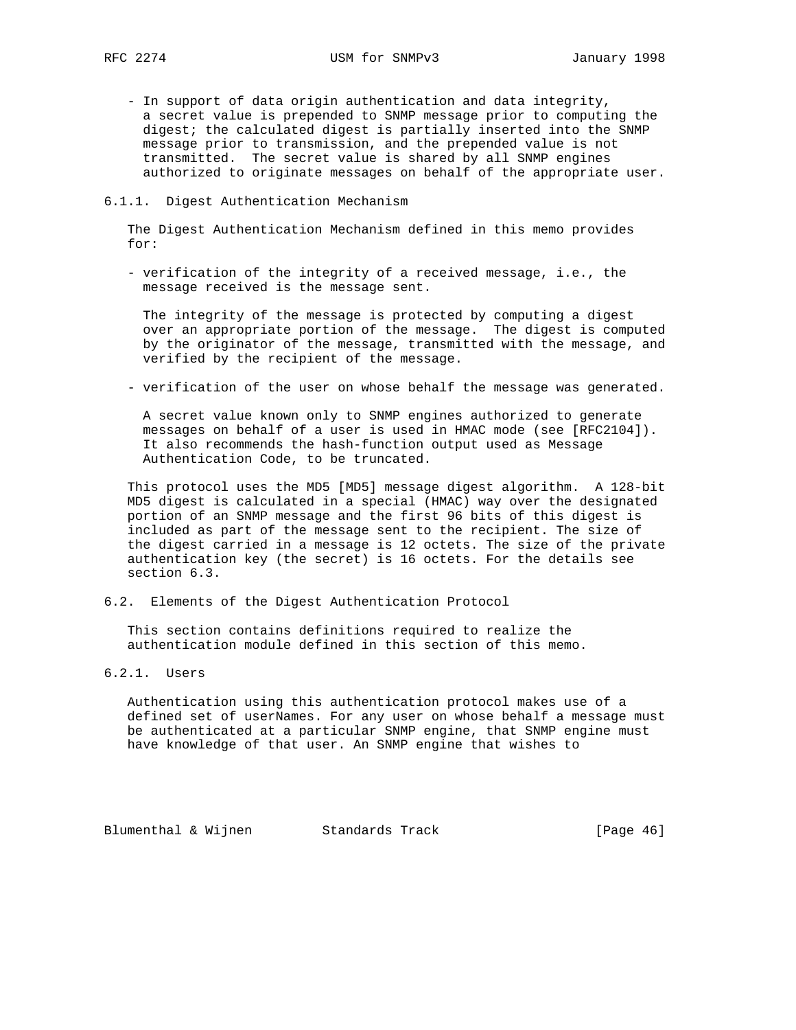- In support of data origin authentication and data integrity, a secret value is prepended to SNMP message prior to computing the digest; the calculated digest is partially inserted into the SNMP message prior to transmission, and the prepended value is not transmitted. The secret value is shared by all SNMP engines authorized to originate messages on behalf of the appropriate user.

### 6.1.1. Digest Authentication Mechanism

The Digest Authentication Mechanism defined in this memo provides for:

- verification of the integrity of a received message, i.e., the message received is the message sent.

  The integrity of the message is protected by computing a digest over an appropriate portion of the message. The digest is computed by the originator of the message, transmitted with the message, and verified by the recipient of the message.

- verification of the user on whose behalf the message was generated.

  A secret value known only to SNMP engines authorized to generate messages on behalf of a user is used in HMAC mode (see [RFC2104]). It also recommends the hash-function output used as Message Authentication Code, to be truncated.

This protocol uses the MD5 [MD5] message digest algorithm. A 128-bit MD5 digest is calculated in a special (HMAC) way over the designated portion of an SNMP message and the first 96 bits of this digest is included as part of the message sent to the recipient. The size of the digest carried in a message is 12 octets. The size of the private authentication key (the secret) is 16 octets. For the details see section 6.3.

## 6.2. Elements of the Digest Authentication Protocol

This section contains definitions required to realize the authentication module defined in this section of this memo.

### 6.2.1. Users

Authentication using this authentication protocol makes use of a defined set of userNames. For any user on whose behalf a message must be authenticated at a particular SNMP engine, that SNMP engine must have knowledge of that user. An SNMP engine that wishes to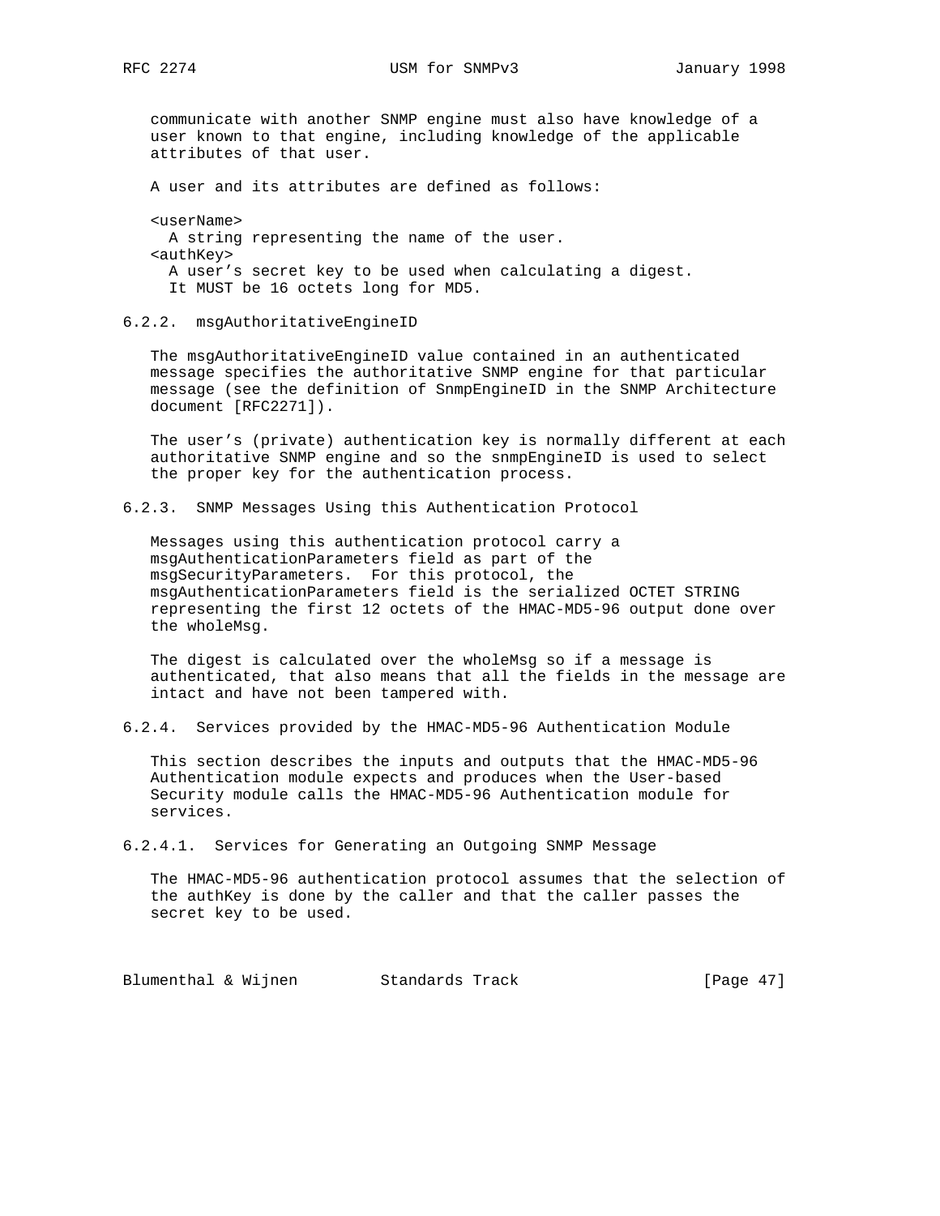communicate with another SNMP engine must also have knowledge of a user known to that engine, including knowledge of the applicable attributes of that user.

A user and its attributes are defined as follows:

<userName>
  A string representing the name of the user.
<authKey>
  A user's secret key to be used when calculating a digest.
  It MUST be 16 octets long for MD5.

#### 6.2.2. msgAuthoritativeEngineID

The msgAuthoritativeEngineID value contained in an authenticated message specifies the authoritative SNMP engine for that particular message (see the definition of SnmpEngineID in the SNMP Architecture document [RFC2271]).

The user's (private) authentication key is normally different at each authoritative SNMP engine and so the snmpEngineID is used to select the proper key for the authentication process.

#### 6.2.3. SNMP Messages Using this Authentication Protocol

Messages using this authentication protocol carry a msgAuthenticationParameters field as part of the msgSecurityParameters. For this protocol, the msgAuthenticationParameters field is the serialized OCTET STRING representing the first 12 octets of the HMAC-MD5-96 output done over the wholeMsg.

The digest is calculated over the wholeMsg so if a message is authenticated, that also means that all the fields in the message are intact and have not been tampered with.

#### 6.2.4. Services provided by the HMAC-MD5-96 Authentication Module

This section describes the inputs and outputs that the HMAC-MD5-96 Authentication module expects and produces when the User-based Security module calls the HMAC-MD5-96 Authentication module for services.

##### 6.2.4.1. Services for Generating an Outgoing SNMP Message

The HMAC-MD5-96 authentication protocol assumes that the selection of the authKey is done by the caller and that the caller passes the secret key to be used.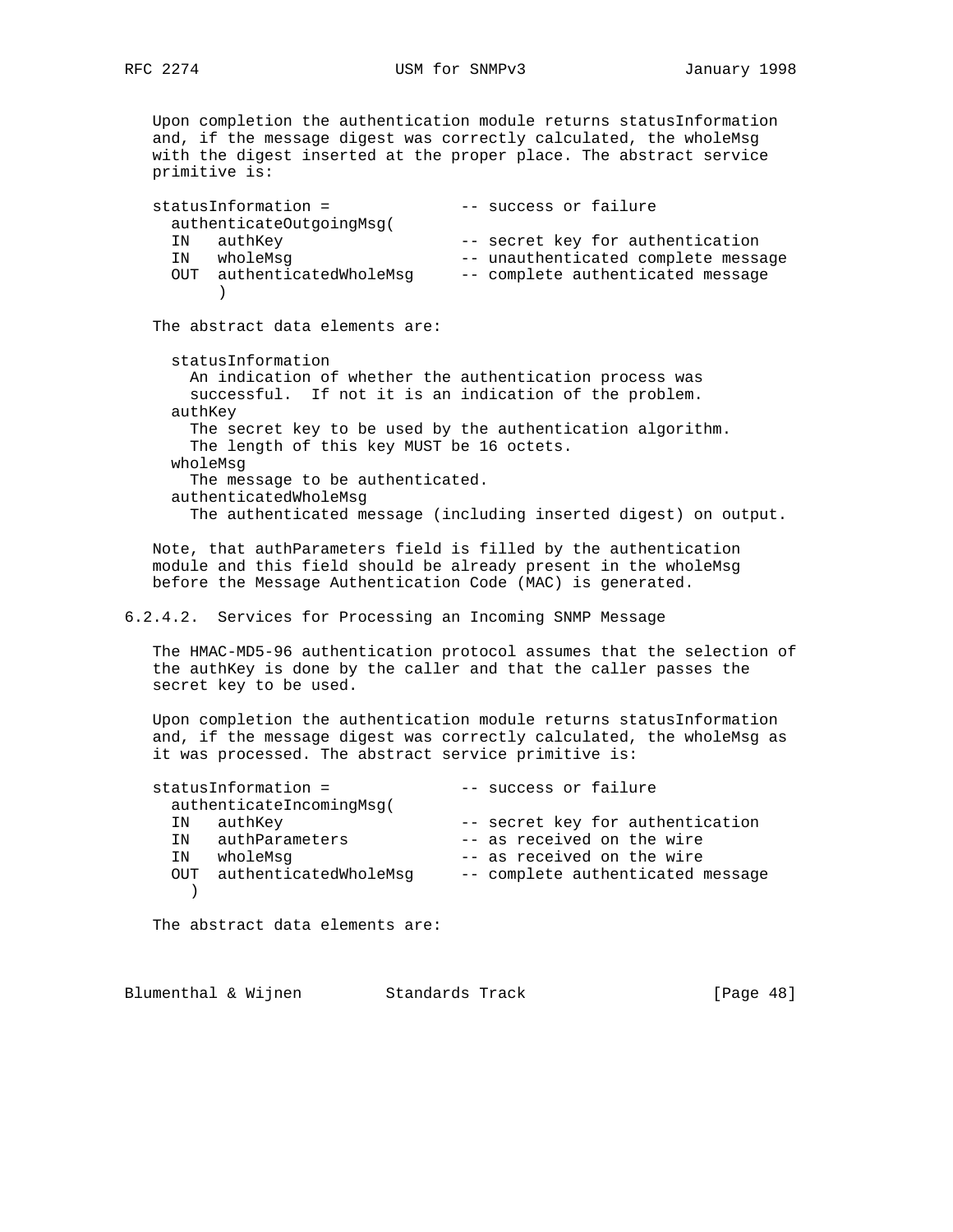Upon completion the authentication module returns statusInformation and, if the message digest was correctly calculated, the wholeMsg with the digest inserted at the proper place. The abstract service primitive is:

```
statusInformation =              -- success or failure
  authenticateOutgoingMsg(
  IN   authKey                   -- secret key for authentication
  IN   wholeMsg                  -- unauthenticated complete message
  OUT  authenticatedWholeMsg     -- complete authenticated message
       )
```

The abstract data elements are:

statusInformation
  An indication of whether the authentication process was successful.  If not it is an indication of the problem.

authKey
  The secret key to be used by the authentication algorithm. The length of this key MUST be 16 octets.

wholeMsg
  The message to be authenticated.

authenticatedWholeMsg
  The authenticated message (including inserted digest) on output.

Note, that authParameters field is filled by the authentication module and this field should be already present in the wholeMsg before the Message Authentication Code (MAC) is generated.

### 6.2.4.2. Services for Processing an Incoming SNMP Message

The HMAC-MD5-96 authentication protocol assumes that the selection of the authKey is done by the caller and that the caller passes the secret key to be used.

Upon completion the authentication module returns statusInformation and, if the message digest was correctly calculated, the wholeMsg as it was processed. The abstract service primitive is:

```
statusInformation =              -- success or failure
  authenticateIncomingMsg(
  IN   authKey                   -- secret key for authentication
  IN   authParameters            -- as received on the wire
  IN   wholeMsg                  -- as received on the wire
  OUT  authenticatedWholeMsg     -- complete authenticated message
    )
```

The abstract data elements are: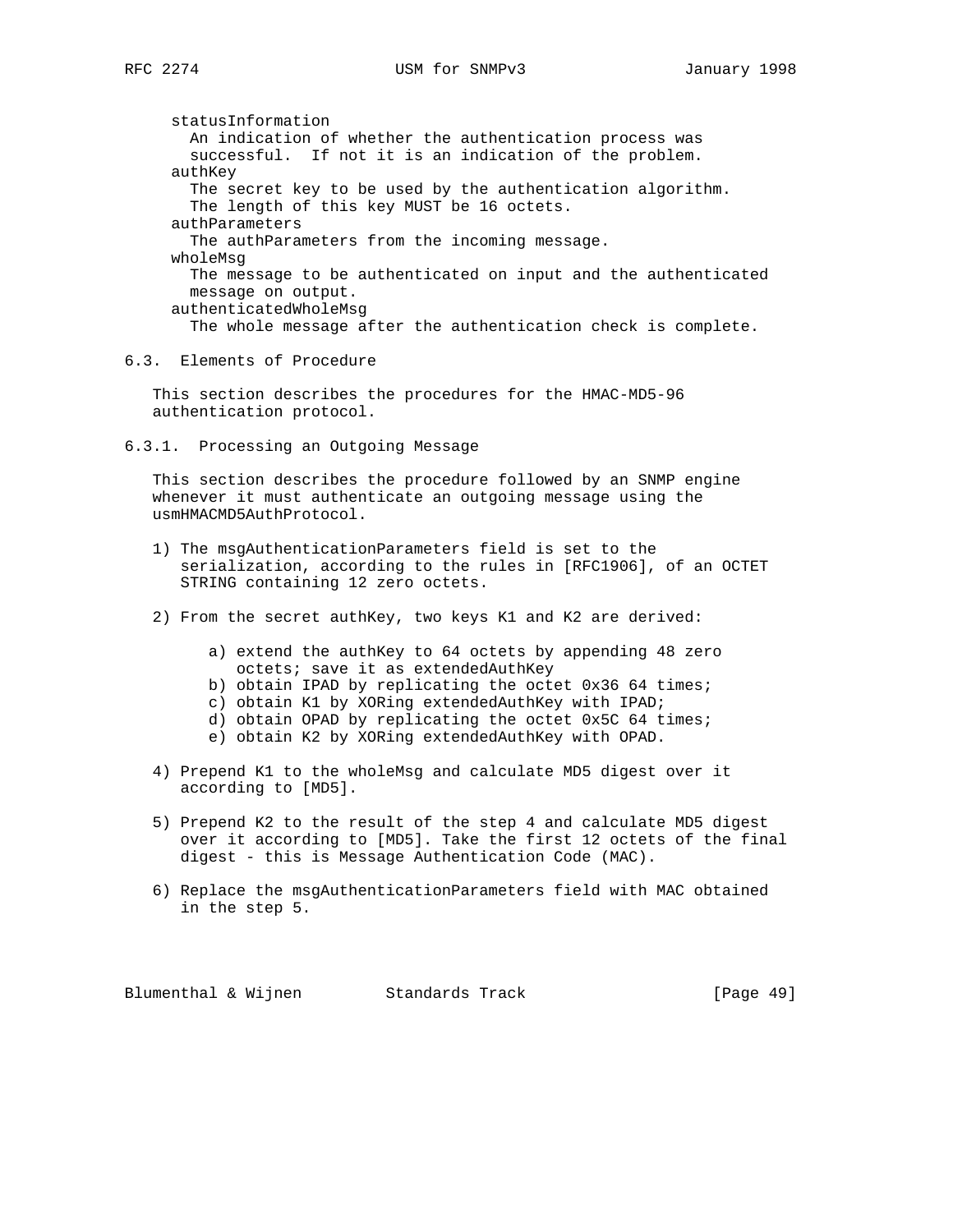statusInformation
: An indication of whether the authentication process was successful. If not it is an indication of the problem.

authKey
: The secret key to be used by the authentication algorithm. The length of this key MUST be 16 octets.

authParameters
: The authParameters from the incoming message.

wholeMsg
: The message to be authenticated on input and the authenticated message on output.

authenticatedWholeMsg
: The whole message after the authentication check is complete.

## 6.3. Elements of Procedure

This section describes the procedures for the HMAC-MD5-96 authentication protocol.

### 6.3.1. Processing an Outgoing Message

This section describes the procedure followed by an SNMP engine whenever it must authenticate an outgoing message using the usmHMACMD5AuthProtocol.

1) The msgAuthenticationParameters field is set to the serialization, according to the rules in [RFC1906], of an OCTET STRING containing 12 zero octets.

2) From the secret authKey, two keys K1 and K2 are derived:

   a) extend the authKey to 64 octets by appending 48 zero octets; save it as extendedAuthKey
   b) obtain IPAD by replicating the octet 0x36 64 times;
   c) obtain K1 by XORing extendedAuthKey with IPAD;
   d) obtain OPAD by replicating the octet 0x5C 64 times;
   e) obtain K2 by XORing extendedAuthKey with OPAD.

4) Prepend K1 to the wholeMsg and calculate MD5 digest over it according to [MD5].

5) Prepend K2 to the result of the step 4 and calculate MD5 digest over it according to [MD5]. Take the first 12 octets of the final digest - this is Message Authentication Code (MAC).

6) Replace the msgAuthenticationParameters field with MAC obtained in the step 5.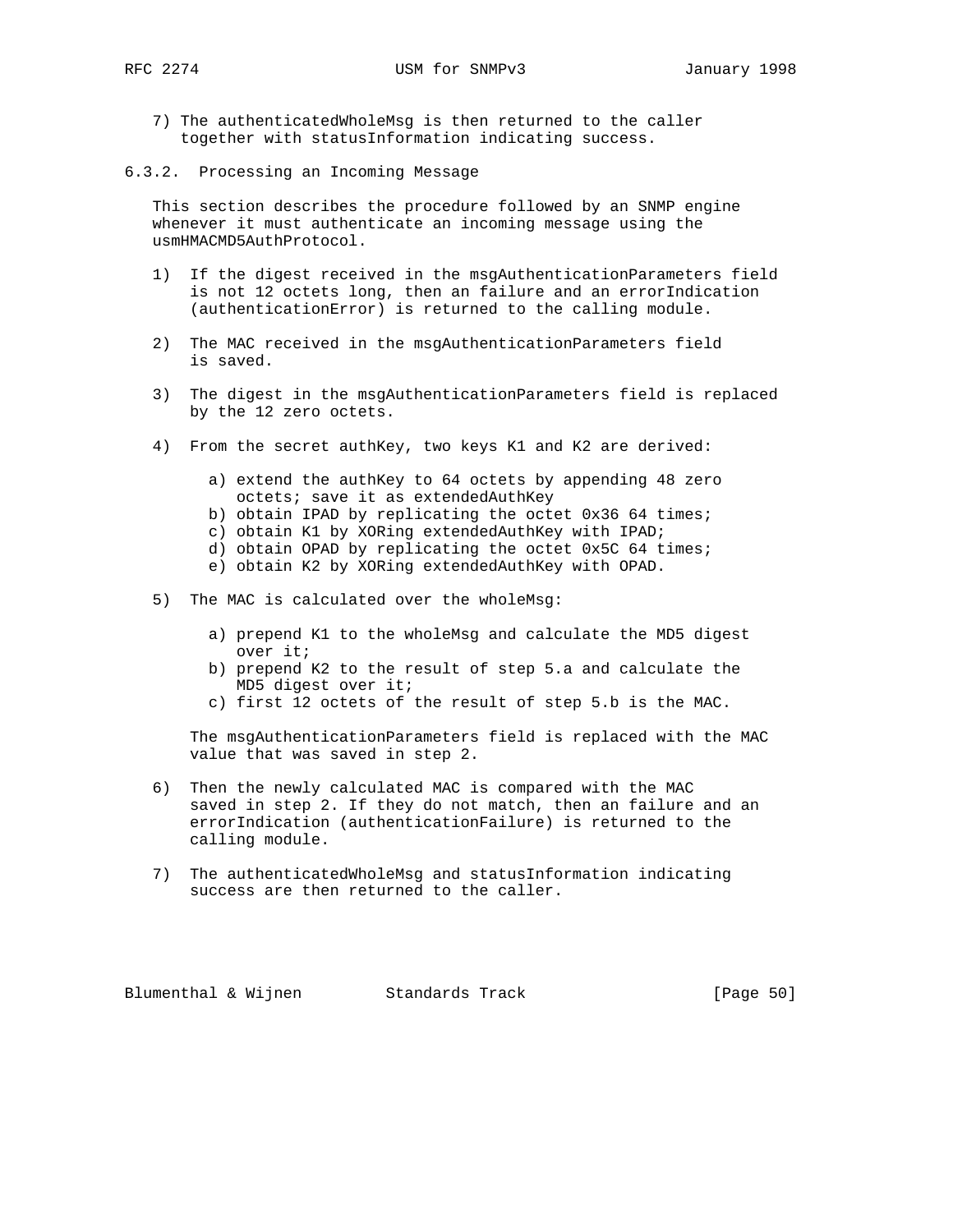7) The authenticatedWholeMsg is then returned to the caller together with statusInformation indicating success.

### 6.3.2. Processing an Incoming Message

This section describes the procedure followed by an SNMP engine whenever it must authenticate an incoming message using the usmHMACMD5AuthProtocol.

1) If the digest received in the msgAuthenticationParameters field is not 12 octets long, then an failure and an errorIndication (authenticationError) is returned to the calling module.

2) The MAC received in the msgAuthenticationParameters field is saved.

3) The digest in the msgAuthenticationParameters field is replaced by the 12 zero octets.

4) From the secret authKey, two keys K1 and K2 are derived:

   a) extend the authKey to 64 octets by appending 48 zero octets; save it as extendedAuthKey
   b) obtain IPAD by replicating the octet 0x36 64 times;
   c) obtain K1 by XORing extendedAuthKey with IPAD;
   d) obtain OPAD by replicating the octet 0x5C 64 times;
   e) obtain K2 by XORing extendedAuthKey with OPAD.

5) The MAC is calculated over the wholeMsg:

   a) prepend K1 to the wholeMsg and calculate the MD5 digest over it;
   b) prepend K2 to the result of step 5.a and calculate the MD5 digest over it;
   c) first 12 octets of the result of step 5.b is the MAC.

   The msgAuthenticationParameters field is replaced with the MAC value that was saved in step 2.

6) Then the newly calculated MAC is compared with the MAC saved in step 2. If they do not match, then an failure and an errorIndication (authenticationFailure) is returned to the calling module.

7) The authenticatedWholeMsg and statusInformation indicating success are then returned to the caller.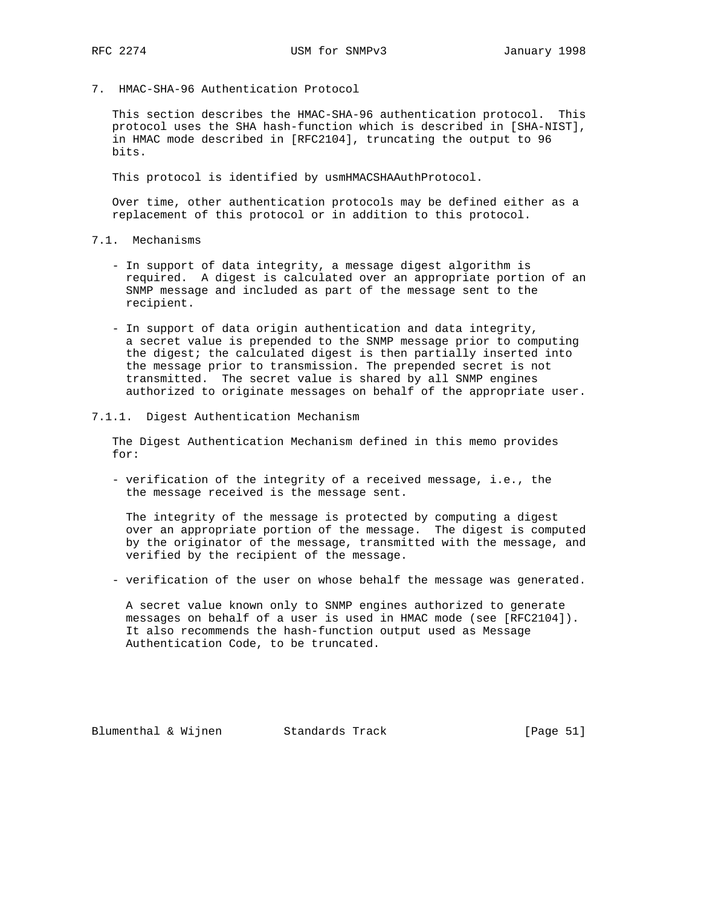## 7. HMAC-SHA-96 Authentication Protocol

This section describes the HMAC-SHA-96 authentication protocol. This protocol uses the SHA hash-function which is described in [SHA-NIST], in HMAC mode described in [RFC2104], truncating the output to 96 bits.

This protocol is identified by usmHMACSHAAuthProtocol.

Over time, other authentication protocols may be defined either as a replacement of this protocol or in addition to this protocol.

### 7.1. Mechanisms

- In support of data integrity, a message digest algorithm is required. A digest is calculated over an appropriate portion of an SNMP message and included as part of the message sent to the recipient.

- In support of data origin authentication and data integrity, a secret value is prepended to the SNMP message prior to computing the digest; the calculated digest is then partially inserted into the message prior to transmission. The prepended secret is not transmitted. The secret value is shared by all SNMP engines authorized to originate messages on behalf of the appropriate user.

#### 7.1.1. Digest Authentication Mechanism

The Digest Authentication Mechanism defined in this memo provides for:

- verification of the integrity of a received message, i.e., the the message received is the message sent.

  The integrity of the message is protected by computing a digest over an appropriate portion of the message. The digest is computed by the originator of the message, transmitted with the message, and verified by the recipient of the message.

- verification of the user on whose behalf the message was generated.

  A secret value known only to SNMP engines authorized to generate messages on behalf of a user is used in HMAC mode (see [RFC2104]). It also recommends the hash-function output used as Message Authentication Code, to be truncated.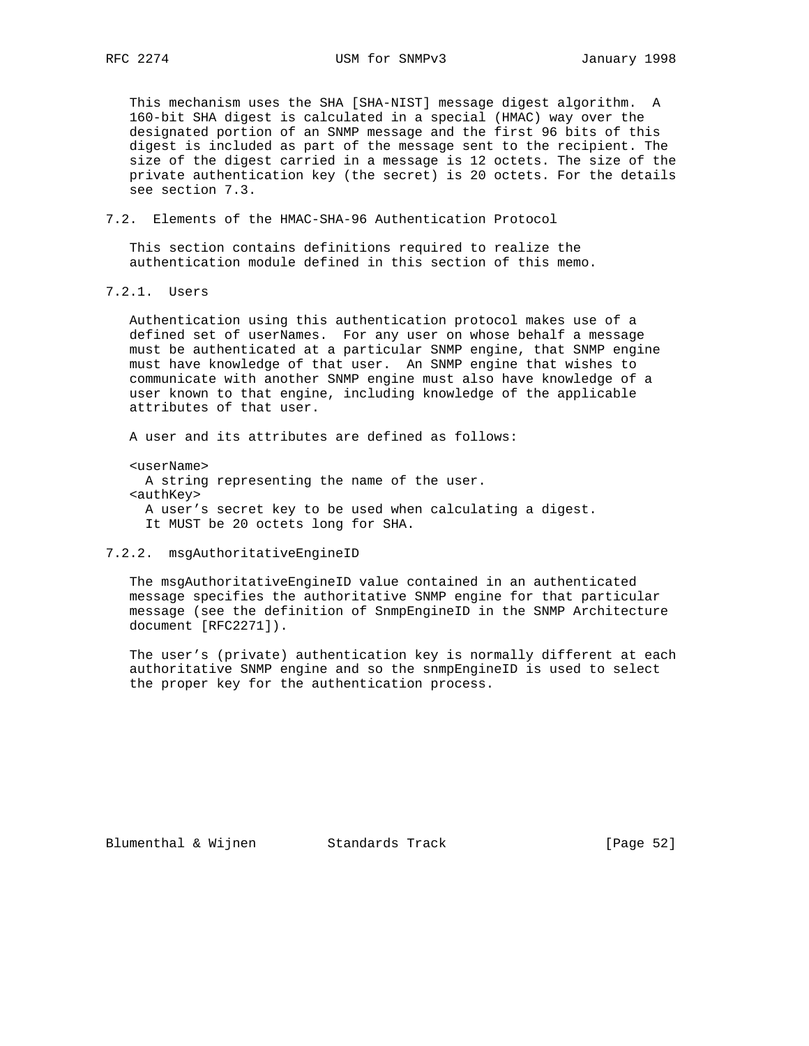This mechanism uses the SHA [SHA-NIST] message digest algorithm. A 160-bit SHA digest is calculated in a special (HMAC) way over the designated portion of an SNMP message and the first 96 bits of this digest is included as part of the message sent to the recipient. The size of the digest carried in a message is 12 octets. The size of the private authentication key (the secret) is 20 octets. For the details see section 7.3.

## 7.2. Elements of the HMAC-SHA-96 Authentication Protocol

This section contains definitions required to realize the authentication module defined in this section of this memo.

### 7.2.1. Users

Authentication using this authentication protocol makes use of a defined set of userNames. For any user on whose behalf a message must be authenticated at a particular SNMP engine, that SNMP engine must have knowledge of that user. An SNMP engine that wishes to communicate with another SNMP engine must also have knowledge of a user known to that engine, including knowledge of the applicable attributes of that user.

A user and its attributes are defined as follows:

<userName>
  A string representing the name of the user.
<authKey>
  A user's secret key to be used when calculating a digest.
  It MUST be 20 octets long for SHA.

### 7.2.2. msgAuthoritativeEngineID

The msgAuthoritativeEngineID value contained in an authenticated message specifies the authoritative SNMP engine for that particular message (see the definition of SnmpEngineID in the SNMP Architecture document [RFC2271]).

The user's (private) authentication key is normally different at each authoritative SNMP engine and so the snmpEngineID is used to select the proper key for the authentication process.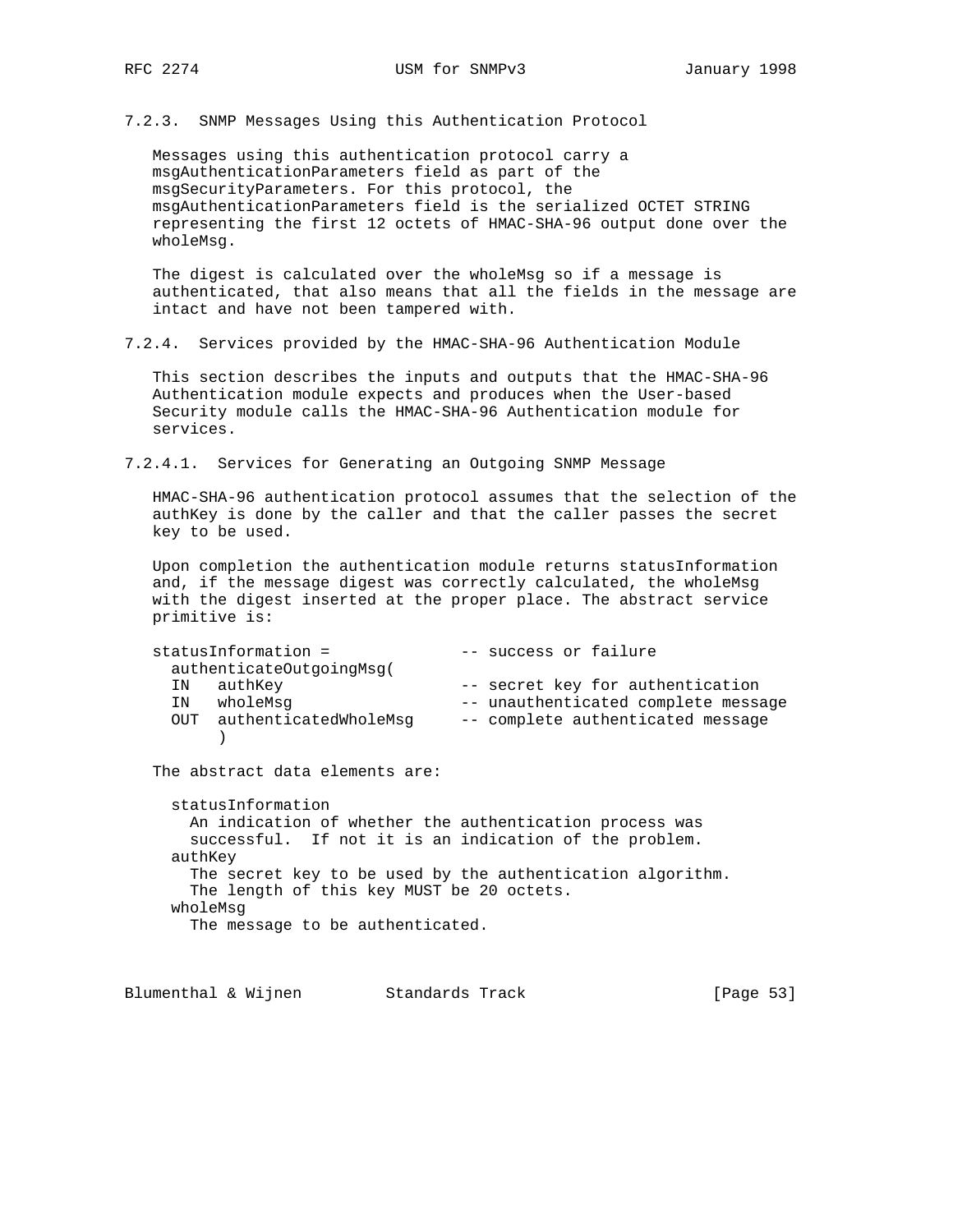### 7.2.3. SNMP Messages Using this Authentication Protocol

Messages using this authentication protocol carry a msgAuthenticationParameters field as part of the msgSecurityParameters. For this protocol, the msgAuthenticationParameters field is the serialized OCTET STRING representing the first 12 octets of HMAC-SHA-96 output done over the wholeMsg.

The digest is calculated over the wholeMsg so if a message is authenticated, that also means that all the fields in the message are intact and have not been tampered with.

### 7.2.4. Services provided by the HMAC-SHA-96 Authentication Module

This section describes the inputs and outputs that the HMAC-SHA-96 Authentication module expects and produces when the User-based Security module calls the HMAC-SHA-96 Authentication module for services.

#### 7.2.4.1. Services for Generating an Outgoing SNMP Message

HMAC-SHA-96 authentication protocol assumes that the selection of the authKey is done by the caller and that the caller passes the secret key to be used.

Upon completion the authentication module returns statusInformation and, if the message digest was correctly calculated, the wholeMsg with the digest inserted at the proper place. The abstract service primitive is:

```
statusInformation =              -- success or failure
  authenticateOutgoingMsg(
  IN   authKey                   -- secret key for authentication
  IN   wholeMsg                  -- unauthenticated complete message
  OUT  authenticatedWholeMsg     -- complete authenticated message
       )
```

The abstract data elements are:

```
  statusInformation
    An indication of whether the authentication process was
    successful.  If not it is an indication of the problem.
  authKey
    The secret key to be used by the authentication algorithm.
    The length of this key MUST be 20 octets.
  wholeMsg
    The message to be authenticated.
```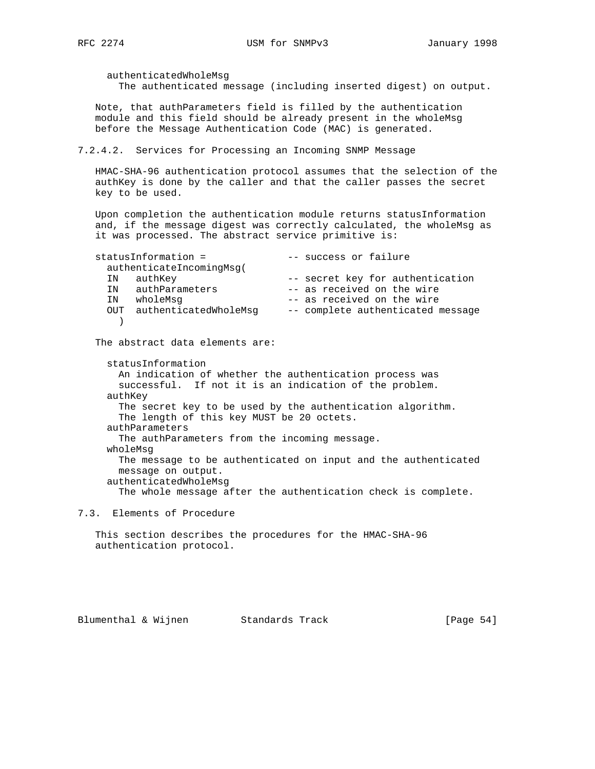authenticatedWholeMsg
  The authenticated message (including inserted digest) on output.

Note, that authParameters field is filled by the authentication module and this field should be already present in the wholeMsg before the Message Authentication Code (MAC) is generated.

#### 7.2.4.2. Services for Processing an Incoming SNMP Message

HMAC-SHA-96 authentication protocol assumes that the selection of the authKey is done by the caller and that the caller passes the secret key to be used.

Upon completion the authentication module returns statusInformation and, if the message digest was correctly calculated, the wholeMsg as it was processed. The abstract service primitive is:

```
statusInformation =              -- success or failure
  authenticateIncomingMsg(
  IN   authKey                   -- secret key for authentication
  IN   authParameters            -- as received on the wire
  IN   wholeMsg                  -- as received on the wire
  OUT  authenticatedWholeMsg     -- complete authenticated message
    )
```

The abstract data elements are:

statusInformation
  An indication of whether the authentication process was successful.  If not it is an indication of the problem.

authKey
  The secret key to be used by the authentication algorithm. The length of this key MUST be 20 octets.

authParameters
  The authParameters from the incoming message.

wholeMsg
  The message to be authenticated on input and the authenticated message on output.

authenticatedWholeMsg
  The whole message after the authentication check is complete.

### 7.3. Elements of Procedure

This section describes the procedures for the HMAC-SHA-96 authentication protocol.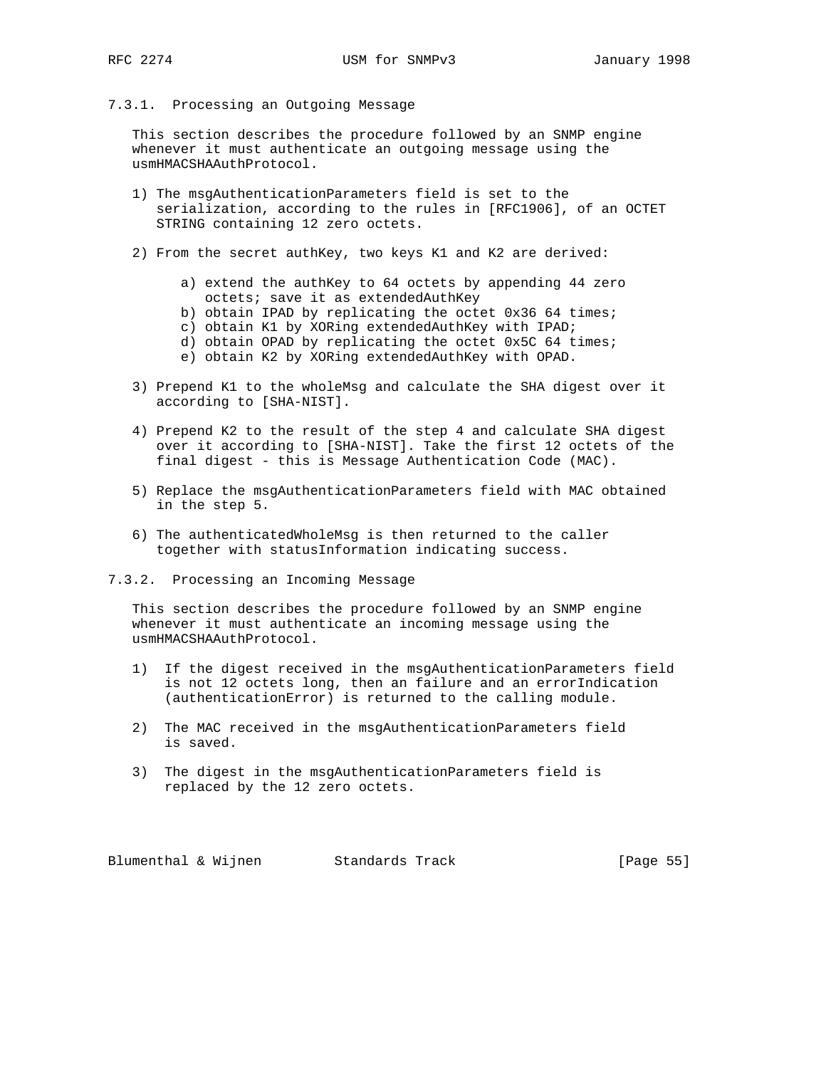### 7.3.1. Processing an Outgoing Message

This section describes the procedure followed by an SNMP engine whenever it must authenticate an outgoing message using the usmHMACSHAAuthProtocol.

1) The msgAuthenticationParameters field is set to the serialization, according to the rules in [RFC1906], of an OCTET STRING containing 12 zero octets.

2) From the secret authKey, two keys K1 and K2 are derived:

   a) extend the authKey to 64 octets by appending 44 zero octets; save it as extendedAuthKey
   b) obtain IPAD by replicating the octet 0x36 64 times;
   c) obtain K1 by XORing extendedAuthKey with IPAD;
   d) obtain OPAD by replicating the octet 0x5C 64 times;
   e) obtain K2 by XORing extendedAuthKey with OPAD.

3) Prepend K1 to the wholeMsg and calculate the SHA digest over it according to [SHA-NIST].

4) Prepend K2 to the result of the step 4 and calculate SHA digest over it according to [SHA-NIST]. Take the first 12 octets of the final digest - this is Message Authentication Code (MAC).

5) Replace the msgAuthenticationParameters field with MAC obtained in the step 5.

6) The authenticatedWholeMsg is then returned to the caller together with statusInformation indicating success.

### 7.3.2. Processing an Incoming Message

This section describes the procedure followed by an SNMP engine whenever it must authenticate an incoming message using the usmHMACSHAAuthProtocol.

1) If the digest received in the msgAuthenticationParameters field is not 12 octets long, then an failure and an errorIndication (authenticationError) is returned to the calling module.

2) The MAC received in the msgAuthenticationParameters field is saved.

3) The digest in the msgAuthenticationParameters field is replaced by the 12 zero octets.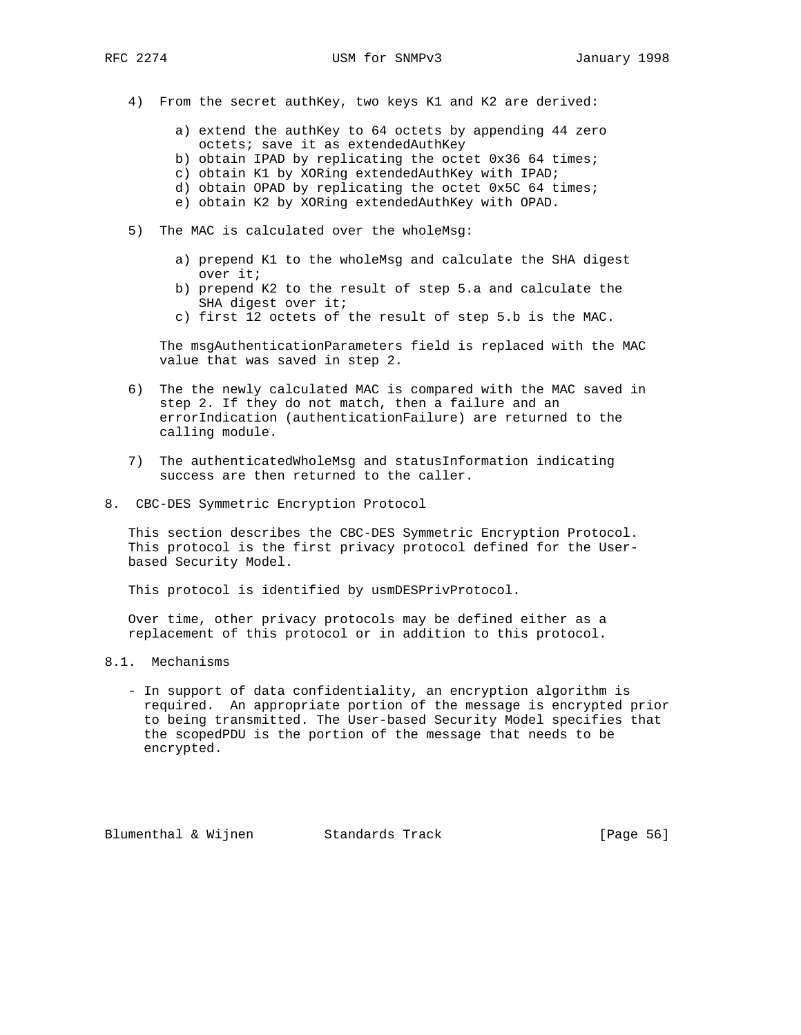4) From the secret authKey, two keys K1 and K2 are derived:

   a) extend the authKey to 64 octets by appending 44 zero octets; save it as extendedAuthKey
   b) obtain IPAD by replicating the octet 0x36 64 times;
   c) obtain K1 by XORing extendedAuthKey with IPAD;
   d) obtain OPAD by replicating the octet 0x5C 64 times;
   e) obtain K2 by XORing extendedAuthKey with OPAD.

5) The MAC is calculated over the wholeMsg:

   a) prepend K1 to the wholeMsg and calculate the SHA digest over it;
   b) prepend K2 to the result of step 5.a and calculate the SHA digest over it;
   c) first 12 octets of the result of step 5.b is the MAC.

   The msgAuthenticationParameters field is replaced with the MAC value that was saved in step 2.

6) The the newly calculated MAC is compared with the MAC saved in step 2. If they do not match, then a failure and an errorIndication (authenticationFailure) are returned to the calling module.

7) The authenticatedWholeMsg and statusInformation indicating success are then returned to the caller.

## 8. CBC-DES Symmetric Encryption Protocol

This section describes the CBC-DES Symmetric Encryption Protocol. This protocol is the first privacy protocol defined for the User-based Security Model.

This protocol is identified by usmDESPrivProtocol.

Over time, other privacy protocols may be defined either as a replacement of this protocol or in addition to this protocol.

### 8.1. Mechanisms

- In support of data confidentiality, an encryption algorithm is required. An appropriate portion of the message is encrypted prior to being transmitted. The User-based Security Model specifies that the scopedPDU is the portion of the message that needs to be encrypted.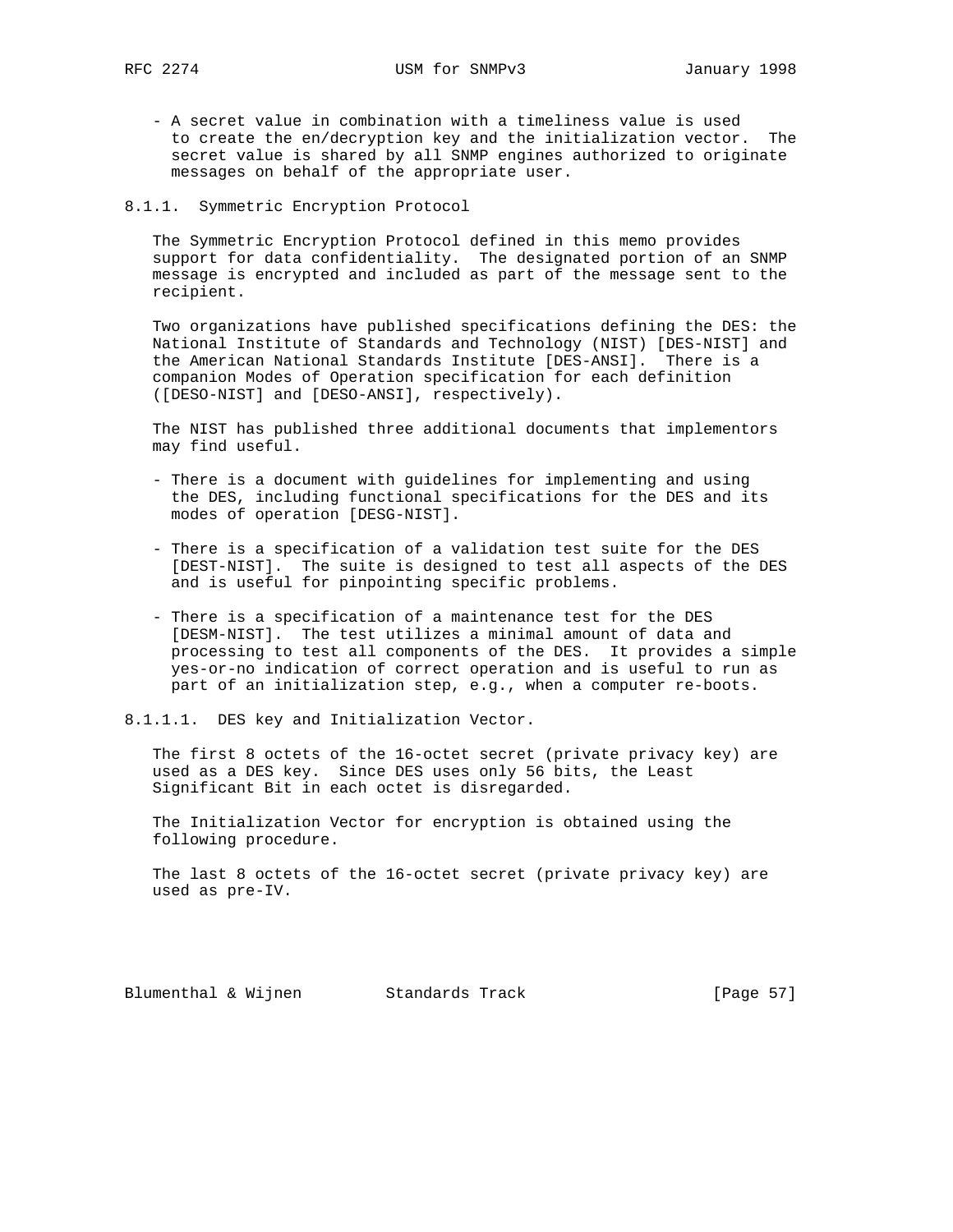- A secret value in combination with a timeliness value is used to create the en/decryption key and the initialization vector. The secret value is shared by all SNMP engines authorized to originate messages on behalf of the appropriate user.

### 8.1.1. Symmetric Encryption Protocol

The Symmetric Encryption Protocol defined in this memo provides support for data confidentiality. The designated portion of an SNMP message is encrypted and included as part of the message sent to the recipient.

Two organizations have published specifications defining the DES: the National Institute of Standards and Technology (NIST) [DES-NIST] and the American National Standards Institute [DES-ANSI]. There is a companion Modes of Operation specification for each definition ([DESO-NIST] and [DESO-ANSI], respectively).

The NIST has published three additional documents that implementors may find useful.

- There is a document with guidelines for implementing and using the DES, including functional specifications for the DES and its modes of operation [DESG-NIST].

- There is a specification of a validation test suite for the DES [DEST-NIST]. The suite is designed to test all aspects of the DES and is useful for pinpointing specific problems.

- There is a specification of a maintenance test for the DES [DESM-NIST]. The test utilizes a minimal amount of data and processing to test all components of the DES. It provides a simple yes-or-no indication of correct operation and is useful to run as part of an initialization step, e.g., when a computer re-boots.

#### 8.1.1.1. DES key and Initialization Vector.

The first 8 octets of the 16-octet secret (private privacy key) are used as a DES key. Since DES uses only 56 bits, the Least Significant Bit in each octet is disregarded.

The Initialization Vector for encryption is obtained using the following procedure.

The last 8 octets of the 16-octet secret (private privacy key) are used as pre-IV.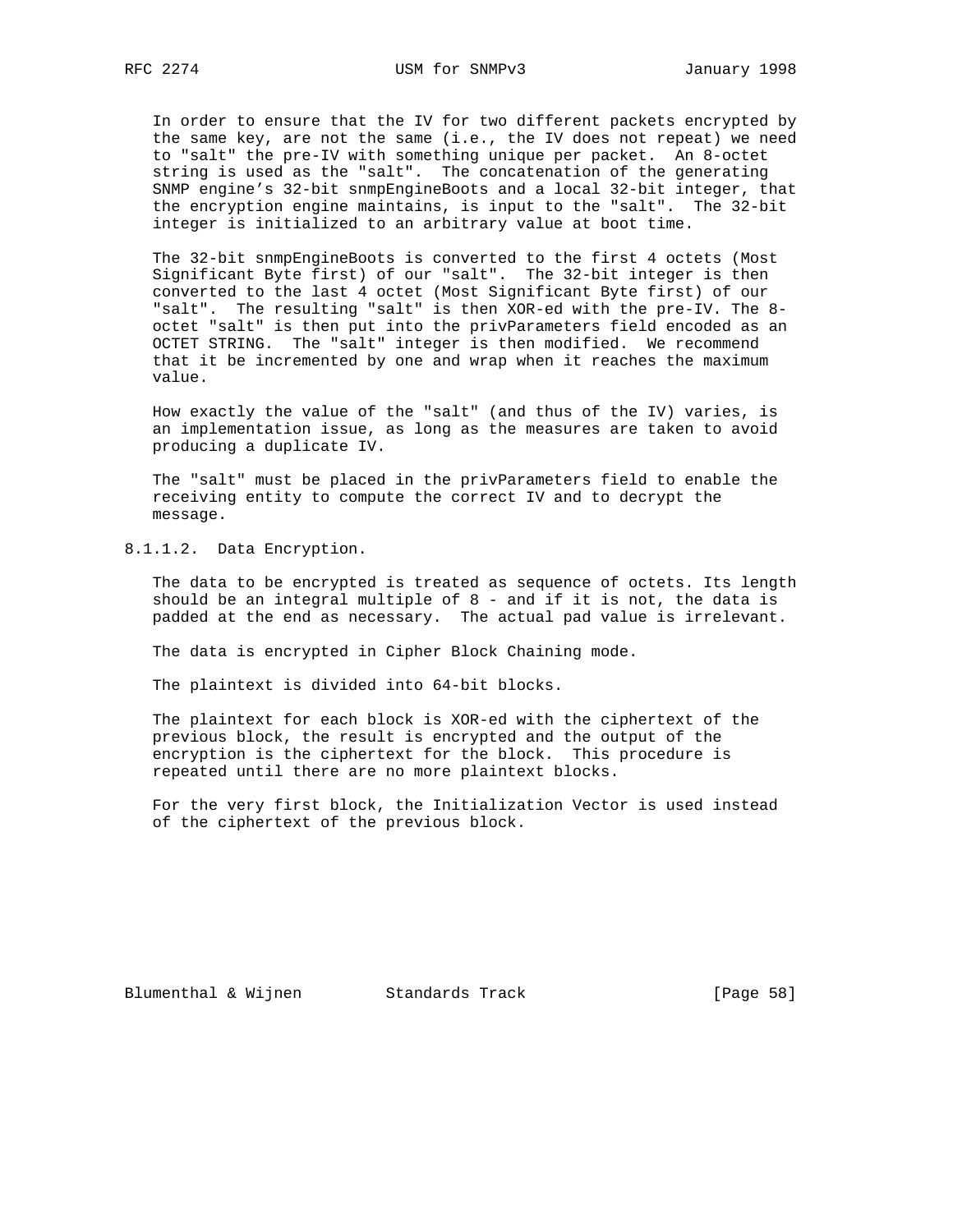In order to ensure that the IV for two different packets encrypted by the same key, are not the same (i.e., the IV does not repeat) we need to "salt" the pre-IV with something unique per packet. An 8-octet string is used as the "salt". The concatenation of the generating SNMP engine's 32-bit snmpEngineBoots and a local 32-bit integer, that the encryption engine maintains, is input to the "salt". The 32-bit integer is initialized to an arbitrary value at boot time.

The 32-bit snmpEngineBoots is converted to the first 4 octets (Most Significant Byte first) of our "salt". The 32-bit integer is then converted to the last 4 octet (Most Significant Byte first) of our "salt". The resulting "salt" is then XOR-ed with the pre-IV. The 8-octet "salt" is then put into the privParameters field encoded as an OCTET STRING. The "salt" integer is then modified. We recommend that it be incremented by one and wrap when it reaches the maximum value.

How exactly the value of the "salt" (and thus of the IV) varies, is an implementation issue, as long as the measures are taken to avoid producing a duplicate IV.

The "salt" must be placed in the privParameters field to enable the receiving entity to compute the correct IV and to decrypt the message.

#### 8.1.1.2. Data Encryption.

The data to be encrypted is treated as sequence of octets. Its length should be an integral multiple of 8 - and if it is not, the data is padded at the end as necessary. The actual pad value is irrelevant.

The data is encrypted in Cipher Block Chaining mode.

The plaintext is divided into 64-bit blocks.

The plaintext for each block is XOR-ed with the ciphertext of the previous block, the result is encrypted and the output of the encryption is the ciphertext for the block. This procedure is repeated until there are no more plaintext blocks.

For the very first block, the Initialization Vector is used instead of the ciphertext of the previous block.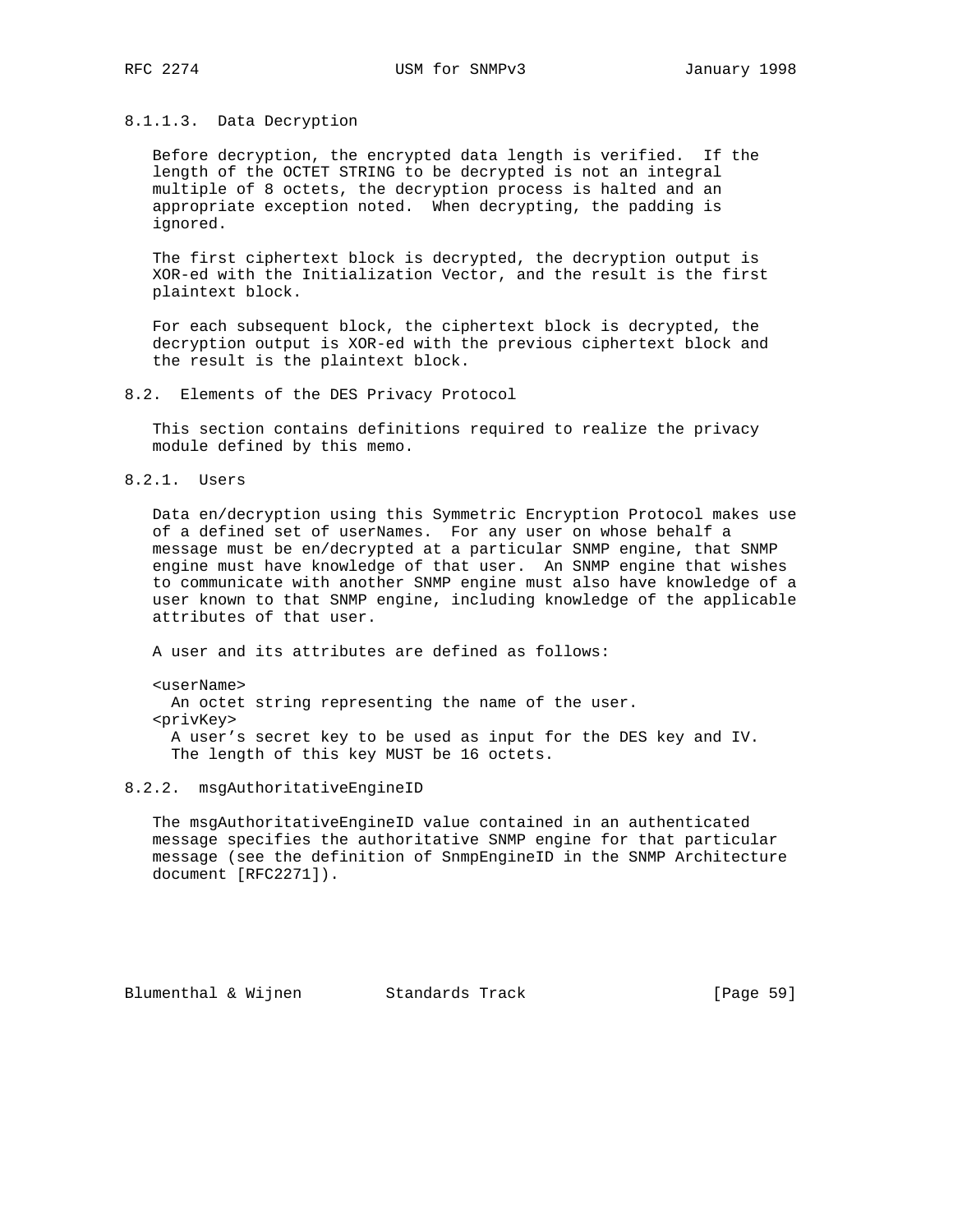#### 8.1.1.3. Data Decryption

Before decryption, the encrypted data length is verified. If the length of the OCTET STRING to be decrypted is not an integral multiple of 8 octets, the decryption process is halted and an appropriate exception noted. When decrypting, the padding is ignored.

The first ciphertext block is decrypted, the decryption output is XOR-ed with the Initialization Vector, and the result is the first plaintext block.

For each subsequent block, the ciphertext block is decrypted, the decryption output is XOR-ed with the previous ciphertext block and the result is the plaintext block.

## 8.2. Elements of the DES Privacy Protocol

This section contains definitions required to realize the privacy module defined by this memo.

### 8.2.1. Users

Data en/decryption using this Symmetric Encryption Protocol makes use of a defined set of userNames. For any user on whose behalf a message must be en/decrypted at a particular SNMP engine, that SNMP engine must have knowledge of that user. An SNMP engine that wishes to communicate with another SNMP engine must also have knowledge of a user known to that SNMP engine, including knowledge of the applicable attributes of that user.

A user and its attributes are defined as follows:

<userName>
  An octet string representing the name of the user.

<privKey>
  A user's secret key to be used as input for the DES key and IV.
  The length of this key MUST be 16 octets.

### 8.2.2. msgAuthoritativeEngineID

The msgAuthoritativeEngineID value contained in an authenticated message specifies the authoritative SNMP engine for that particular message (see the definition of SnmpEngineID in the SNMP Architecture document [RFC2271]).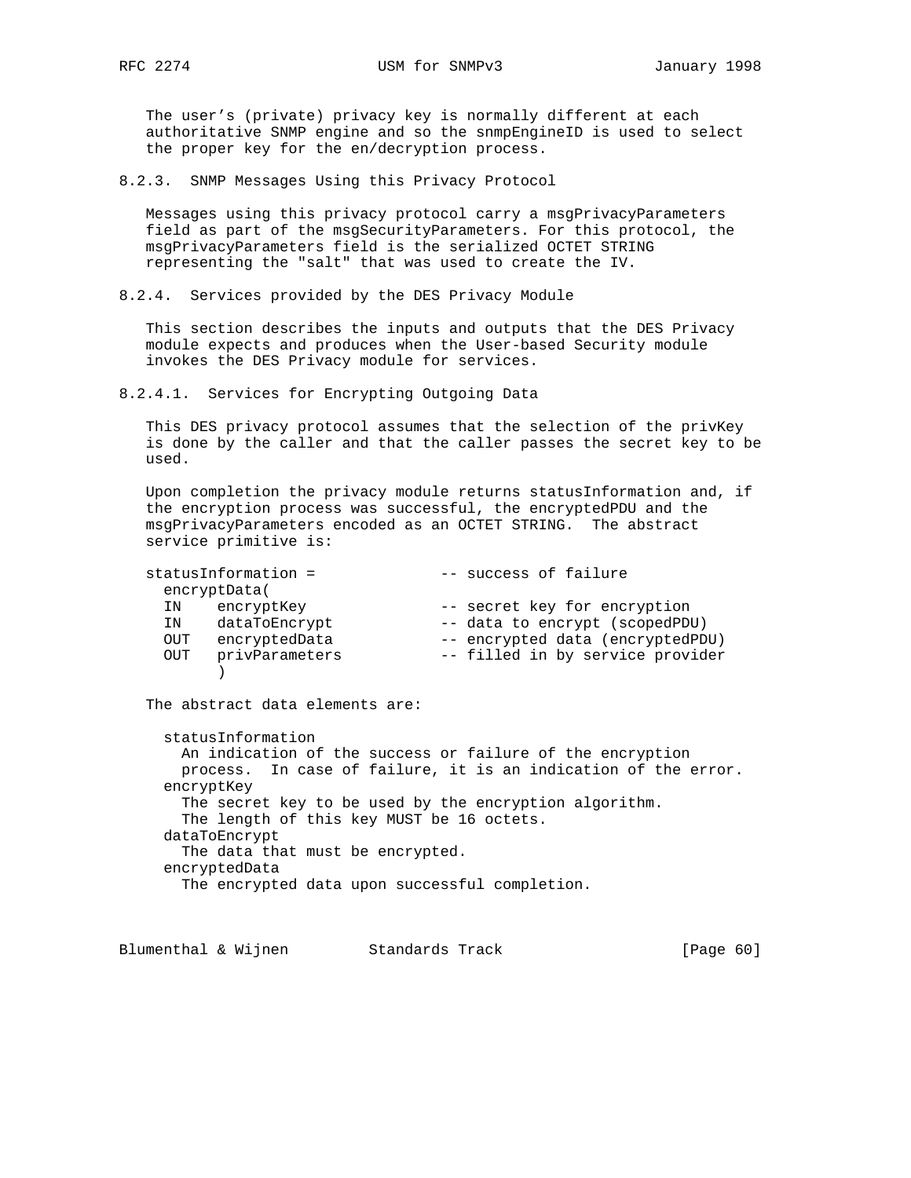The user's (private) privacy key is normally different at each authoritative SNMP engine and so the snmpEngineID is used to select the proper key for the en/decryption process.

### 8.2.3. SNMP Messages Using this Privacy Protocol

Messages using this privacy protocol carry a msgPrivacyParameters field as part of the msgSecurityParameters. For this protocol, the msgPrivacyParameters field is the serialized OCTET STRING representing the "salt" that was used to create the IV.

### 8.2.4. Services provided by the DES Privacy Module

This section describes the inputs and outputs that the DES Privacy module expects and produces when the User-based Security module invokes the DES Privacy module for services.

#### 8.2.4.1. Services for Encrypting Outgoing Data

This DES privacy protocol assumes that the selection of the privKey is done by the caller and that the caller passes the secret key to be used.

Upon completion the privacy module returns statusInformation and, if the encryption process was successful, the encryptedPDU and the msgPrivacyParameters encoded as an OCTET STRING. The abstract service primitive is:

```
statusInformation =              -- success of failure
  encryptData(
  IN    encryptKey               -- secret key for encryption
  IN    dataToEncrypt            -- data to encrypt (scopedPDU)
  OUT   encryptedData            -- encrypted data (encryptedPDU)
  OUT   privParameters           -- filled in by service provider
        )
```

The abstract data elements are:

statusInformation
  An indication of the success or failure of the encryption process. In case of failure, it is an indication of the error.

encryptKey
  The secret key to be used by the encryption algorithm. The length of this key MUST be 16 octets.

dataToEncrypt
  The data that must be encrypted.

encryptedData
  The encrypted data upon successful completion.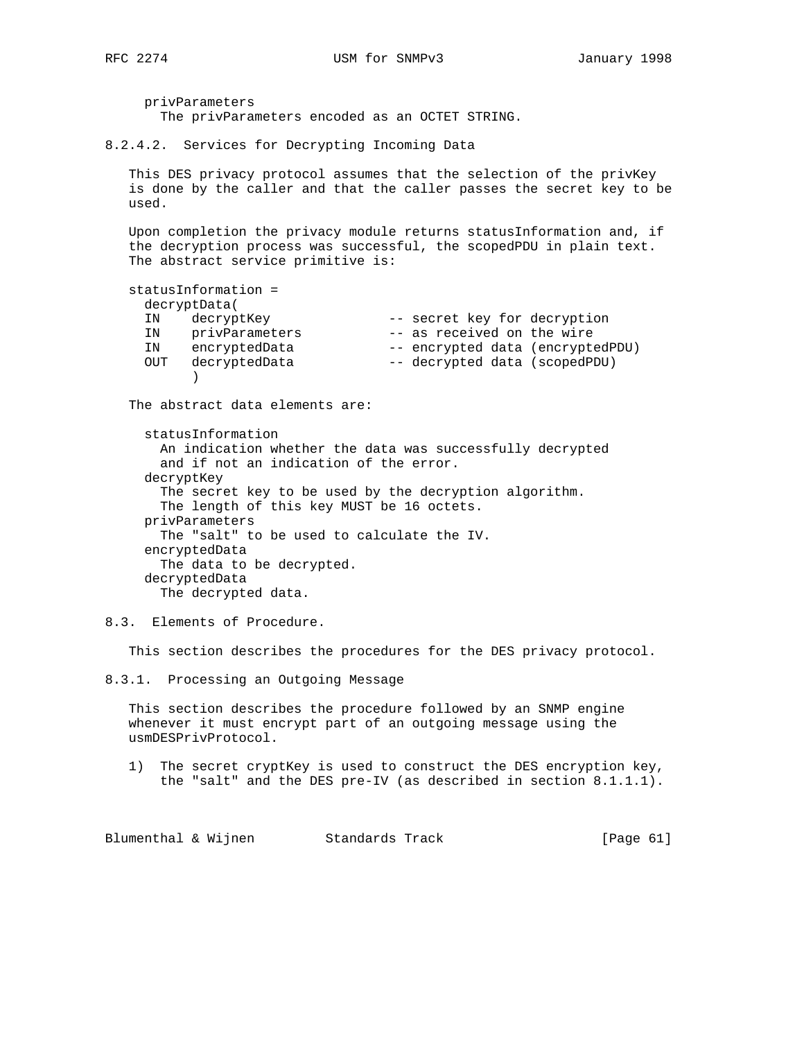privParameters
  The privParameters encoded as an OCTET STRING.

#### 8.2.4.2. Services for Decrypting Incoming Data

This DES privacy protocol assumes that the selection of the privKey is done by the caller and that the caller passes the secret key to be used.

Upon completion the privacy module returns statusInformation and, if the decryption process was successful, the scopedPDU in plain text. The abstract service primitive is:

```
statusInformation =
  decryptData(
  IN    decryptKey               -- secret key for decryption
  IN    privParameters           -- as received on the wire
  IN    encryptedData            -- encrypted data (encryptedPDU)
  OUT   decryptedData            -- decrypted data (scopedPDU)
        )
```

The abstract data elements are:

statusInformation
  An indication whether the data was successfully decrypted and if not an indication of the error.

decryptKey
  The secret key to be used by the decryption algorithm. The length of this key MUST be 16 octets.

privParameters
  The "salt" to be used to calculate the IV.

encryptedData
  The data to be decrypted.

decryptedData
  The decrypted data.

## 8.3. Elements of Procedure.

This section describes the procedures for the DES privacy protocol.

### 8.3.1. Processing an Outgoing Message

This section describes the procedure followed by an SNMP engine whenever it must encrypt part of an outgoing message using the usmDESPrivProtocol.

1) The secret cryptKey is used to construct the DES encryption key, the "salt" and the DES pre-IV (as described in section 8.1.1.1).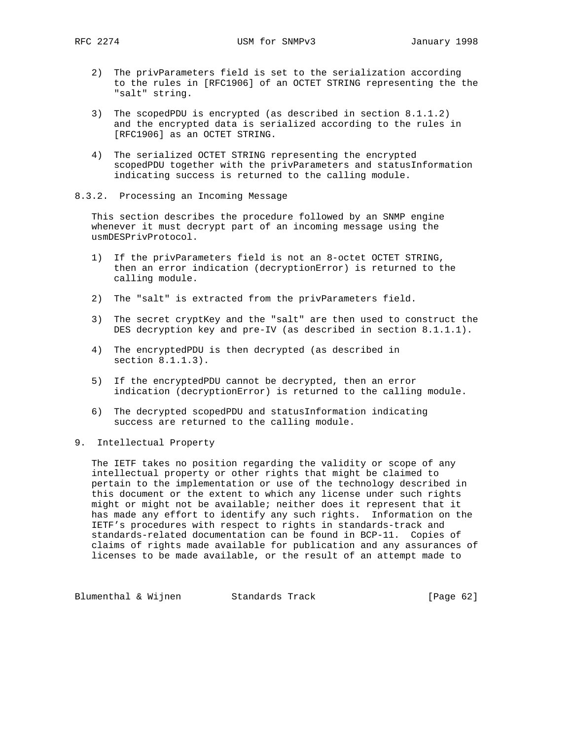2) The privParameters field is set to the serialization according to the rules in [RFC1906] of an OCTET STRING representing the the "salt" string.

3) The scopedPDU is encrypted (as described in section 8.1.1.2) and the encrypted data is serialized according to the rules in [RFC1906] as an OCTET STRING.

4) The serialized OCTET STRING representing the encrypted scopedPDU together with the privParameters and statusInformation indicating success is returned to the calling module.

### 8.3.2. Processing an Incoming Message

This section describes the procedure followed by an SNMP engine whenever it must decrypt part of an incoming message using the usmDESPrivProtocol.

1) If the privParameters field is not an 8-octet OCTET STRING, then an error indication (decryptionError) is returned to the calling module.

2) The "salt" is extracted from the privParameters field.

3) The secret cryptKey and the "salt" are then used to construct the DES decryption key and pre-IV (as described in section 8.1.1.1).

4) The encryptedPDU is then decrypted (as described in section 8.1.1.3).

5) If the encryptedPDU cannot be decrypted, then an error indication (decryptionError) is returned to the calling module.

6) The decrypted scopedPDU and statusInformation indicating success are returned to the calling module.

## 9. Intellectual Property

The IETF takes no position regarding the validity or scope of any intellectual property or other rights that might be claimed to pertain to the implementation or use of the technology described in this document or the extent to which any license under such rights might or might not be available; neither does it represent that it has made any effort to identify any such rights. Information on the IETF's procedures with respect to rights in standards-track and standards-related documentation can be found in BCP-11. Copies of claims of rights made available for publication and any assurances of licenses to be made available, or the result of an attempt made to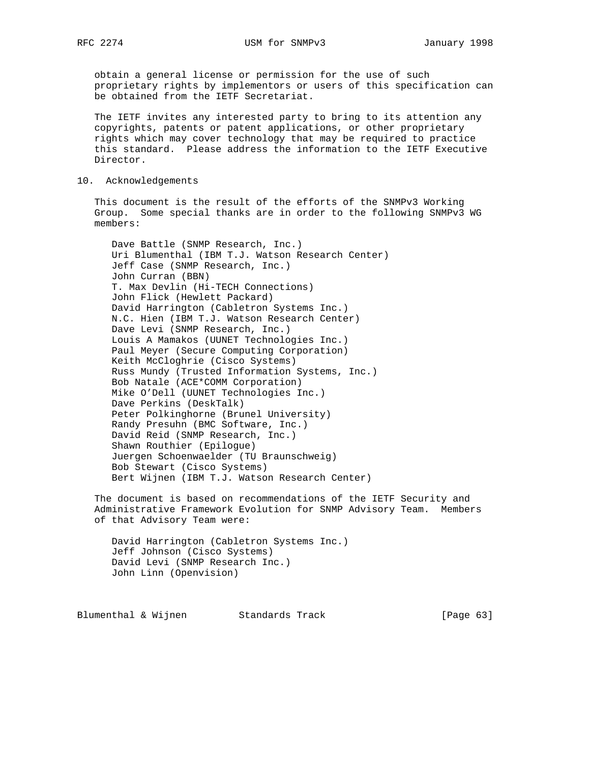obtain a general license or permission for the use of such proprietary rights by implementors or users of this specification can be obtained from the IETF Secretariat.

The IETF invites any interested party to bring to its attention any copyrights, patents or patent applications, or other proprietary rights which may cover technology that may be required to practice this standard. Please address the information to the IETF Executive Director.

## 10. Acknowledgements

This document is the result of the efforts of the SNMPv3 Working Group. Some special thanks are in order to the following SNMPv3 WG members:

- Dave Battle (SNMP Research, Inc.)
- Uri Blumenthal (IBM T.J. Watson Research Center)
- Jeff Case (SNMP Research, Inc.)
- John Curran (BBN)
- T. Max Devlin (Hi-TECH Connections)
- John Flick (Hewlett Packard)
- David Harrington (Cabletron Systems Inc.)
- N.C. Hien (IBM T.J. Watson Research Center)
- Dave Levi (SNMP Research, Inc.)
- Louis A Mamakos (UUNET Technologies Inc.)
- Paul Meyer (Secure Computing Corporation)
- Keith McCloghrie (Cisco Systems)
- Russ Mundy (Trusted Information Systems, Inc.)
- Bob Natale (ACE*COMM Corporation)
- Mike O'Dell (UUNET Technologies Inc.)
- Dave Perkins (DeskTalk)
- Peter Polkinghorne (Brunel University)
- Randy Presuhn (BMC Software, Inc.)
- David Reid (SNMP Research, Inc.)
- Shawn Routhier (Epilogue)
- Juergen Schoenwaelder (TU Braunschweig)
- Bob Stewart (Cisco Systems)
- Bert Wijnen (IBM T.J. Watson Research Center)

The document is based on recommendations of the IETF Security and Administrative Framework Evolution for SNMP Advisory Team. Members of that Advisory Team were:

- David Harrington (Cabletron Systems Inc.)
- Jeff Johnson (Cisco Systems)
- David Levi (SNMP Research Inc.)
- John Linn (Openvision)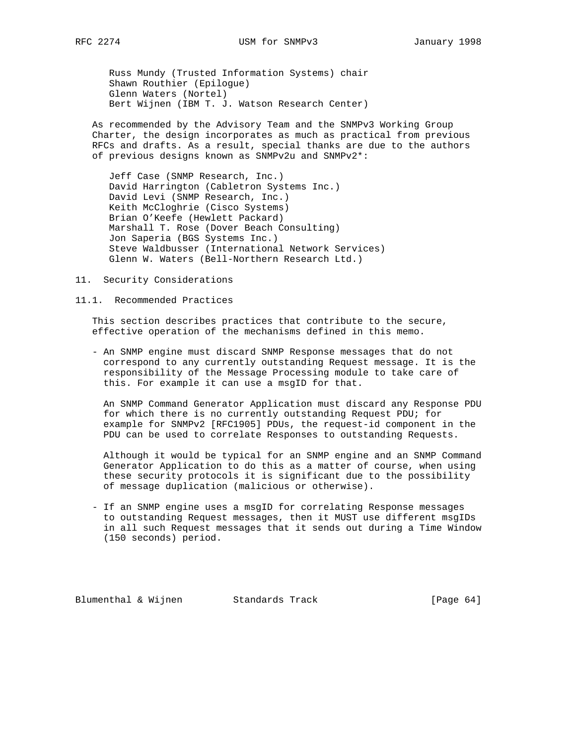Russ Mundy (Trusted Information Systems) chair
Shawn Routhier (Epilogue)
Glenn Waters (Nortel)
Bert Wijnen (IBM T. J. Watson Research Center)

As recommended by the Advisory Team and the SNMPv3 Working Group Charter, the design incorporates as much as practical from previous RFCs and drafts. As a result, special thanks are due to the authors of previous designs known as SNMPv2u and SNMPv2*:

Jeff Case (SNMP Research, Inc.)
David Harrington (Cabletron Systems Inc.)
David Levi (SNMP Research, Inc.)
Keith McCloghrie (Cisco Systems)
Brian O'Keefe (Hewlett Packard)
Marshall T. Rose (Dover Beach Consulting)
Jon Saperia (BGS Systems Inc.)
Steve Waldbusser (International Network Services)
Glenn W. Waters (Bell-Northern Research Ltd.)

## 11. Security Considerations

### 11.1. Recommended Practices

This section describes practices that contribute to the secure, effective operation of the mechanisms defined in this memo.

- An SNMP engine must discard SNMP Response messages that do not correspond to any currently outstanding Request message. It is the responsibility of the Message Processing module to take care of this. For example it can use a msgID for that.

  An SNMP Command Generator Application must discard any Response PDU for which there is no currently outstanding Request PDU; for example for SNMPv2 [RFC1905] PDUs, the request-id component in the PDU can be used to correlate Responses to outstanding Requests.

  Although it would be typical for an SNMP engine and an SNMP Command Generator Application to do this as a matter of course, when using these security protocols it is significant due to the possibility of message duplication (malicious or otherwise).

- If an SNMP engine uses a msgID for correlating Response messages to outstanding Request messages, then it MUST use different msgIDs in all such Request messages that it sends out during a Time Window (150 seconds) period.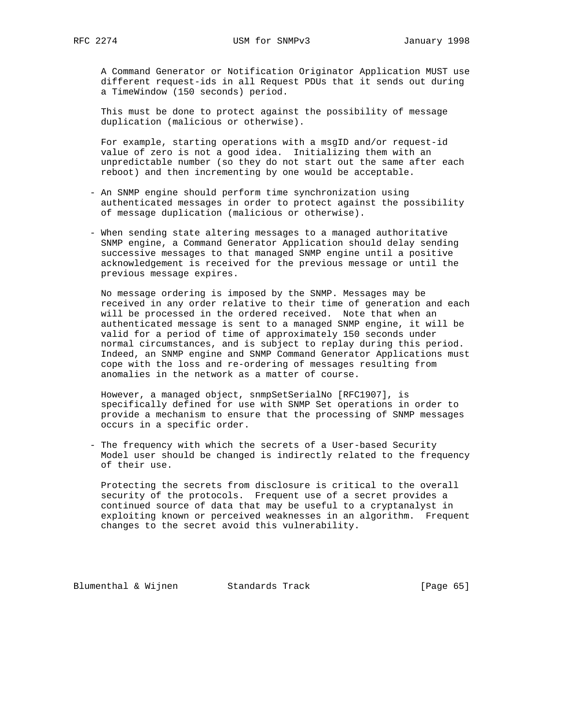A Command Generator or Notification Originator Application MUST use different request-ids in all Request PDUs that it sends out during a TimeWindow (150 seconds) period.

This must be done to protect against the possibility of message duplication (malicious or otherwise).

For example, starting operations with a msgID and/or request-id value of zero is not a good idea. Initializing them with an unpredictable number (so they do not start out the same after each reboot) and then incrementing by one would be acceptable.

- An SNMP engine should perform time synchronization using authenticated messages in order to protect against the possibility of message duplication (malicious or otherwise).

- When sending state altering messages to a managed authoritative SNMP engine, a Command Generator Application should delay sending successive messages to that managed SNMP engine until a positive acknowledgement is received for the previous message or until the previous message expires.

  No message ordering is imposed by the SNMP. Messages may be received in any order relative to their time of generation and each will be processed in the ordered received. Note that when an authenticated message is sent to a managed SNMP engine, it will be valid for a period of time of approximately 150 seconds under normal circumstances, and is subject to replay during this period. Indeed, an SNMP engine and SNMP Command Generator Applications must cope with the loss and re-ordering of messages resulting from anomalies in the network as a matter of course.

  However, a managed object, snmpSetSerialNo [RFC1907], is specifically defined for use with SNMP Set operations in order to provide a mechanism to ensure that the processing of SNMP messages occurs in a specific order.

- The frequency with which the secrets of a User-based Security Model user should be changed is indirectly related to the frequency of their use.

  Protecting the secrets from disclosure is critical to the overall security of the protocols. Frequent use of a secret provides a continued source of data that may be useful to a cryptanalyst in exploiting known or perceived weaknesses in an algorithm. Frequent changes to the secret avoid this vulnerability.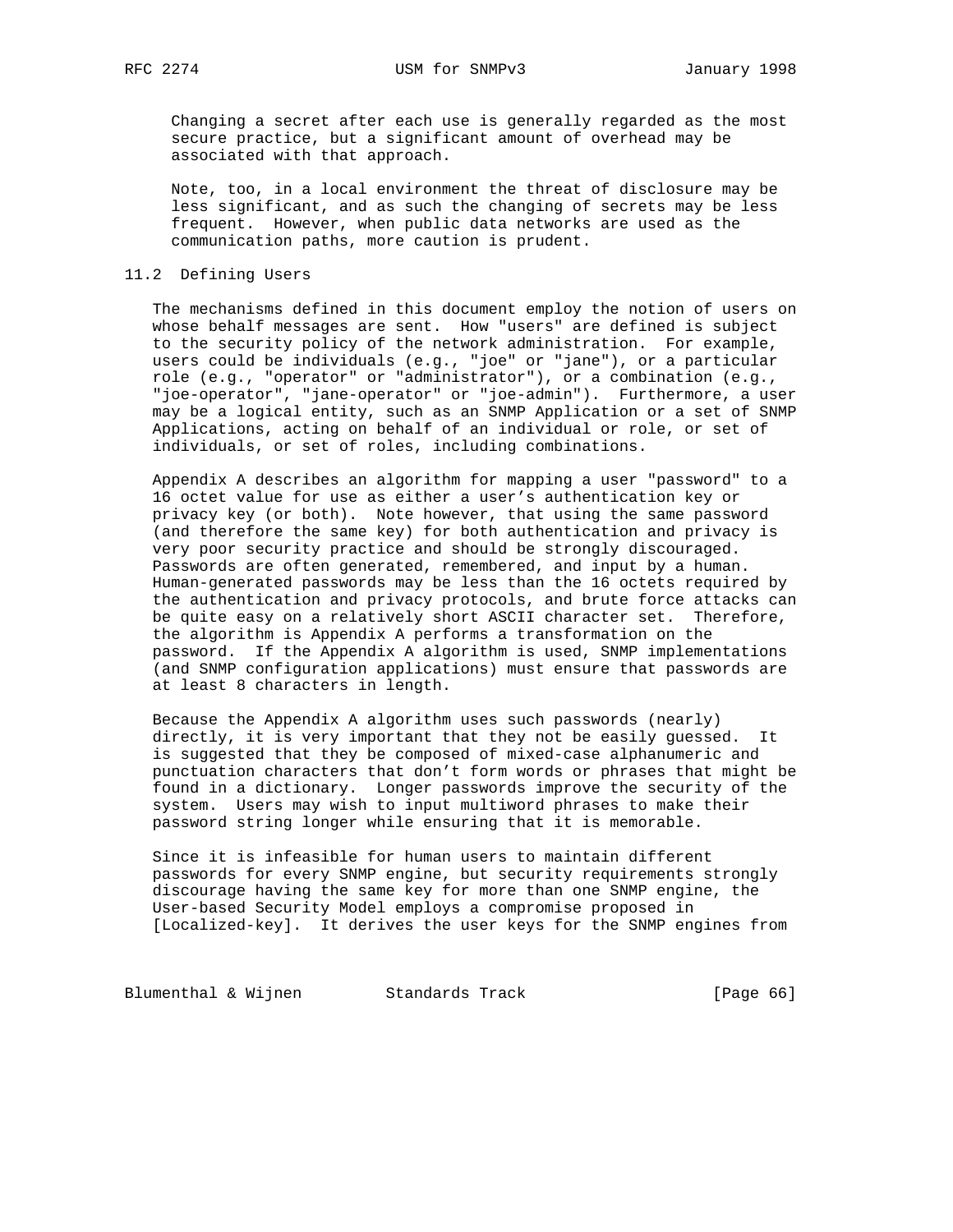Changing a secret after each use is generally regarded as the most secure practice, but a significant amount of overhead may be associated with that approach.

Note, too, in a local environment the threat of disclosure may be less significant, and as such the changing of secrets may be less frequent. However, when public data networks are used as the communication paths, more caution is prudent.

## 11.2 Defining Users

The mechanisms defined in this document employ the notion of users on whose behalf messages are sent. How "users" are defined is subject to the security policy of the network administration. For example, users could be individuals (e.g., "joe" or "jane"), or a particular role (e.g., "operator" or "administrator"), or a combination (e.g., "joe-operator", "jane-operator" or "joe-admin"). Furthermore, a user may be a logical entity, such as an SNMP Application or a set of SNMP Applications, acting on behalf of an individual or role, or set of individuals, or set of roles, including combinations.

Appendix A describes an algorithm for mapping a user "password" to a 16 octet value for use as either a user's authentication key or privacy key (or both). Note however, that using the same password (and therefore the same key) for both authentication and privacy is very poor security practice and should be strongly discouraged. Passwords are often generated, remembered, and input by a human. Human-generated passwords may be less than the 16 octets required by the authentication and privacy protocols, and brute force attacks can be quite easy on a relatively short ASCII character set. Therefore, the algorithm is Appendix A performs a transformation on the password. If the Appendix A algorithm is used, SNMP implementations (and SNMP configuration applications) must ensure that passwords are at least 8 characters in length.

Because the Appendix A algorithm uses such passwords (nearly) directly, it is very important that they not be easily guessed. It is suggested that they be composed of mixed-case alphanumeric and punctuation characters that don't form words or phrases that might be found in a dictionary. Longer passwords improve the security of the system. Users may wish to input multiword phrases to make their password string longer while ensuring that it is memorable.

Since it is infeasible for human users to maintain different passwords for every SNMP engine, but security requirements strongly discourage having the same key for more than one SNMP engine, the User-based Security Model employs a compromise proposed in [Localized-key]. It derives the user keys for the SNMP engines from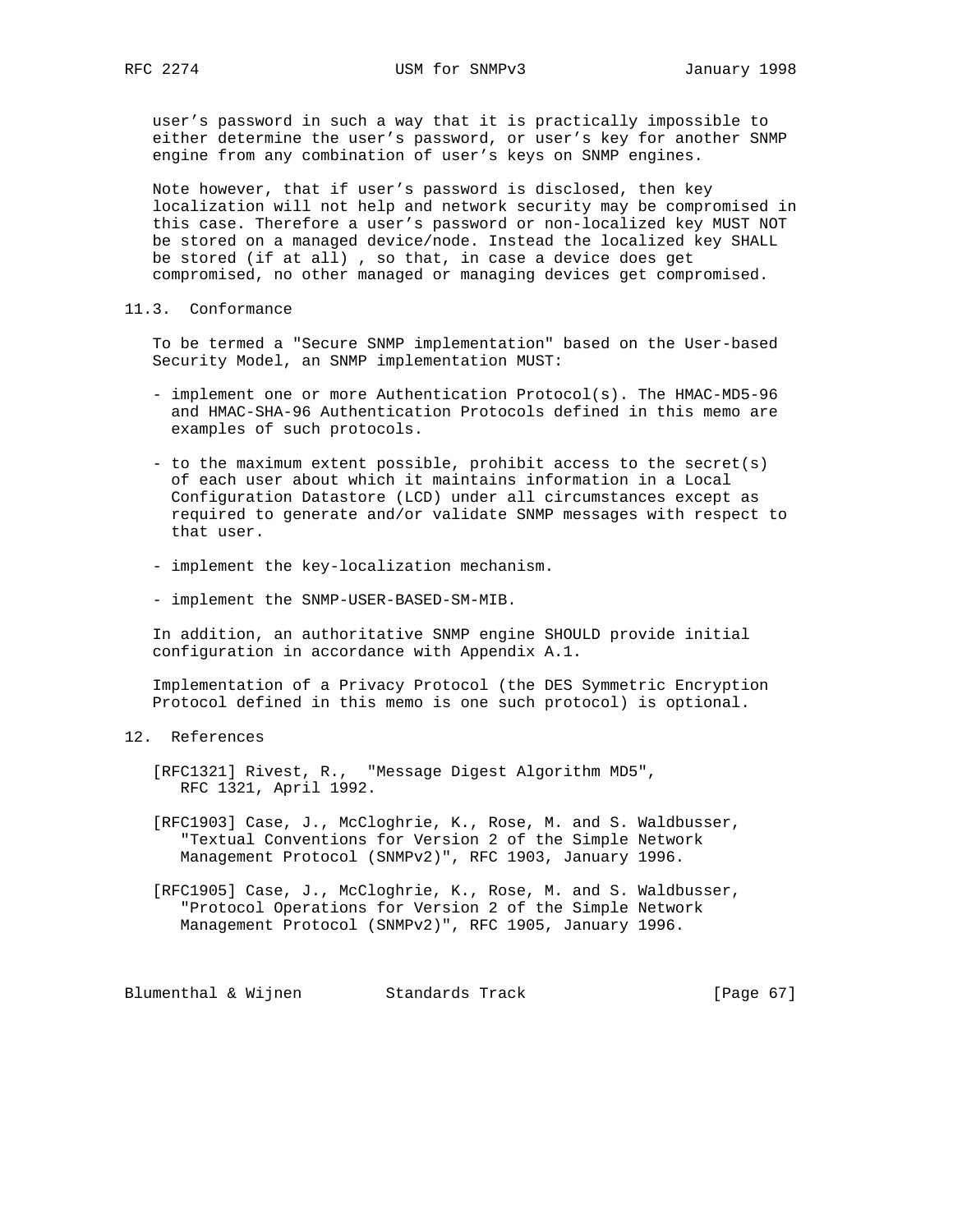user’s password in such a way that it is practically impossible to either determine the user’s password, or user’s key for another SNMP engine from any combination of user’s keys on SNMP engines.

Note however, that if user’s password is disclosed, then key localization will not help and network security may be compromised in this case. Therefore a user’s password or non-localized key MUST NOT be stored on a managed device/node. Instead the localized key SHALL be stored (if at all) , so that, in case a device does get compromised, no other managed or managing devices get compromised.

## 11.3. Conformance

To be termed a "Secure SNMP implementation" based on the User-based Security Model, an SNMP implementation MUST:

- implement one or more Authentication Protocol(s). The HMAC-MD5-96 and HMAC-SHA-96 Authentication Protocols defined in this memo are examples of such protocols.

- to the maximum extent possible, prohibit access to the secret(s) of each user about which it maintains information in a Local Configuration Datastore (LCD) under all circumstances except as required to generate and/or validate SNMP messages with respect to that user.

- implement the key-localization mechanism.

- implement the SNMP-USER-BASED-SM-MIB.

In addition, an authoritative SNMP engine SHOULD provide initial configuration in accordance with Appendix A.1.

Implementation of a Privacy Protocol (the DES Symmetric Encryption Protocol defined in this memo is one such protocol) is optional.

# 12. References

[RFC1321] Rivest, R., "Message Digest Algorithm MD5", RFC 1321, April 1992.

[RFC1903] Case, J., McCloghrie, K., Rose, M. and S. Waldbusser, "Textual Conventions for Version 2 of the Simple Network Management Protocol (SNMPv2)", RFC 1903, January 1996.

[RFC1905] Case, J., McCloghrie, K., Rose, M. and S. Waldbusser, "Protocol Operations for Version 2 of the Simple Network Management Protocol (SNMPv2)", RFC 1905, January 1996.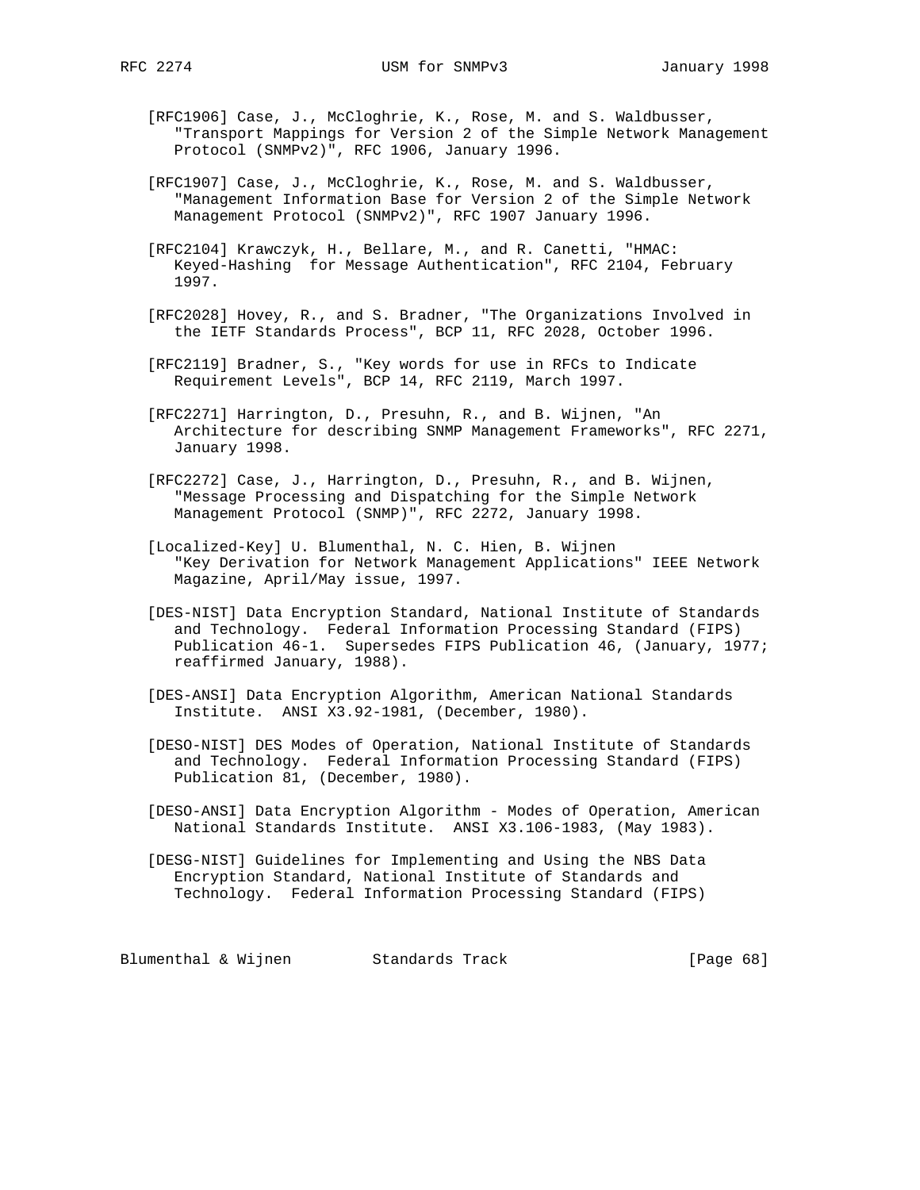[RFC1906] Case, J., McCloghrie, K., Rose, M. and S. Waldbusser, "Transport Mappings for Version 2 of the Simple Network Management Protocol (SNMPv2)", RFC 1906, January 1996.

[RFC1907] Case, J., McCloghrie, K., Rose, M. and S. Waldbusser, "Management Information Base for Version 2 of the Simple Network Management Protocol (SNMPv2)", RFC 1907 January 1996.

[RFC2104] Krawczyk, H., Bellare, M., and R. Canetti, "HMAC: Keyed-Hashing for Message Authentication", RFC 2104, February 1997.

[RFC2028] Hovey, R., and S. Bradner, "The Organizations Involved in the IETF Standards Process", BCP 11, RFC 2028, October 1996.

[RFC2119] Bradner, S., "Key words for use in RFCs to Indicate Requirement Levels", BCP 14, RFC 2119, March 1997.

[RFC2271] Harrington, D., Presuhn, R., and B. Wijnen, "An Architecture for describing SNMP Management Frameworks", RFC 2271, January 1998.

[RFC2272] Case, J., Harrington, D., Presuhn, R., and B. Wijnen, "Message Processing and Dispatching for the Simple Network Management Protocol (SNMP)", RFC 2272, January 1998.

[Localized-Key] U. Blumenthal, N. C. Hien, B. Wijnen "Key Derivation for Network Management Applications" IEEE Network Magazine, April/May issue, 1997.

[DES-NIST] Data Encryption Standard, National Institute of Standards and Technology. Federal Information Processing Standard (FIPS) Publication 46-1. Supersedes FIPS Publication 46, (January, 1977; reaffirmed January, 1988).

[DES-ANSI] Data Encryption Algorithm, American National Standards Institute. ANSI X3.92-1981, (December, 1980).

[DESO-NIST] DES Modes of Operation, National Institute of Standards and Technology. Federal Information Processing Standard (FIPS) Publication 81, (December, 1980).

[DESO-ANSI] Data Encryption Algorithm - Modes of Operation, American National Standards Institute. ANSI X3.106-1983, (May 1983).

[DESG-NIST] Guidelines for Implementing and Using the NBS Data Encryption Standard, National Institute of Standards and Technology. Federal Information Processing Standard (FIPS)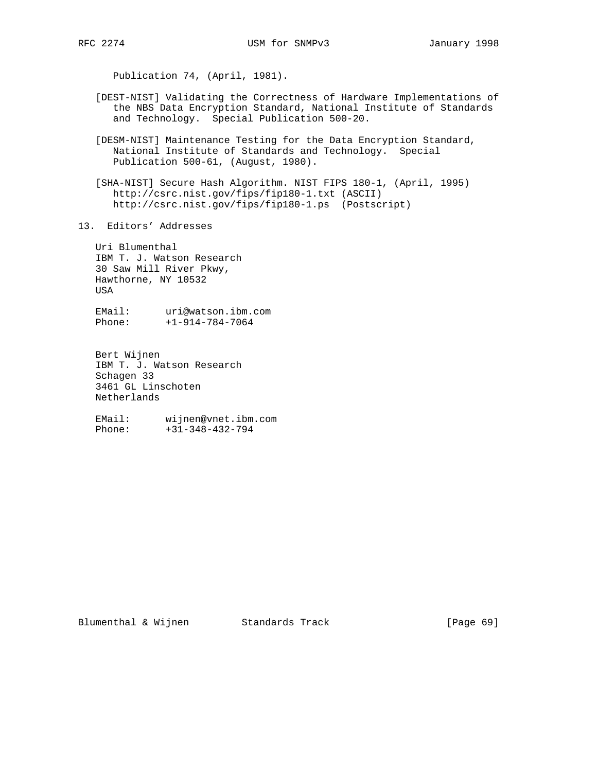Publication 74, (April, 1981).

[DEST-NIST] Validating the Correctness of Hardware Implementations of the NBS Data Encryption Standard, National Institute of Standards and Technology. Special Publication 500-20.

[DESM-NIST] Maintenance Testing for the Data Encryption Standard, National Institute of Standards and Technology. Special Publication 500-61, (August, 1980).

[SHA-NIST] Secure Hash Algorithm. NIST FIPS 180-1, (April, 1995) http://csrc.nist.gov/fips/fip180-1.txt (ASCII) http://csrc.nist.gov/fips/fip180-1.ps (Postscript)

## 13. Editors' Addresses

Uri Blumenthal
IBM T. J. Watson Research
30 Saw Mill River Pkwy,
Hawthorne, NY 10532
USA

EMail: uri@watson.ibm.com
Phone: +1-914-784-7064

Bert Wijnen
IBM T. J. Watson Research
Schagen 33
3461 GL Linschoten
Netherlands

EMail: wijnen@vnet.ibm.com
Phone: +31-348-432-794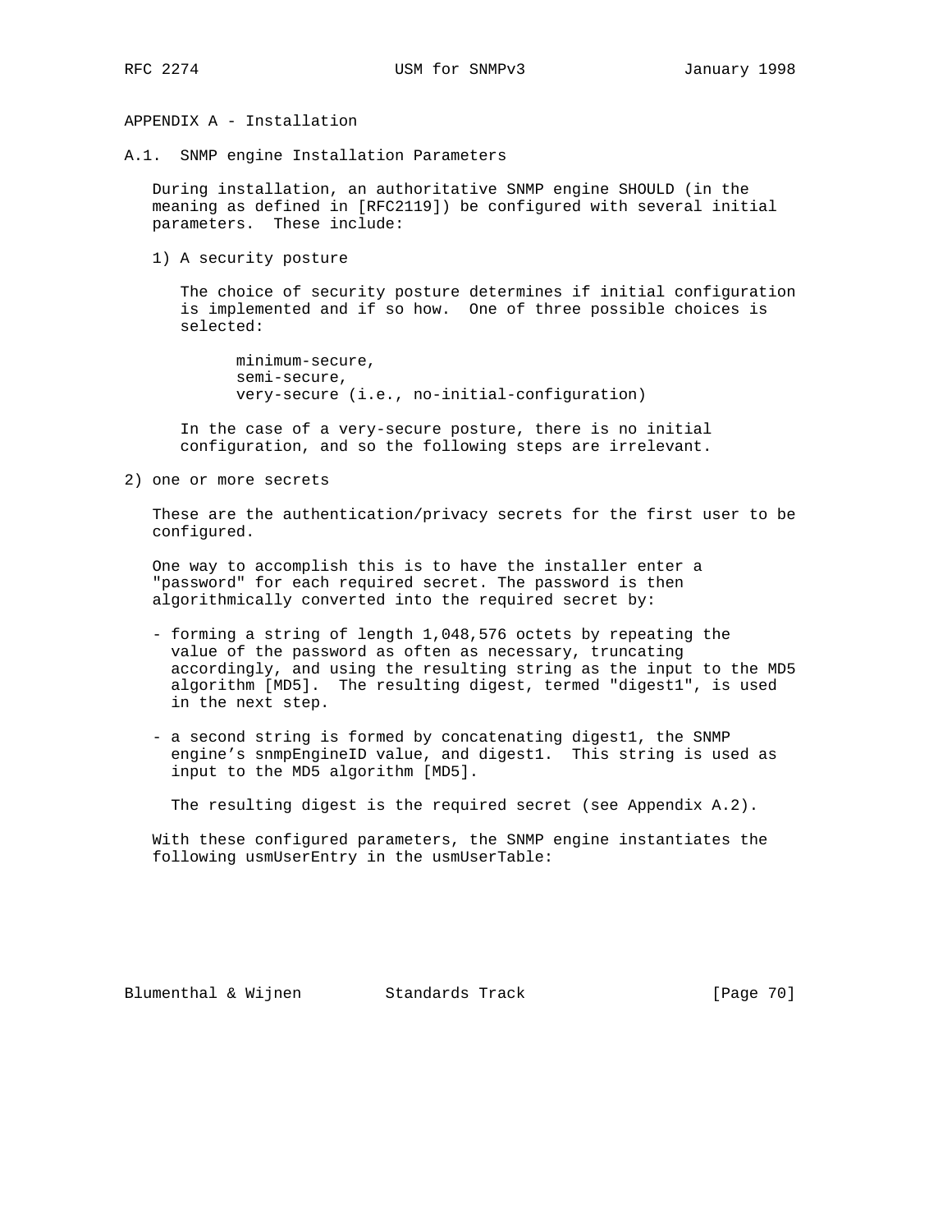# APPENDIX A - Installation

## A.1. SNMP engine Installation Parameters

During installation, an authoritative SNMP engine SHOULD (in the meaning as defined in [RFC2119]) be configured with several initial parameters. These include:

1) A security posture

   The choice of security posture determines if initial configuration is implemented and if so how. One of three possible choices is selected:

   - minimum-secure,
   - semi-secure,
   - very-secure (i.e., no-initial-configuration)

   In the case of a very-secure posture, there is no initial configuration, and so the following steps are irrelevant.

2) one or more secrets

   These are the authentication/privacy secrets for the first user to be configured.

   One way to accomplish this is to have the installer enter a "password" for each required secret. The password is then algorithmically converted into the required secret by:

   - forming a string of length 1,048,576 octets by repeating the value of the password as often as necessary, truncating accordingly, and using the resulting string as the input to the MD5 algorithm [MD5]. The resulting digest, termed "digest1", is used in the next step.

   - a second string is formed by concatenating digest1, the SNMP engine's snmpEngineID value, and digest1. This string is used as input to the MD5 algorithm [MD5].

     The resulting digest is the required secret (see Appendix A.2).

   With these configured parameters, the SNMP engine instantiates the following usmUserEntry in the usmUserTable: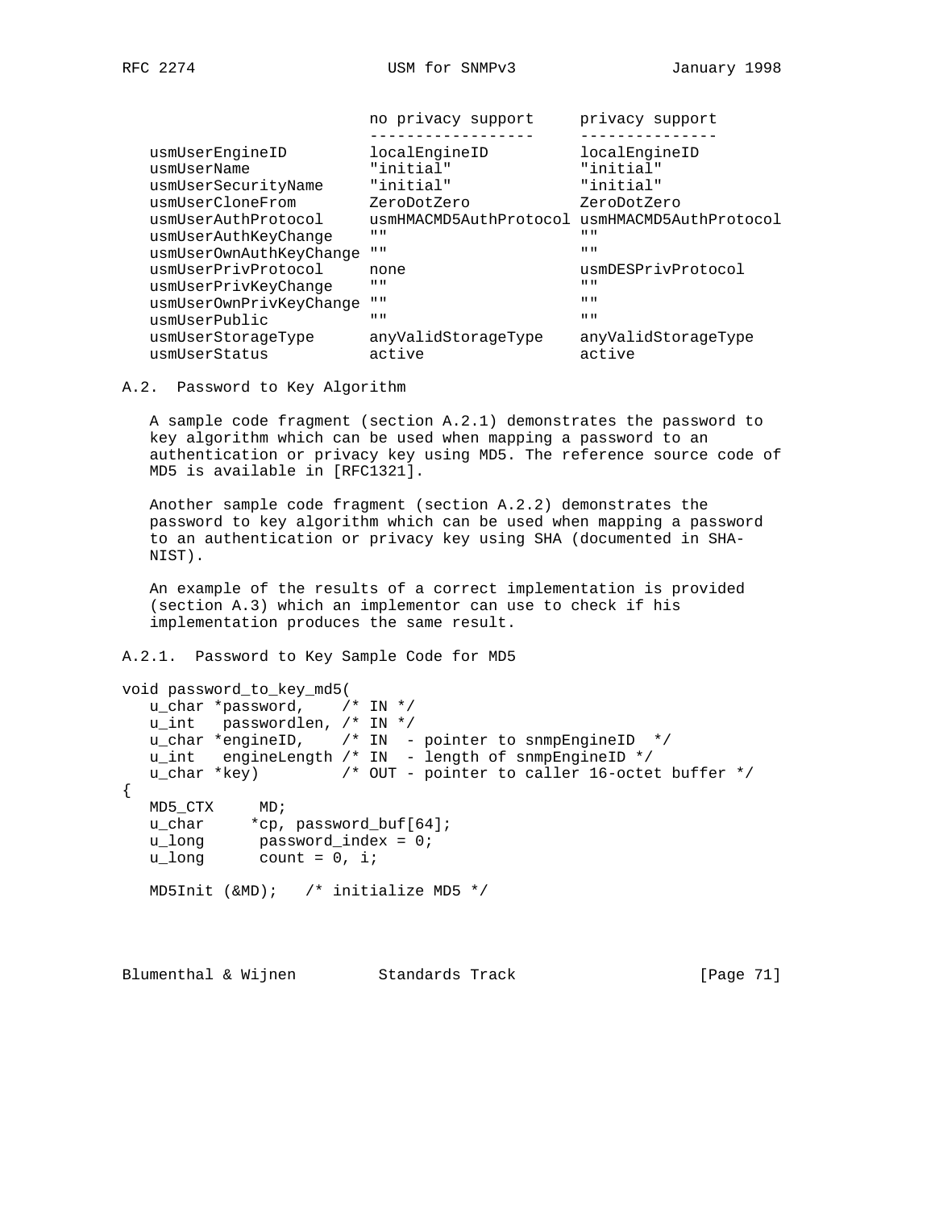| | no privacy support | privacy support |
|---|---|---|
| usmUserEngineID | localEngineID | localEngineID |
| usmUserName | "initial" | "initial" |
| usmUserSecurityName | "initial" | "initial" |
| usmUserCloneFrom | ZeroDotZero | ZeroDotZero |
| usmUserAuthProtocol | usmHMACMD5AuthProtocol | usmHMACMD5AuthProtocol |
| usmUserAuthKeyChange | "" | "" |
| usmUserOwnAuthKeyChange | "" | "" |
| usmUserPrivProtocol | none | usmDESPrivProtocol |
| usmUserPrivKeyChange | "" | "" |
| usmUserOwnPrivKeyChange | "" | "" |
| usmUserPublic | "" | "" |
| usmUserStorageType | anyValidStorageType | anyValidStorageType |
| usmUserStatus | active | active |

## A.2. Password to Key Algorithm

A sample code fragment (section A.2.1) demonstrates the password to key algorithm which can be used when mapping a password to an authentication or privacy key using MD5. The reference source code of MD5 is available in [RFC1321].

Another sample code fragment (section A.2.2) demonstrates the password to key algorithm which can be used when mapping a password to an authentication or privacy key using SHA (documented in SHA-NIST).

An example of the results of a correct implementation is provided (section A.3) which an implementor can use to check if his implementation produces the same result.

### A.2.1. Password to Key Sample Code for MD5

```
void password_to_key_md5(
   u_char *password,    /* IN */
   u_int   passwordlen, /* IN */
   u_char *engineID,    /* IN  - pointer to snmpEngineID  */
   u_int   engineLength /* IN  - length of snmpEngineID */
   u_char *key)         /* OUT - pointer to caller 16-octet buffer */
{
   MD5_CTX     MD;
   u_char     *cp, password_buf[64];
   u_long      password_index = 0;
   u_long      count = 0, i;

   MD5Init (&MD);   /* initialize MD5 */
```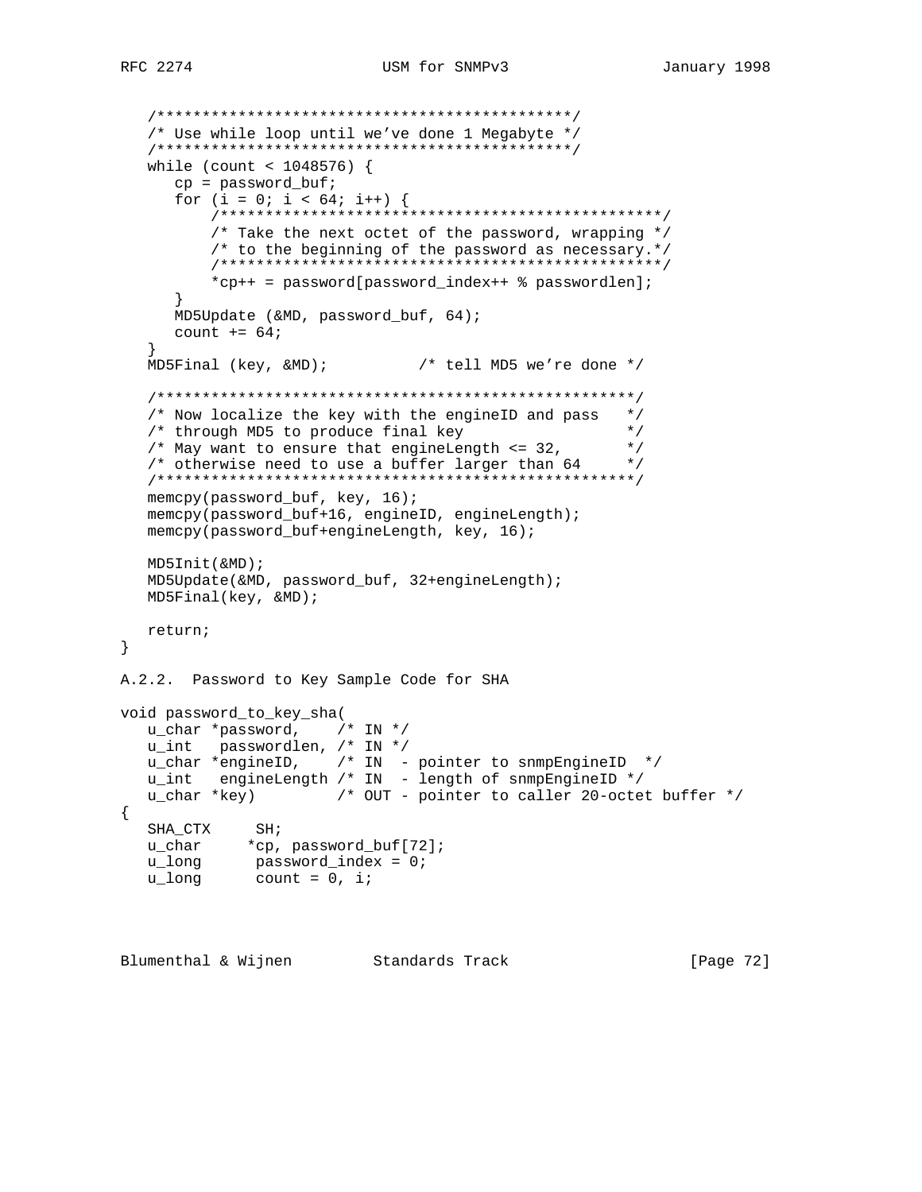```
   /**********************************************/
   /* Use while loop until we've done 1 Megabyte */
   /**********************************************/
   while (count < 1048576) {
      cp = password_buf;
      for (i = 0; i < 64; i++) {
          /*************************************************/
          /* Take the next octet of the password, wrapping */
          /* to the beginning of the password as necessary.*/
          /*************************************************/
          *cp++ = password[password_index++ % passwordlen];
      }
      MD5Update (&MD, password_buf, 64);
      count += 64;
   }
   MD5Final (key, &MD);          /* tell MD5 we're done */

   /*****************************************************/
   /* Now localize the key with the engineID and pass   */
   /* through MD5 to produce final key                  */
   /* May want to ensure that engineLength <= 32,       */
   /* otherwise need to use a buffer larger than 64     */
   /*****************************************************/
   memcpy(password_buf, key, 16);
   memcpy(password_buf+16, engineID, engineLength);
   memcpy(password_buf+engineLength, key, 16);

   MD5Init(&MD);
   MD5Update(&MD, password_buf, 32+engineLength);
   MD5Final(key, &MD);

   return;
}
```

A.2.2. Password to Key Sample Code for SHA

```
void password_to_key_sha(
   u_char *password,    /* IN */
   u_int   passwordlen, /* IN */
   u_char *engineID,    /* IN  - pointer to snmpEngineID  */
   u_int   engineLength /* IN  - length of snmpEngineID */
   u_char *key)         /* OUT - pointer to caller 20-octet buffer */
{
   SHA_CTX     SH;
   u_char     *cp, password_buf[72];
   u_long      password_index = 0;
   u_long      count = 0, i;
```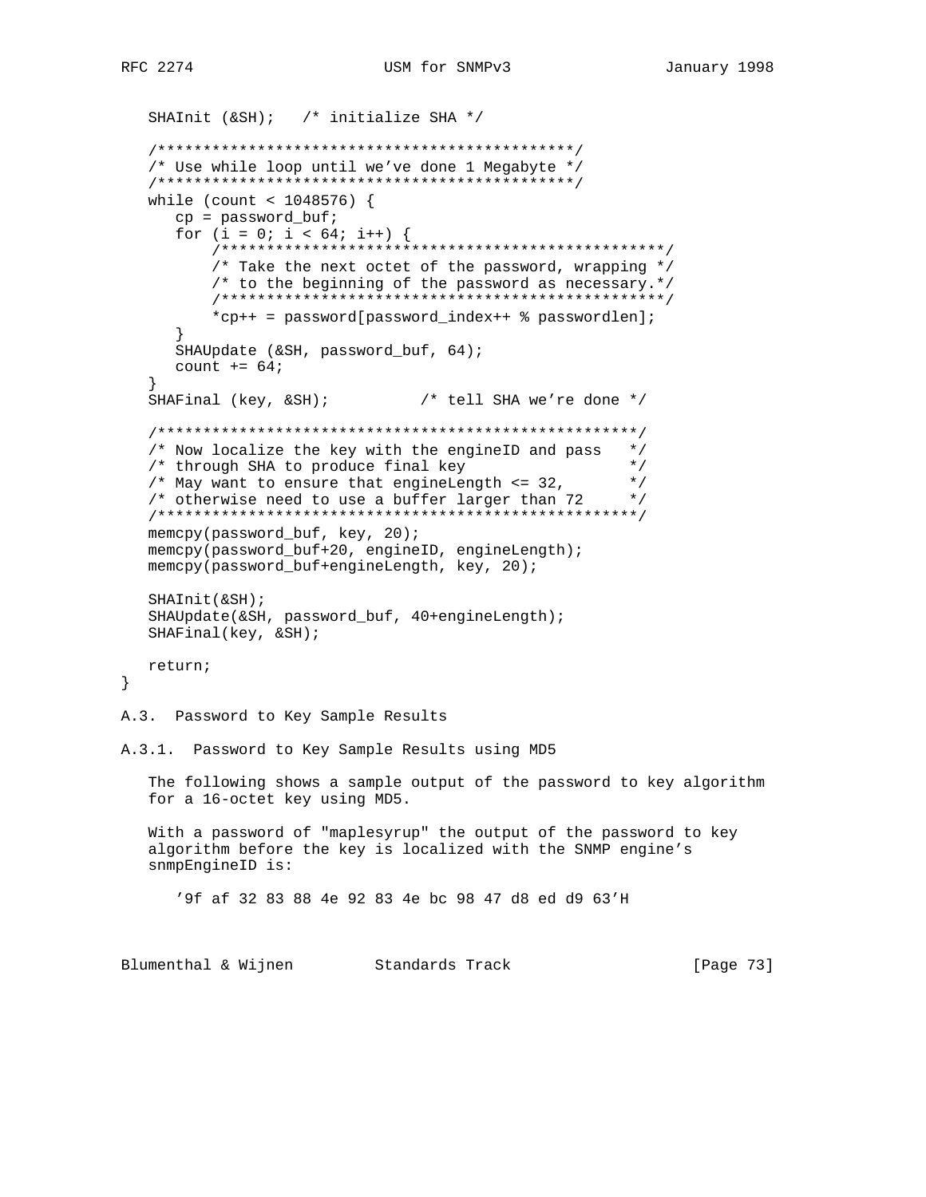```
   SHAInit (&SH);   /* initialize SHA */

   /**********************************************/
   /* Use while loop until we've done 1 Megabyte */
   /**********************************************/
   while (count < 1048576) {
      cp = password_buf;
      for (i = 0; i < 64; i++) {
          /*************************************************/
          /* Take the next octet of the password, wrapping */
          /* to the beginning of the password as necessary.*/
          /*************************************************/
          *cp++ = password[password_index++ % passwordlen];
      }
      SHAUpdate (&SH, password_buf, 64);
      count += 64;
   }
   SHAFinal (key, &SH);          /* tell SHA we're done */

   /*****************************************************/
   /* Now localize the key with the engineID and pass   */
   /* through SHA to produce final key                  */
   /* May want to ensure that engineLength <= 32,       */
   /* otherwise need to use a buffer larger than 72     */
   /*****************************************************/
   memcpy(password_buf, key, 20);
   memcpy(password_buf+20, engineID, engineLength);
   memcpy(password_buf+engineLength, key, 20);

   SHAInit(&SH);
   SHAUpdate(&SH, password_buf, 40+engineLength);
   SHAFinal(key, &SH);

   return;
}
```

### A.3. Password to Key Sample Results

#### A.3.1. Password to Key Sample Results using MD5

The following shows a sample output of the password to key algorithm for a 16-octet key using MD5.

With a password of "maplesyrup" the output of the password to key algorithm before the key is localized with the SNMP engine's snmpEngineID is:

```
'9f af 32 83 88 4e 92 83 4e bc 98 47 d8 ed d9 63'H
```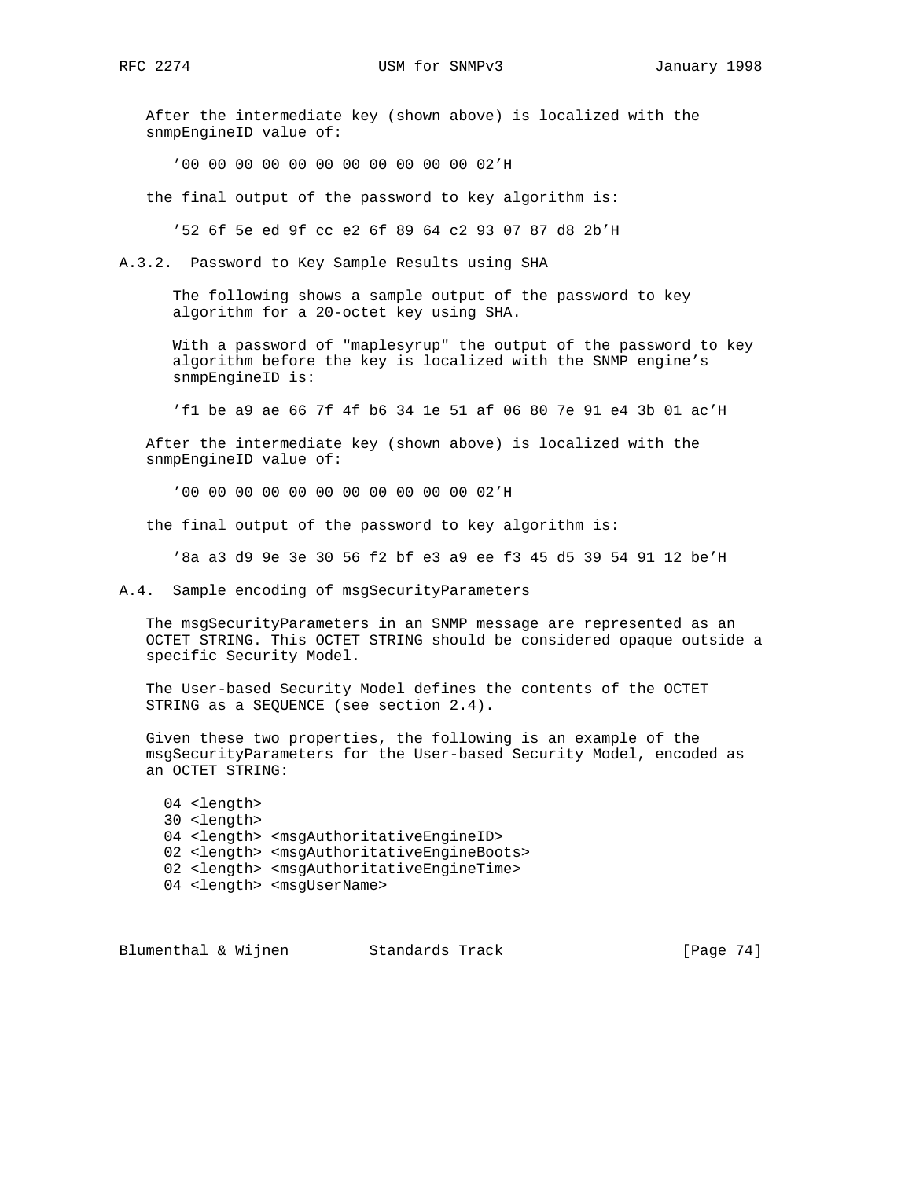After the intermediate key (shown above) is localized with the snmpEngineID value of:

```
'00 00 00 00 00 00 00 00 00 00 00 02'H
```

the final output of the password to key algorithm is:

```
'52 6f 5e ed 9f cc e2 6f 89 64 c2 93 07 87 d8 2b'H
```

### A.3.2. Password to Key Sample Results using SHA

The following shows a sample output of the password to key algorithm for a 20-octet key using SHA.

With a password of "maplesyrup" the output of the password to key algorithm before the key is localized with the SNMP engine's snmpEngineID is:

```
'f1 be a9 ae 66 7f 4f b6 34 1e 51 af 06 80 7e 91 e4 3b 01 ac'H
```

After the intermediate key (shown above) is localized with the snmpEngineID value of:

```
'00 00 00 00 00 00 00 00 00 00 00 02'H
```

the final output of the password to key algorithm is:

```
'8a a3 d9 9e 3e 30 56 f2 bf e3 a9 ee f3 45 d5 39 54 91 12 be'H
```

## A.4. Sample encoding of msgSecurityParameters

The msgSecurityParameters in an SNMP message are represented as an OCTET STRING. This OCTET STRING should be considered opaque outside a specific Security Model.

The User-based Security Model defines the contents of the OCTET STRING as a SEQUENCE (see section 2.4).

Given these two properties, the following is an example of the msgSecurityParameters for the User-based Security Model, encoded as an OCTET STRING:

```
04 <length>
30 <length>
04 <length> <msgAuthoritativeEngineID>
02 <length> <msgAuthoritativeEngineBoots>
02 <length> <msgAuthoritativeEngineTime>
04 <length> <msgUserName>
```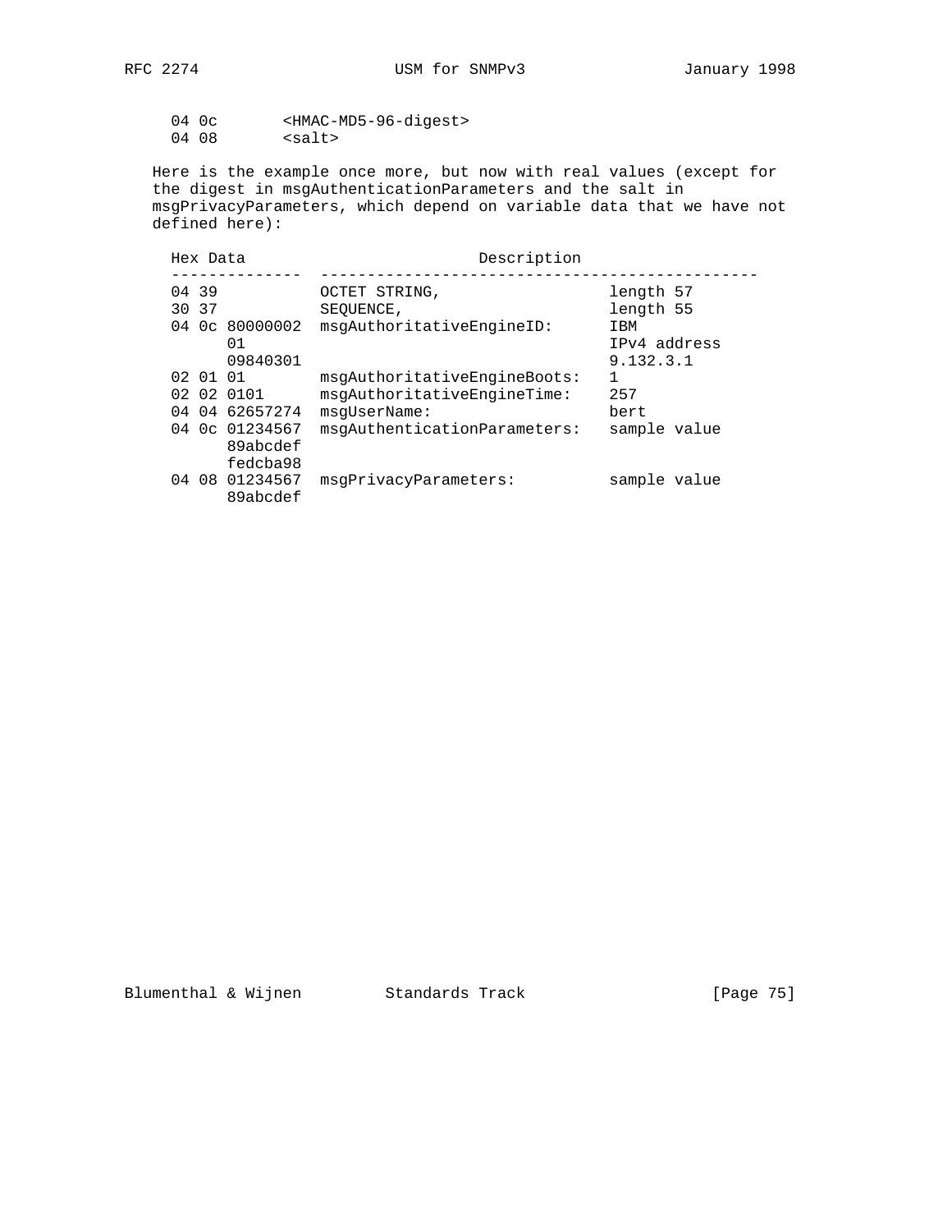```
     04 0c       <HMAC-MD5-96-digest>
     04 08       <salt>
```

Here is the example once more, but now with real values (except for the digest in msgAuthenticationParameters and the salt in msgPrivacyParameters, which depend on variable data that we have not defined here):

```
     Hex Data                         Description
     --------------  -----------------------------------------------
     04 39           OCTET STRING,                  length 57
     30 37           SEQUENCE,                      length 55
     04 0c 80000002  msgAuthoritativeEngineID:      IBM
           01                                       IPv4 address
           09840301                                 9.132.3.1
     02 01 01        msgAuthoritativeEngineBoots:   1
     02 02 0101      msgAuthoritativeEngineTime:    257
     04 04 62657274  msgUserName:                   bert
     04 0c 01234567  msgAuthenticationParameters:   sample value
           89abcdef
           fedcba98
     04 08 01234567  msgPrivacyParameters:          sample value
           89abcdef
```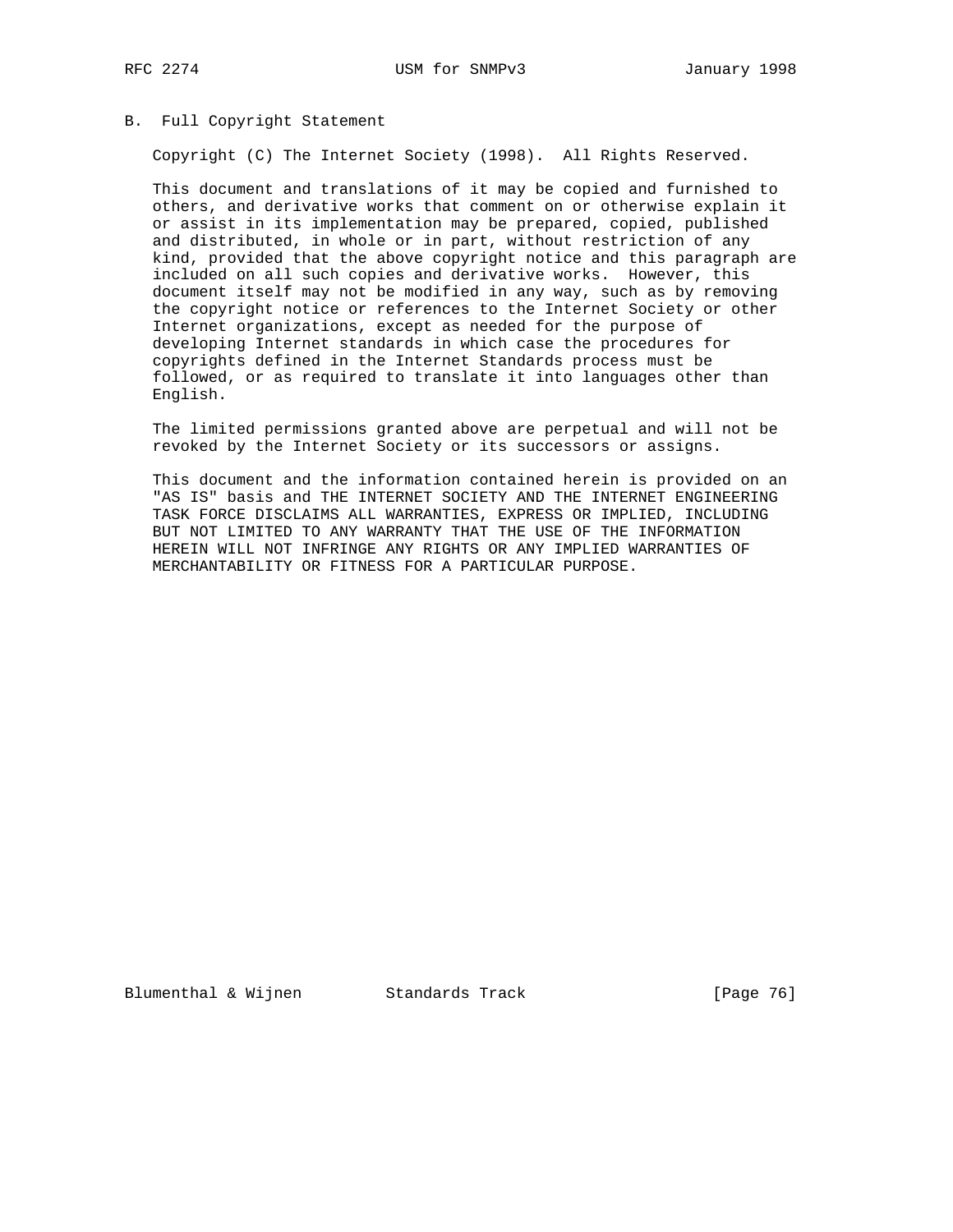## B. Full Copyright Statement

Copyright (C) The Internet Society (1998). All Rights Reserved.

This document and translations of it may be copied and furnished to others, and derivative works that comment on or otherwise explain it or assist in its implementation may be prepared, copied, published and distributed, in whole or in part, without restriction of any kind, provided that the above copyright notice and this paragraph are included on all such copies and derivative works. However, this document itself may not be modified in any way, such as by removing the copyright notice or references to the Internet Society or other Internet organizations, except as needed for the purpose of developing Internet standards in which case the procedures for copyrights defined in the Internet Standards process must be followed, or as required to translate it into languages other than English.

The limited permissions granted above are perpetual and will not be revoked by the Internet Society or its successors or assigns.

This document and the information contained herein is provided on an "AS IS" basis and THE INTERNET SOCIETY AND THE INTERNET ENGINEERING TASK FORCE DISCLAIMS ALL WARRANTIES, EXPRESS OR IMPLIED, INCLUDING BUT NOT LIMITED TO ANY WARRANTY THAT THE USE OF THE INFORMATION HEREIN WILL NOT INFRINGE ANY RIGHTS OR ANY IMPLIED WARRANTIES OF MERCHANTABILITY OR FITNESS FOR A PARTICULAR PURPOSE.